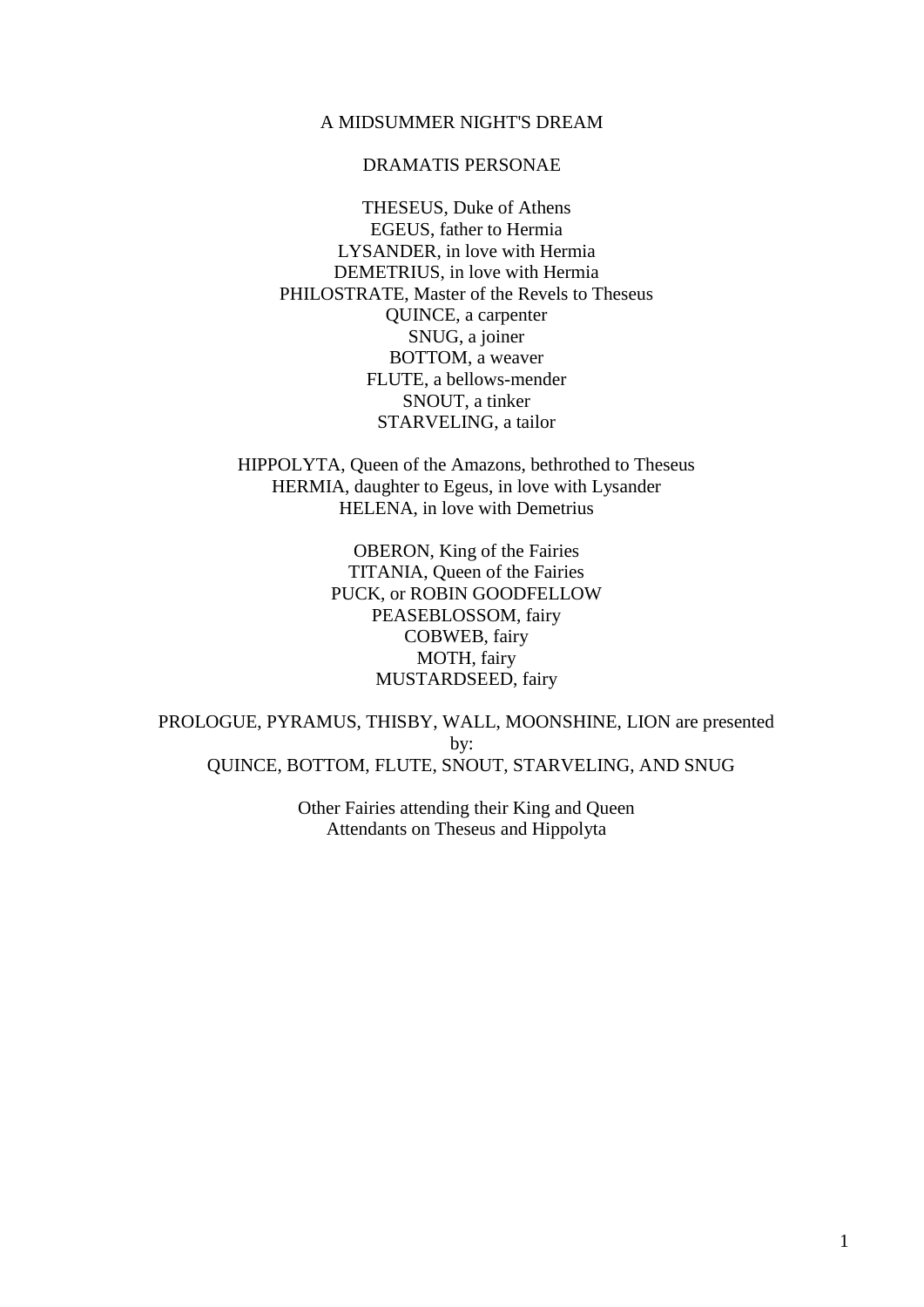# A MIDSUMMER NIGHT'S DREAM

## DRAMATIS PERSONAE

THESEUS, Duke of Athens
EGEUS, father to Hermia
LYSANDER, in love with Hermia
DEMETRIUS, in love with Hermia
PHILOSTRATE, Master of the Revels to Theseus
QUINCE, a carpenter
SNUG, a joiner
BOTTOM, a weaver
FLUTE, a bellows-mender
SNOUT, a tinker
STARVELING, a tailor

HIPPOLYTA, Queen of the Amazons, bethrothed to Theseus
HERMIA, daughter to Egeus, in love with Lysander
HELENA, in love with Demetrius

OBERON, King of the Fairies
TITANIA, Queen of the Fairies
PUCK, or ROBIN GOODFELLOW
PEASEBLOSSOM, fairy
COBWEB, fairy
MOTH, fairy
MUSTARDSEED, fairy

PROLOGUE, PYRAMUS, THISBY, WALL, MOONSHINE, LION are presented by:
QUINCE, BOTTOM, FLUTE, SNOUT, STARVELING, AND SNUG

Other Fairies attending their King and Queen
Attendants on Theseus and Hippolyta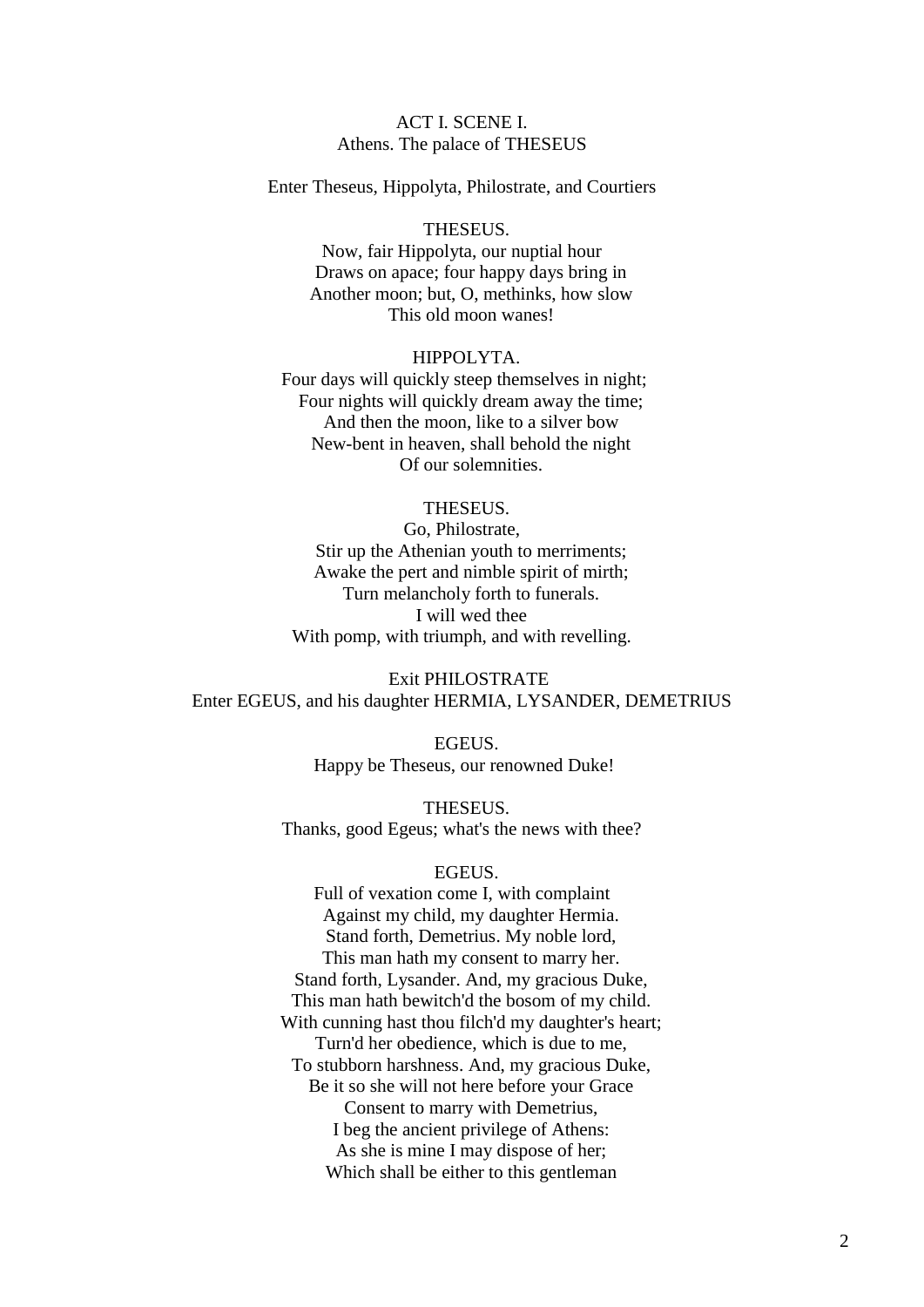## ACT I. SCENE I.
Athens. The palace of THESEUS

Enter Theseus, Hippolyta, Philostrate, and Courtiers

THESEUS.
Now, fair Hippolyta, our nuptial hour
Draws on apace; four happy days bring in
Another moon; but, O, methinks, how slow
This old moon wanes!

HIPPOLYTA.
Four days will quickly steep themselves in night;
Four nights will quickly dream away the time;
And then the moon, like to a silver bow
New-bent in heaven, shall behold the night
Of our solemnities.

THESEUS.
Go, Philostrate,
Stir up the Athenian youth to merriments;
Awake the pert and nimble spirit of mirth;
Turn melancholy forth to funerals.
I will wed thee
With pomp, with triumph, and with revelling.

Exit PHILOSTRATE
Enter EGEUS, and his daughter HERMIA, LYSANDER, DEMETRIUS

EGEUS.
Happy be Theseus, our renowned Duke!

THESEUS.
Thanks, good Egeus; what's the news with thee?

EGEUS.
Full of vexation come I, with complaint
Against my child, my daughter Hermia.
Stand forth, Demetrius. My noble lord,
This man hath my consent to marry her.
Stand forth, Lysander. And, my gracious Duke,
This man hath bewitch'd the bosom of my child.
With cunning hast thou filch'd my daughter's heart;
Turn'd her obedience, which is due to me,
To stubborn harshness. And, my gracious Duke,
Be it so she will not here before your Grace
Consent to marry with Demetrius,
I beg the ancient privilege of Athens:
As she is mine I may dispose of her;
Which shall be either to this gentleman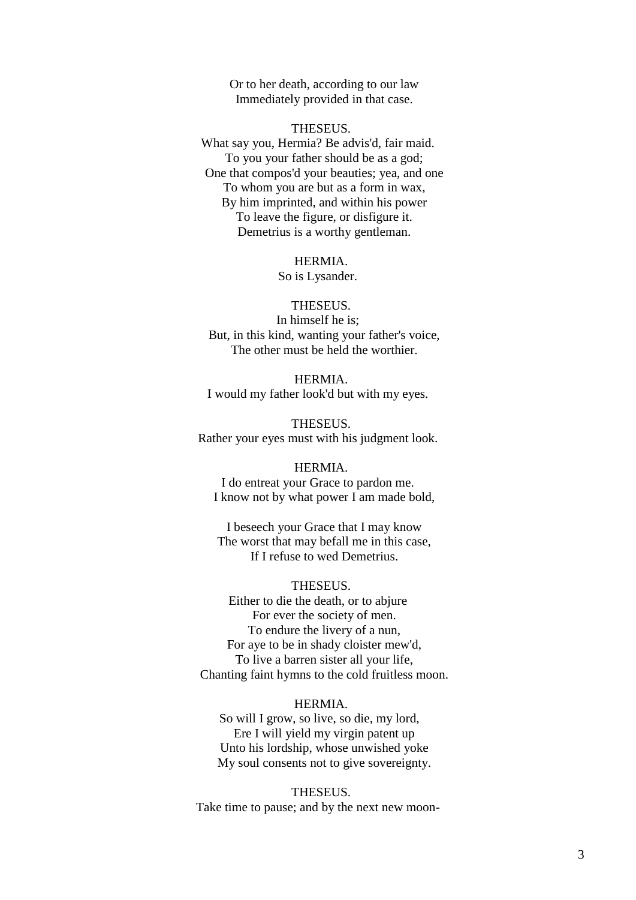Or to her death, according to our law
Immediately provided in that case.

THESEUS.
What say you, Hermia? Be advis'd, fair maid.
To you your father should be as a god;
One that compos'd your beauties; yea, and one
To whom you are but as a form in wax,
By him imprinted, and within his power
To leave the figure, or disfigure it.
Demetrius is a worthy gentleman.

HERMIA.
So is Lysander.

THESEUS.
In himself he is;
But, in this kind, wanting your father's voice,
The other must be held the worthier.

HERMIA.
I would my father look'd but with my eyes.

THESEUS.
Rather your eyes must with his judgment look.

HERMIA.
I do entreat your Grace to pardon me.
I know not by what power I am made bold,

I beseech your Grace that I may know
The worst that may befall me in this case,
If I refuse to wed Demetrius.

THESEUS.
Either to die the death, or to abjure
For ever the society of men.
To endure the livery of a nun,
For aye to be in shady cloister mew'd,
To live a barren sister all your life,
Chanting faint hymns to the cold fruitless moon.

HERMIA.
So will I grow, so live, so die, my lord,
Ere I will yield my virgin patent up
Unto his lordship, whose unwished yoke
My soul consents not to give sovereignty.

THESEUS.
Take time to pause; and by the next new moon-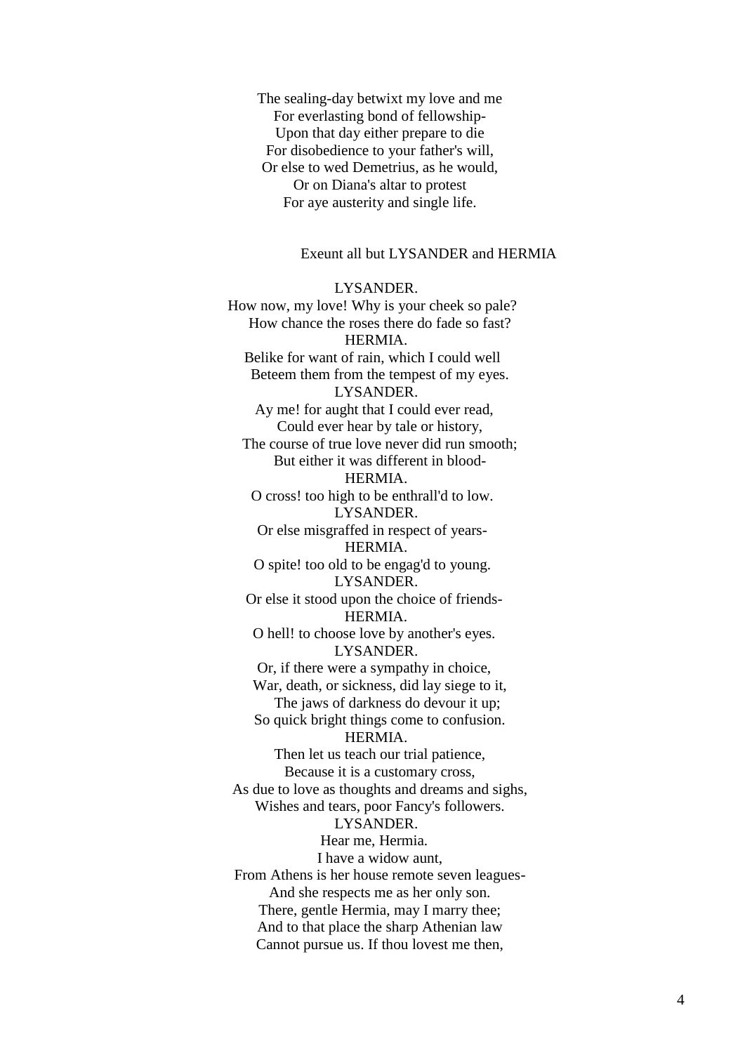The sealing-day betwixt my love and me
For everlasting bond of fellowship-
Upon that day either prepare to die
For disobedience to your father's will,
Or else to wed Demetrius, as he would,
Or on Diana's altar to protest
For aye austerity and single life.

Exeunt all but LYSANDER and HERMIA

LYSANDER.
How now, my love! Why is your cheek so pale?
How chance the roses there do fade so fast?

HERMIA.
Belike for want of rain, which I could well
Beteem them from the tempest of my eyes.

LYSANDER.
Ay me! for aught that I could ever read,
Could ever hear by tale or history,
The course of true love never did run smooth;
But either it was different in blood-

HERMIA.
O cross! too high to be enthrall'd to low.

LYSANDER.
Or else misgraffed in respect of years-

HERMIA.
O spite! too old to be engag'd to young.

LYSANDER.
Or else it stood upon the choice of friends-

HERMIA.
O hell! to choose love by another's eyes.

LYSANDER.
Or, if there were a sympathy in choice,
War, death, or sickness, did lay siege to it,
The jaws of darkness do devour it up;
So quick bright things come to confusion.

HERMIA.
Then let us teach our trial patience,
Because it is a customary cross,
As due to love as thoughts and dreams and sighs,
Wishes and tears, poor Fancy's followers.

LYSANDER.
Hear me, Hermia.
I have a widow aunt,
From Athens is her house remote seven leagues-
And she respects me as her only son.
There, gentle Hermia, may I marry thee;
And to that place the sharp Athenian law
Cannot pursue us. If thou lovest me then,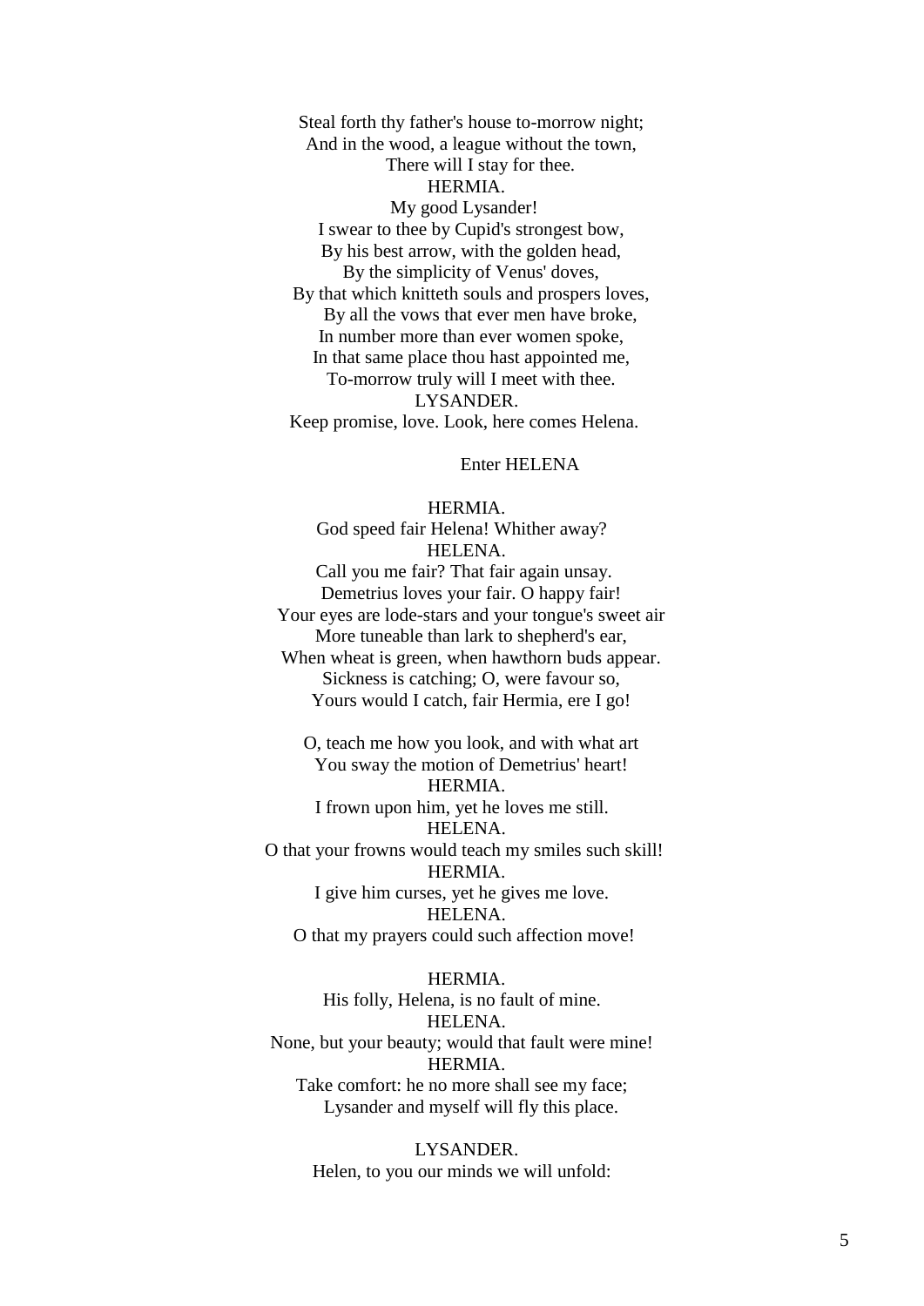Steal forth thy father's house to-morrow night;
And in the wood, a league without the town,
There will I stay for thee.

HERMIA.
My good Lysander!
I swear to thee by Cupid's strongest bow,
By his best arrow, with the golden head,
By the simplicity of Venus' doves,
By that which knitteth souls and prospers loves,
By all the vows that ever men have broke,
In number more than ever women spoke,
In that same place thou hast appointed me,
To-morrow truly will I meet with thee.

LYSANDER.
Keep promise, love. Look, here comes Helena.

Enter HELENA

HERMIA.
God speed fair Helena! Whither away?

HELENA.
Call you me fair? That fair again unsay.
Demetrius loves your fair. O happy fair!
Your eyes are lode-stars and your tongue's sweet air
More tuneable than lark to shepherd's ear,
When wheat is green, when hawthorn buds appear.
Sickness is catching; O, were favour so,
Yours would I catch, fair Hermia, ere I go!

O, teach me how you look, and with what art
You sway the motion of Demetrius' heart!

HERMIA.
I frown upon him, yet he loves me still.

HELENA.
O that your frowns would teach my smiles such skill!

HERMIA.
I give him curses, yet he gives me love.

HELENA.
O that my prayers could such affection move!

HERMIA.
His folly, Helena, is no fault of mine.

HELENA.
None, but your beauty; would that fault were mine!

HERMIA.
Take comfort: he no more shall see my face;
Lysander and myself will fly this place.

LYSANDER.
Helen, to you our minds we will unfold: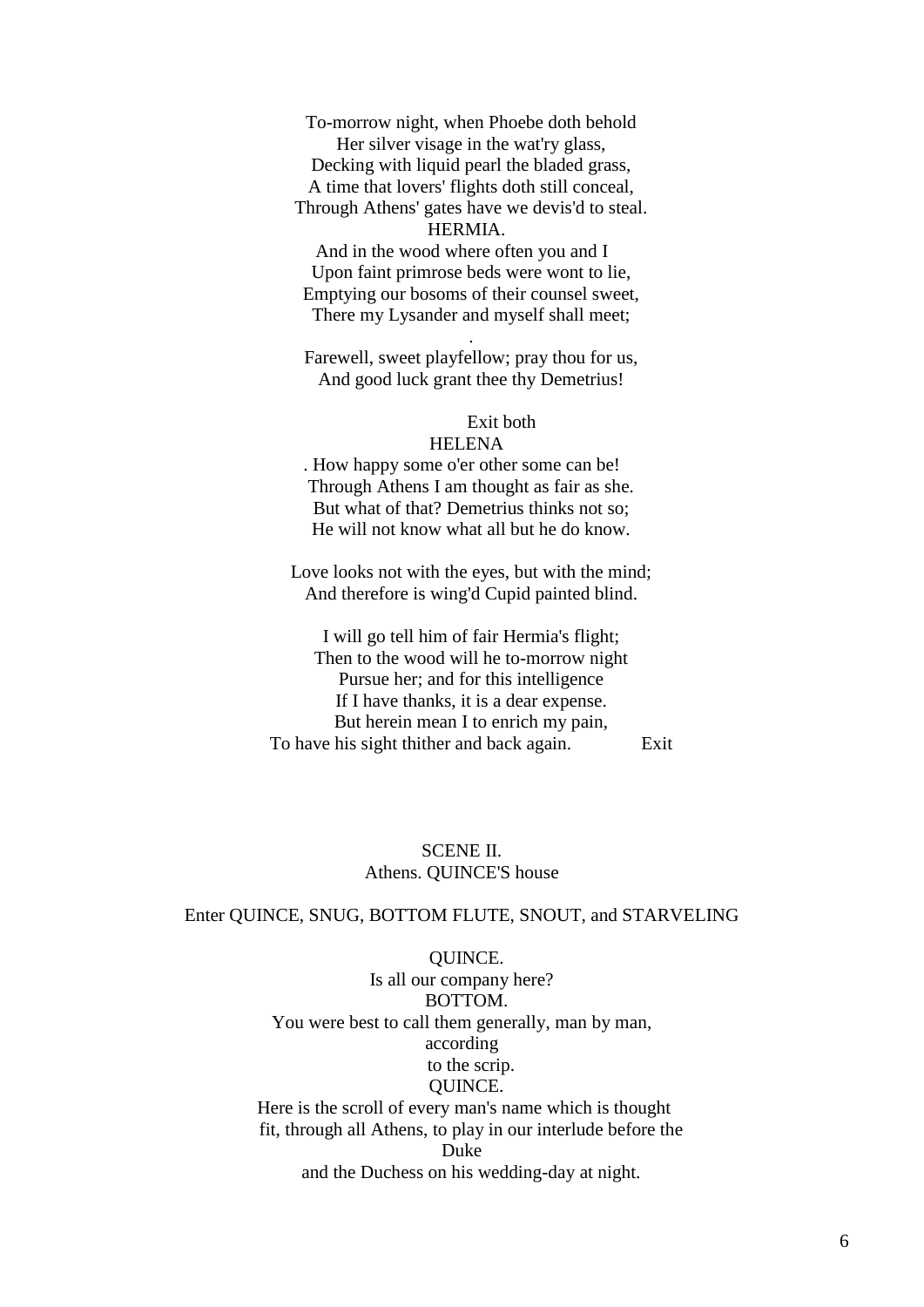To-morrow night, when Phoebe doth behold
Her silver visage in the wat'ry glass,
Decking with liquid pearl the bladed grass,
A time that lovers' flights doth still conceal,
Through Athens' gates have we devis'd to steal.

HERMIA.

And in the wood where often you and I
Upon faint primrose beds were wont to lie,
Emptying our bosoms of their counsel sweet,
There my Lysander and myself shall meet;

.

Farewell, sweet playfellow; pray thou for us,
And good luck grant thee thy Demetrius!

Exit both

HELENA

. How happy some o'er other some can be!
Through Athens I am thought as fair as she.
But what of that? Demetrius thinks not so;
He will not know what all but he do know.

Love looks not with the eyes, but with the mind;
And therefore is wing'd Cupid painted blind.

I will go tell him of fair Hermia's flight;
Then to the wood will he to-morrow night
Pursue her; and for this intelligence
If I have thanks, it is a dear expense.
But herein mean I to enrich my pain,
To have his sight thither and back again. Exit

## SCENE II.

Athens. QUINCE'S house

Enter QUINCE, SNUG, BOTTOM FLUTE, SNOUT, and STARVELING

QUINCE.

Is all our company here?

BOTTOM.

You were best to call them generally, man by man,
according
to the scrip.

QUINCE.

Here is the scroll of every man's name which is thought
fit, through all Athens, to play in our interlude before the
Duke
and the Duchess on his wedding-day at night.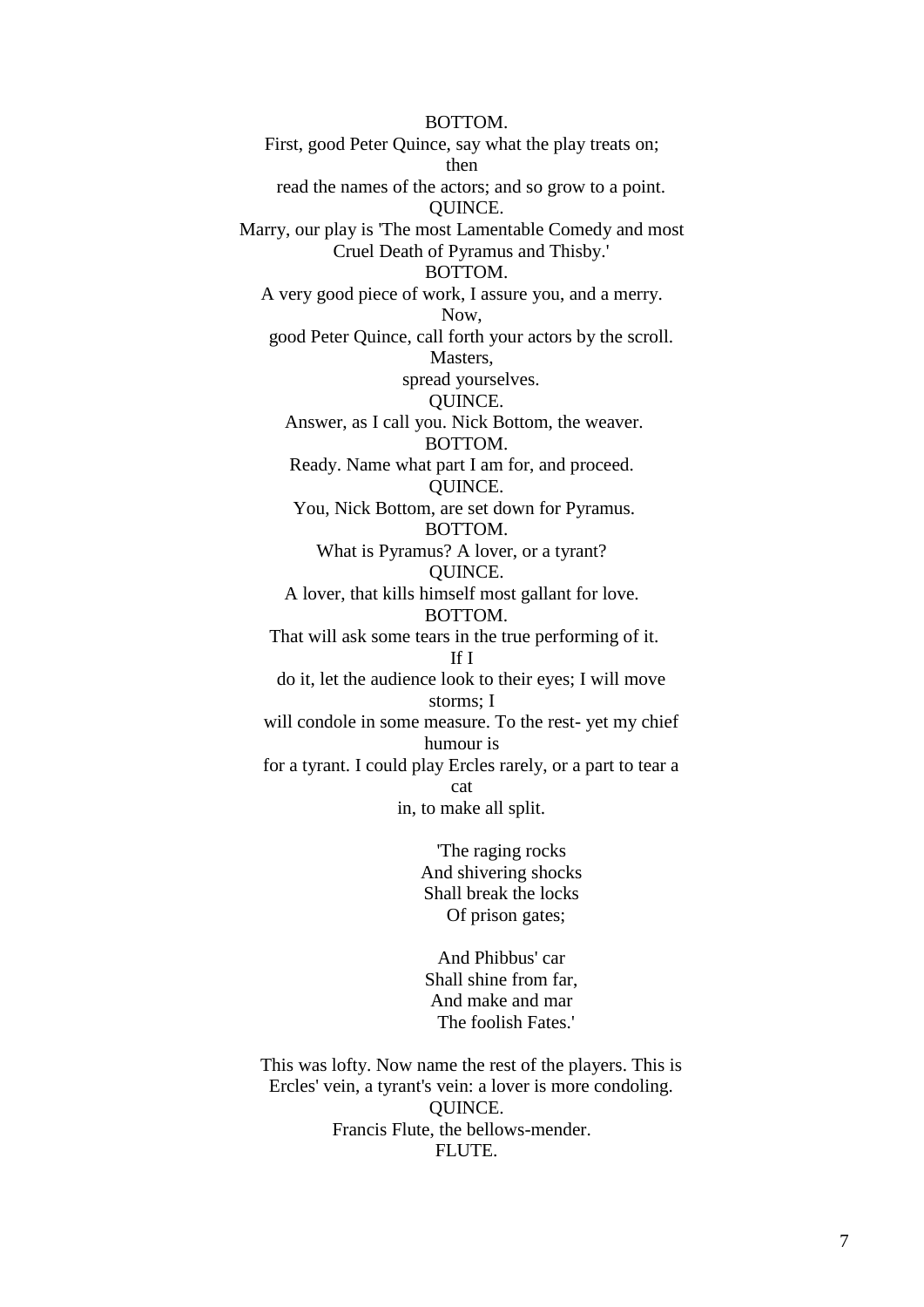BOTTOM.

First, good Peter Quince, say what the play treats on; then read the names of the actors; and so grow to a point.

QUINCE.

Marry, our play is 'The most Lamentable Comedy and most Cruel Death of Pyramus and Thisby.'

BOTTOM.

A very good piece of work, I assure you, and a merry. Now, good Peter Quince, call forth your actors by the scroll. Masters, spread yourselves.

QUINCE.

Answer, as I call you. Nick Bottom, the weaver.

BOTTOM.

Ready. Name what part I am for, and proceed.

QUINCE.

You, Nick Bottom, are set down for Pyramus.

BOTTOM.

What is Pyramus? A lover, or a tyrant?

QUINCE.

A lover, that kills himself most gallant for love.

BOTTOM.

That will ask some tears in the true performing of it. If I do it, let the audience look to their eyes; I will move storms; I will condole in some measure. To the rest- yet my chief humour is for a tyrant. I could play Ercles rarely, or a part to tear a cat in, to make all split.

'The raging rocks  
And shivering shocks  
Shall break the locks  
Of prison gates;

And Phibbus' car  
Shall shine from far,  
And make and mar  
The foolish Fates.'

This was lofty. Now name the rest of the players. This is Ercles' vein, a tyrant's vein: a lover is more condoling.

QUINCE.

Francis Flute, the bellows-mender.

FLUTE.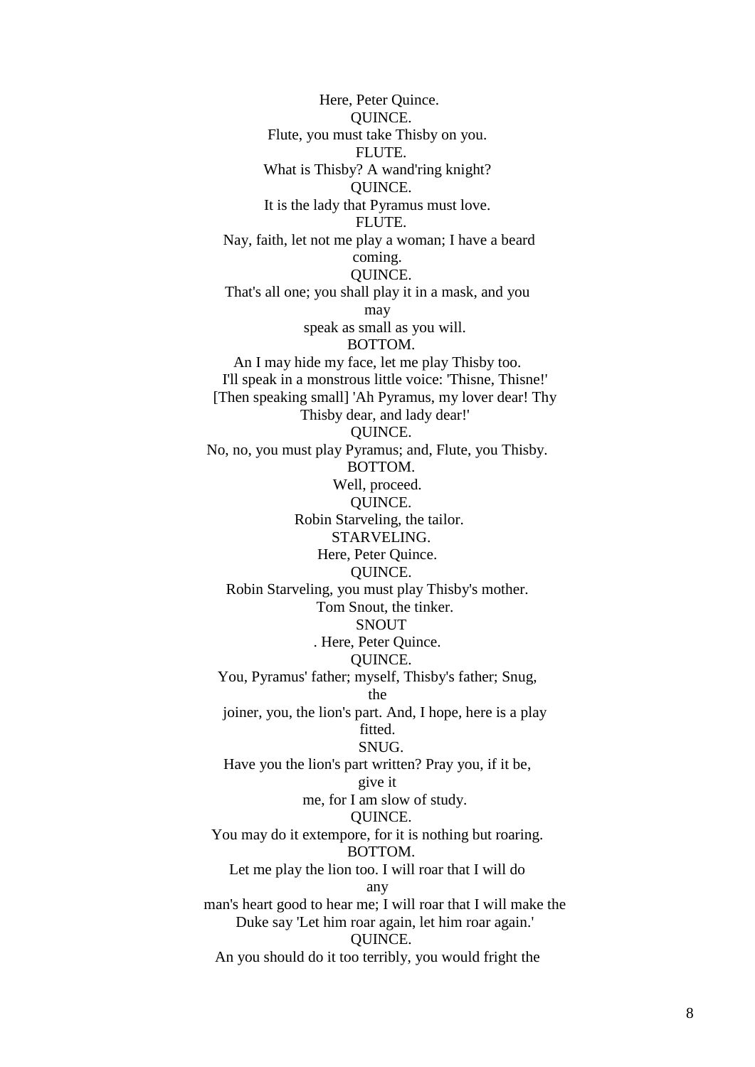Here, Peter Quince.

QUINCE.

Flute, you must take Thisby on you.

FLUTE.

What is Thisby? A wand'ring knight?

QUINCE.

It is the lady that Pyramus must love.

FLUTE.

Nay, faith, let not me play a woman; I have a beard coming.

QUINCE.

That's all one; you shall play it in a mask, and you may speak as small as you will.

BOTTOM.

An I may hide my face, let me play Thisby too.
I'll speak in a monstrous little voice: 'Thisne, Thisne!'
[Then speaking small] 'Ah Pyramus, my lover dear! Thy Thisby dear, and lady dear!'

QUINCE.

No, no, you must play Pyramus; and, Flute, you Thisby.

BOTTOM.

Well, proceed.

QUINCE.

Robin Starveling, the tailor.

STARVELING.

Here, Peter Quince.

QUINCE.

Robin Starveling, you must play Thisby's mother.
Tom Snout, the tinker.

SNOUT

. Here, Peter Quince.

QUINCE.

You, Pyramus' father; myself, Thisby's father; Snug, the joiner, you, the lion's part. And, I hope, here is a play fitted.

SNUG.

Have you the lion's part written? Pray you, if it be, give it me, for I am slow of study.

QUINCE.

You may do it extempore, for it is nothing but roaring.

BOTTOM.

Let me play the lion too. I will roar that I will do any man's heart good to hear me; I will roar that I will make the Duke say 'Let him roar again, let him roar again.'

QUINCE.

An you should do it too terribly, you would fright the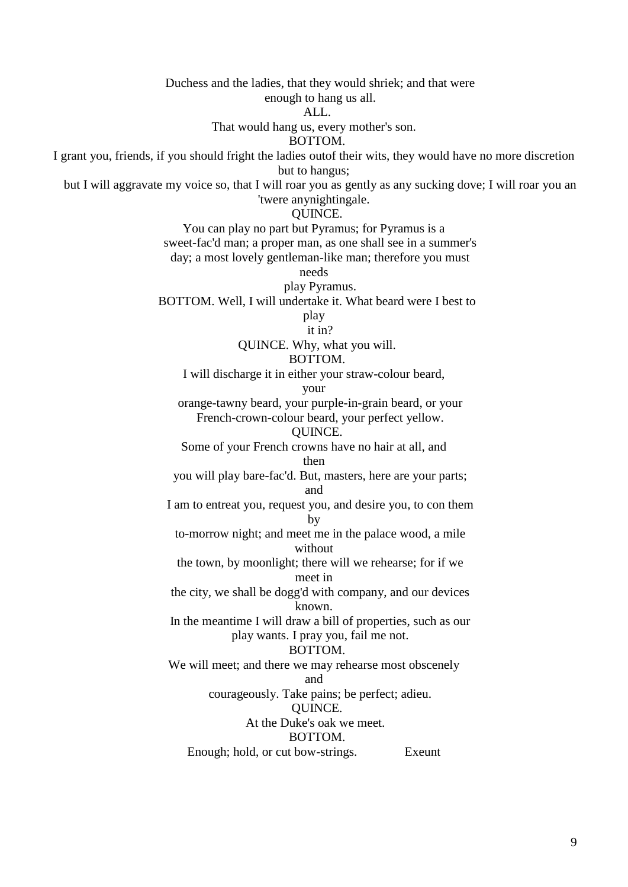Duchess and the ladies, that they would shriek; and that were enough to hang us all.

ALL.

That would hang us, every mother's son.

BOTTOM.

I grant you, friends, if you should fright the ladies outof their wits, they would have no more discretion but to hangus;

but I will aggravate my voice so, that I will roar you as gently as any sucking dove; I will roar you an 'twere anynightingale.

QUINCE.

You can play no part but Pyramus; for Pyramus is a sweet-fac'd man; a proper man, as one shall see in a summer's day; a most lovely gentleman-like man; therefore you must needs

play Pyramus.

BOTTOM. Well, I will undertake it. What beard were I best to play

it in?

QUINCE. Why, what you will.

BOTTOM.

I will discharge it in either your straw-colour beard, your

orange-tawny beard, your purple-in-grain beard, or your French-crown-colour beard, your perfect yellow.

QUINCE.

Some of your French crowns have no hair at all, and then

you will play bare-fac'd. But, masters, here are your parts; and

I am to entreat you, request you, and desire you, to con them by

to-morrow night; and meet me in the palace wood, a mile without

the town, by moonlight; there will we rehearse; for if we meet in

the city, we shall be dogg'd with company, and our devices known.

In the meantime I will draw a bill of properties, such as our play wants. I pray you, fail me not.

BOTTOM.

We will meet; and there we may rehearse most obscenely and

courageously. Take pains; be perfect; adieu.

QUINCE.

At the Duke's oak we meet.

BOTTOM.

Enough; hold, or cut bow-strings. Exeunt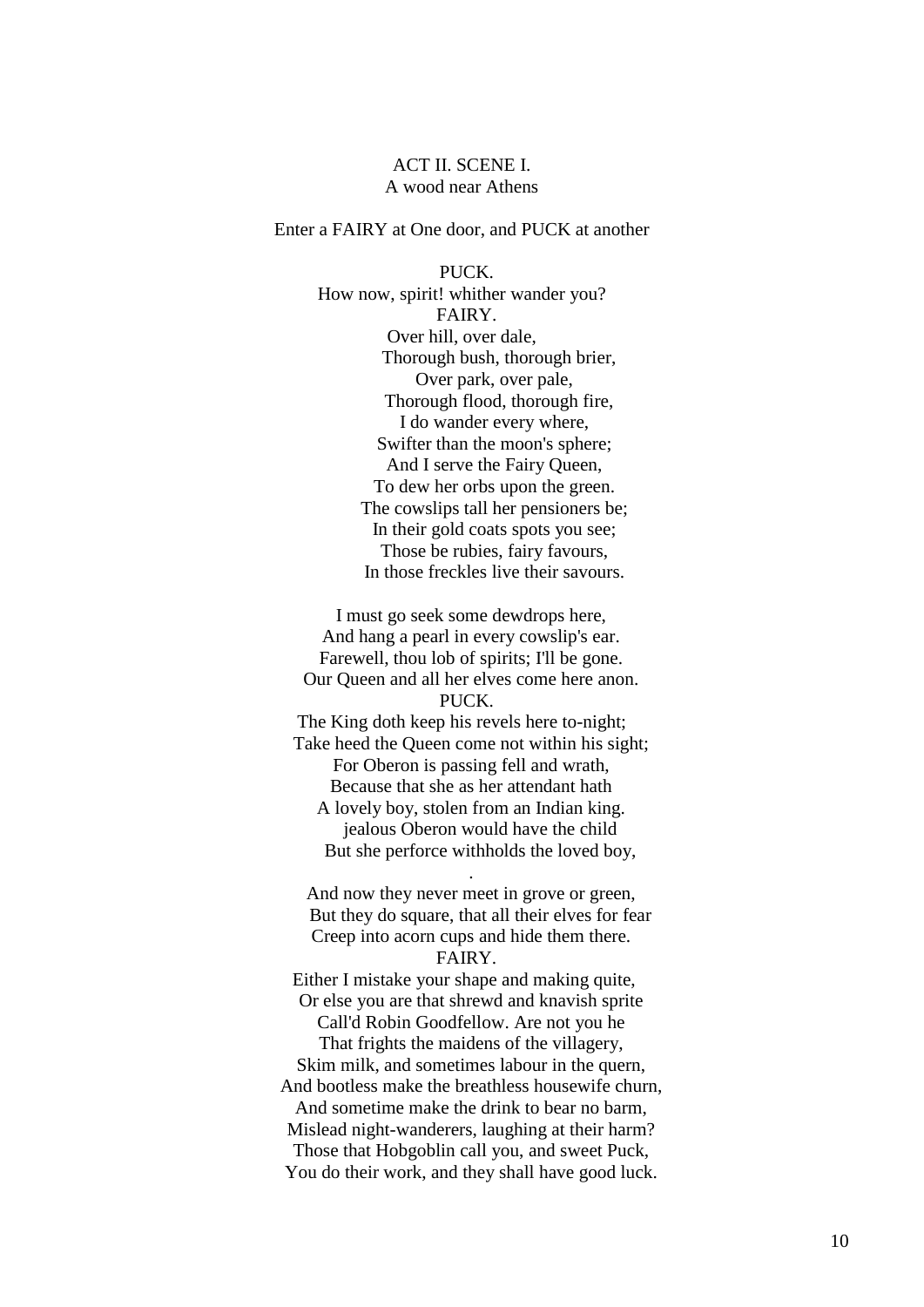ACT II. SCENE I.
A wood near Athens

Enter a FAIRY at One door, and PUCK at another

PUCK.
How now, spirit! whither wander you?
FAIRY.
Over hill, over dale,
Thorough bush, thorough brier,
Over park, over pale,
Thorough flood, thorough fire,
I do wander every where,
Swifter than the moon's sphere;
And I serve the Fairy Queen,
To dew her orbs upon the green.
The cowslips tall her pensioners be;
In their gold coats spots you see;
Those be rubies, fairy favours,
In those freckles live their savours.

I must go seek some dewdrops here,
And hang a pearl in every cowslip's ear.
Farewell, thou lob of spirits; I'll be gone.
Our Queen and all her elves come here anon.
PUCK.
The King doth keep his revels here to-night;
Take heed the Queen come not within his sight;
For Oberon is passing fell and wrath,
Because that she as her attendant hath
A lovely boy, stolen from an Indian king.
jealous Oberon would have the child
But she perforce withholds the loved boy,
.
And now they never meet in grove or green,
But they do square, that all their elves for fear
Creep into acorn cups and hide them there.
FAIRY.
Either I mistake your shape and making quite,
Or else you are that shrewd and knavish sprite
Call'd Robin Goodfellow. Are not you he
That frights the maidens of the villagery,
Skim milk, and sometimes labour in the quern,
And bootless make the breathless housewife churn,
And sometime make the drink to bear no barm,
Mislead night-wanderers, laughing at their harm?
Those that Hobgoblin call you, and sweet Puck,
You do their work, and they shall have good luck.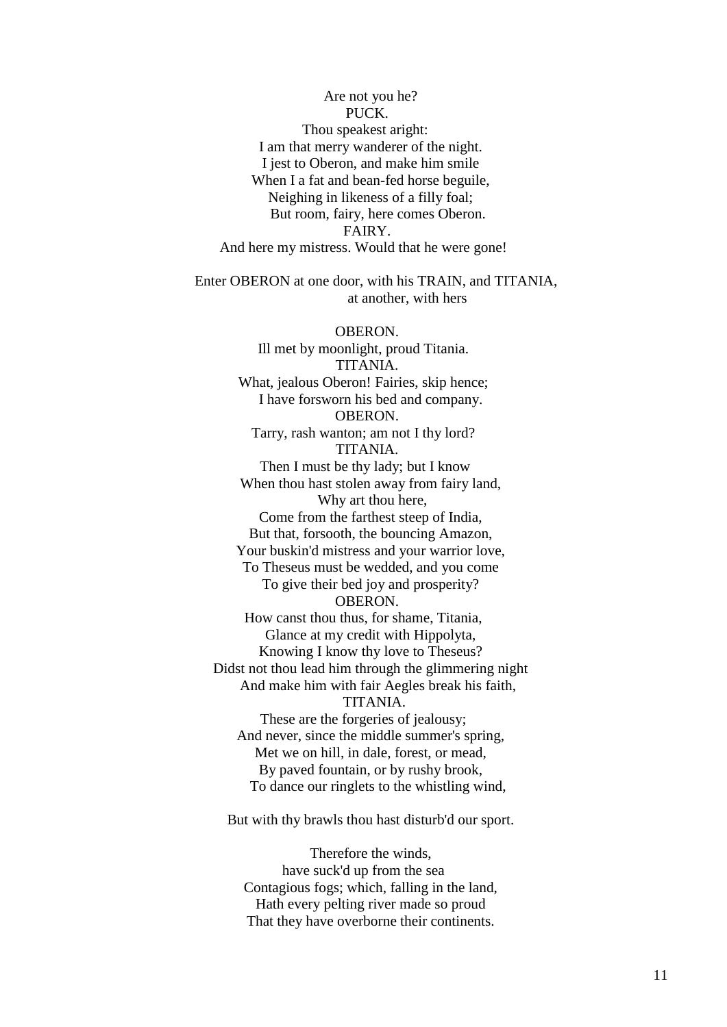Are not you he?

PUCK.

Thou speakest aright:
I am that merry wanderer of the night.
I jest to Oberon, and make him smile
When I a fat and bean-fed horse beguile,
Neighing in likeness of a filly foal;
But room, fairy, here comes Oberon.

FAIRY.

And here my mistress. Would that he were gone!

Enter OBERON at one door, with his TRAIN, and TITANIA, at another, with hers

OBERON.

Ill met by moonlight, proud Titania.

TITANIA.

What, jealous Oberon! Fairies, skip hence;
I have forsworn his bed and company.

OBERON.

Tarry, rash wanton; am not I thy lord?

TITANIA.

Then I must be thy lady; but I know
When thou hast stolen away from fairy land,
Why art thou here,
Come from the farthest steep of India,
But that, forsooth, the bouncing Amazon,
Your buskin'd mistress and your warrior love,
To Theseus must be wedded, and you come
To give their bed joy and prosperity?

OBERON.

How canst thou thus, for shame, Titania,
Glance at my credit with Hippolyta,
Knowing I know thy love to Theseus?
Didst not thou lead him through the glimmering night
And make him with fair Aegles break his faith,

TITANIA.

These are the forgeries of jealousy;
And never, since the middle summer's spring,
Met we on hill, in dale, forest, or mead,
By paved fountain, or by rushy brook,
To dance our ringlets to the whistling wind,

But with thy brawls thou hast disturb'd our sport.

Therefore the winds,
have suck'd up from the sea
Contagious fogs; which, falling in the land,
Hath every pelting river made so proud
That they have overborne their continents.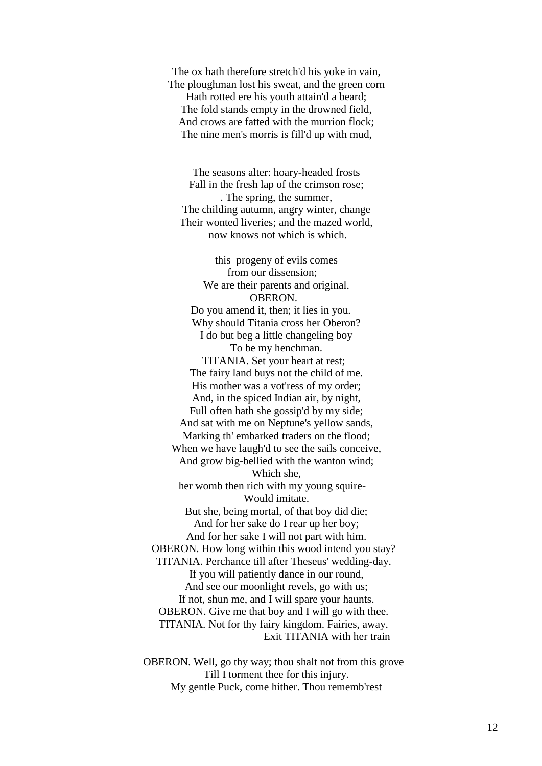The ox hath therefore stretch'd his yoke in vain,
The ploughman lost his sweat, and the green corn
Hath rotted ere his youth attain'd a beard;
The fold stands empty in the drowned field,
And crows are fatted with the murrion flock;
The nine men's morris is fill'd up with mud,

The seasons alter: hoary-headed frosts
Fall in the fresh lap of the crimson rose;
. The spring, the summer,
The childing autumn, angry winter, change
Their wonted liveries; and the mazed world,
now knows not which is which.

this progeny of evils comes
from our dissension;
We are their parents and original.
OBERON.
Do you amend it, then; it lies in you.
Why should Titania cross her Oberon?
I do but beg a little changeling boy
To be my henchman.
TITANIA. Set your heart at rest;
The fairy land buys not the child of me.
His mother was a vot'ress of my order;
And, in the spiced Indian air, by night,
Full often hath she gossip'd by my side;
And sat with me on Neptune's yellow sands,
Marking th' embarked traders on the flood;
When we have laugh'd to see the sails conceive,
And grow big-bellied with the wanton wind;
Which she,
her womb then rich with my young squire-
Would imitate.
But she, being mortal, of that boy did die;
And for her sake do I rear up her boy;
And for her sake I will not part with him.
OBERON. How long within this wood intend you stay?
TITANIA. Perchance till after Theseus' wedding-day.
If you will patiently dance in our round,
And see our moonlight revels, go with us;
If not, shun me, and I will spare your haunts.
OBERON. Give me that boy and I will go with thee.
TITANIA. Not for thy fairy kingdom. Fairies, away.
Exit TITANIA with her train

OBERON. Well, go thy way; thou shalt not from this grove
Till I torment thee for this injury.
My gentle Puck, come hither. Thou rememb'rest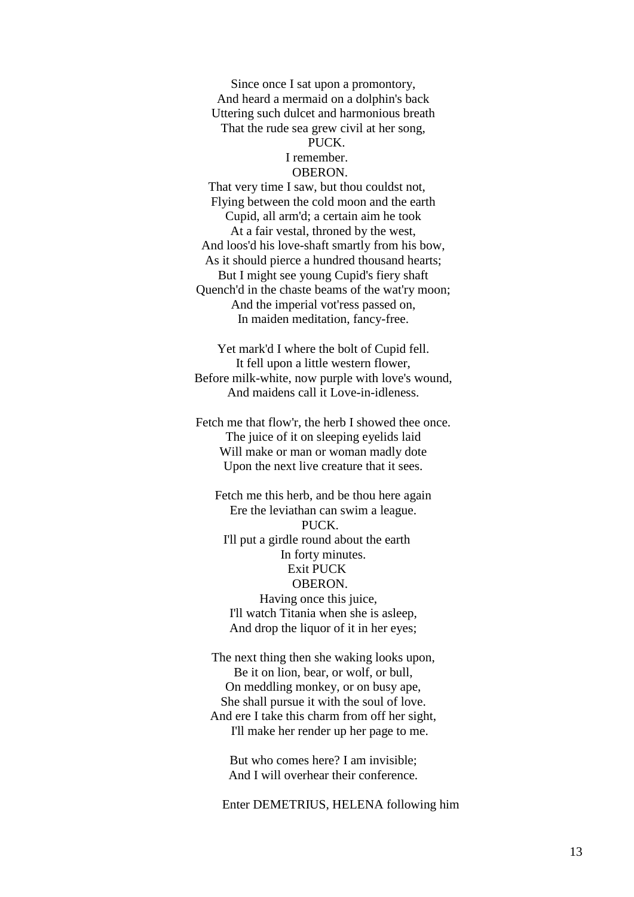Since once I sat upon a promontory,
And heard a mermaid on a dolphin's back
Uttering such dulcet and harmonious breath
That the rude sea grew civil at her song,

PUCK.

I remember.

OBERON.

That very time I saw, but thou couldst not,
Flying between the cold moon and the earth
Cupid, all arm'd; a certain aim he took
At a fair vestal, throned by the west,
And loos'd his love-shaft smartly from his bow,
As it should pierce a hundred thousand hearts;
But I might see young Cupid's fiery shaft
Quench'd in the chaste beams of the wat'ry moon;
And the imperial vot'ress passed on,
In maiden meditation, fancy-free.

Yet mark'd I where the bolt of Cupid fell.
It fell upon a little western flower,
Before milk-white, now purple with love's wound,
And maidens call it Love-in-idleness.

Fetch me that flow'r, the herb I showed thee once.
The juice of it on sleeping eyelids laid
Will make or man or woman madly dote
Upon the next live creature that it sees.

Fetch me this herb, and be thou here again
Ere the leviathan can swim a league.

PUCK.

I'll put a girdle round about the earth
In forty minutes.

Exit PUCK

OBERON.

Having once this juice,
I'll watch Titania when she is asleep,
And drop the liquor of it in her eyes;

The next thing then she waking looks upon,
Be it on lion, bear, or wolf, or bull,
On meddling monkey, or on busy ape,
She shall pursue it with the soul of love.
And ere I take this charm from off her sight,
I'll make her render up her page to me.

But who comes here? I am invisible;
And I will overhear their conference.

Enter DEMETRIUS, HELENA following him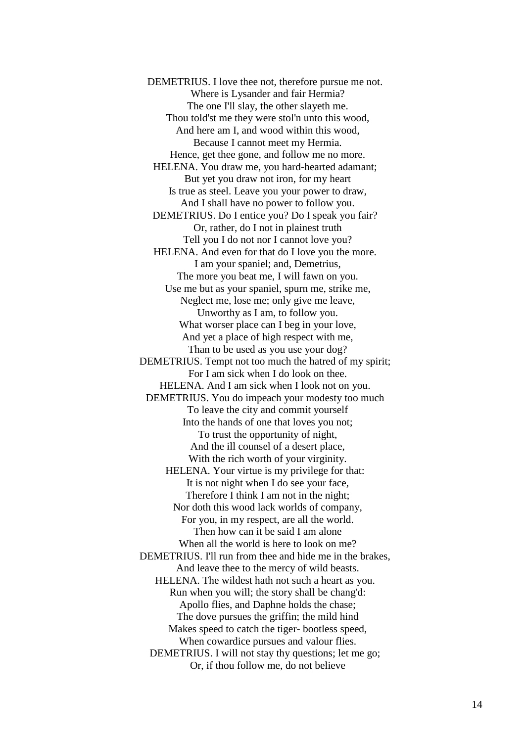DEMETRIUS. I love thee not, therefore pursue me not.
Where is Lysander and fair Hermia?
The one I'll slay, the other slayeth me.
Thou told'st me they were stol'n unto this wood,
And here am I, and wood within this wood,
Because I cannot meet my Hermia.
Hence, get thee gone, and follow me no more.
HELENA. You draw me, you hard-hearted adamant;
But yet you draw not iron, for my heart
Is true as steel. Leave you your power to draw,
And I shall have no power to follow you.
DEMETRIUS. Do I entice you? Do I speak you fair?
Or, rather, do I not in plainest truth
Tell you I do not nor I cannot love you?
HELENA. And even for that do I love you the more.
I am your spaniel; and, Demetrius,
The more you beat me, I will fawn on you.
Use me but as your spaniel, spurn me, strike me,
Neglect me, lose me; only give me leave,
Unworthy as I am, to follow you.
What worser place can I beg in your love,
And yet a place of high respect with me,
Than to be used as you use your dog?
DEMETRIUS. Tempt not too much the hatred of my spirit;
For I am sick when I do look on thee.
HELENA. And I am sick when I look not on you.
DEMETRIUS. You do impeach your modesty too much
To leave the city and commit yourself
Into the hands of one that loves you not;
To trust the opportunity of night,
And the ill counsel of a desert place,
With the rich worth of your virginity.
HELENA. Your virtue is my privilege for that:
It is not night when I do see your face,
Therefore I think I am not in the night;
Nor doth this wood lack worlds of company,
For you, in my respect, are all the world.
Then how can it be said I am alone
When all the world is here to look on me?
DEMETRIUS. I'll run from thee and hide me in the brakes,
And leave thee to the mercy of wild beasts.
HELENA. The wildest hath not such a heart as you.
Run when you will; the story shall be chang'd:
Apollo flies, and Daphne holds the chase;
The dove pursues the griffin; the mild hind
Makes speed to catch the tiger- bootless speed,
When cowardice pursues and valour flies.
DEMETRIUS. I will not stay thy questions; let me go;
Or, if thou follow me, do not believe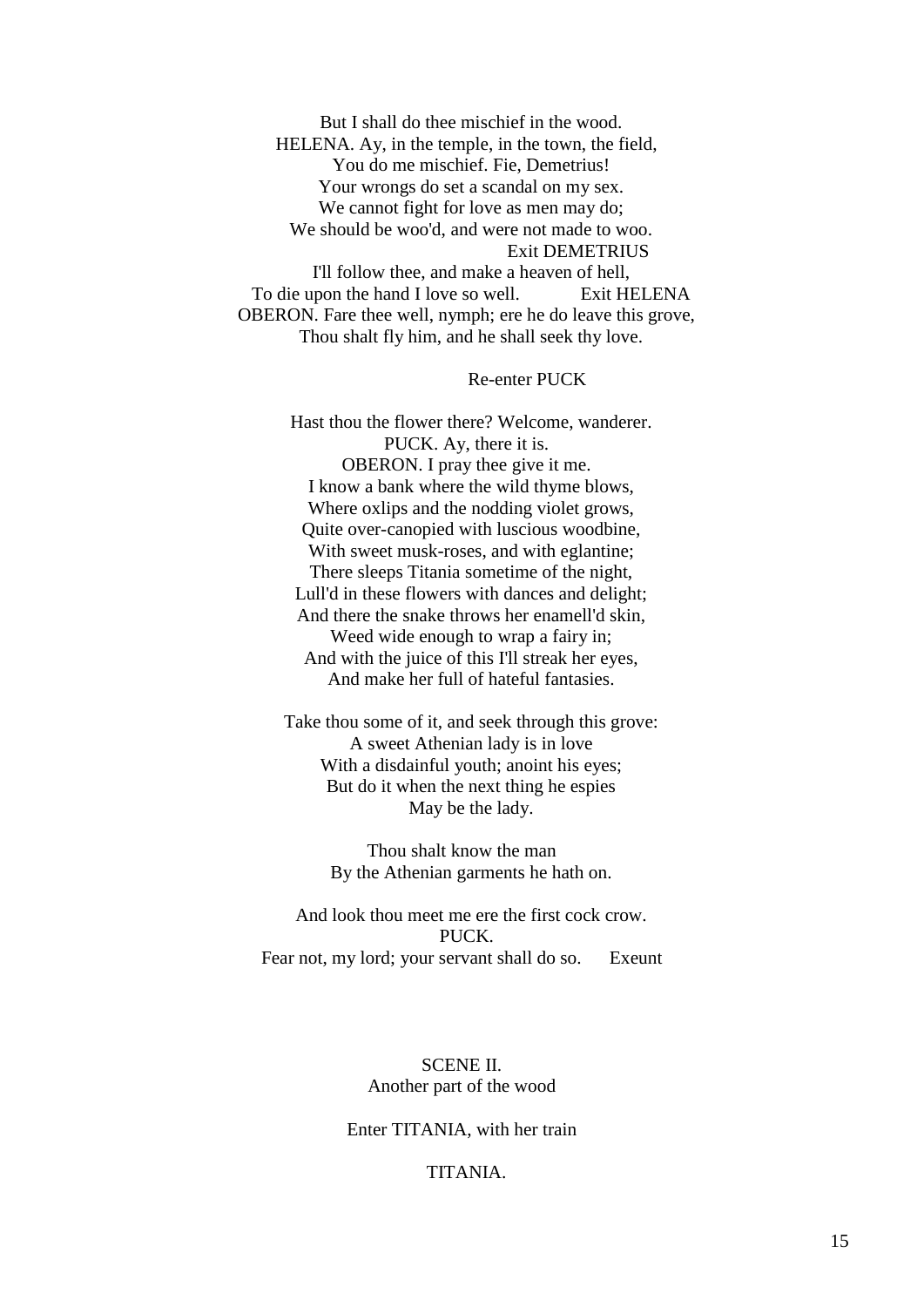But I shall do thee mischief in the wood.
HELENA. Ay, in the temple, in the town, the field,
You do me mischief. Fie, Demetrius!
Your wrongs do set a scandal on my sex.
We cannot fight for love as men may do;
We should be woo'd, and were not made to woo.
Exit DEMETRIUS
I'll follow thee, and make a heaven of hell,
To die upon the hand I love so well. Exit HELENA
OBERON. Fare thee well, nymph; ere he do leave this grove,
Thou shalt fly him, and he shall seek thy love.

Re-enter PUCK

Hast thou the flower there? Welcome, wanderer.
PUCK. Ay, there it is.
OBERON. I pray thee give it me.
I know a bank where the wild thyme blows,
Where oxlips and the nodding violet grows,
Quite over-canopied with luscious woodbine,
With sweet musk-roses, and with eglantine;
There sleeps Titania sometime of the night,
Lull'd in these flowers with dances and delight;
And there the snake throws her enamell'd skin,
Weed wide enough to wrap a fairy in;
And with the juice of this I'll streak her eyes,
And make her full of hateful fantasies.

Take thou some of it, and seek through this grove:
A sweet Athenian lady is in love
With a disdainful youth; anoint his eyes;
But do it when the next thing he espies
May be the lady.

Thou shalt know the man
By the Athenian garments he hath on.

And look thou meet me ere the first cock crow.
PUCK.
Fear not, my lord; your servant shall do so. Exeunt

## SCENE II.
Another part of the wood

Enter TITANIA, with her train

TITANIA.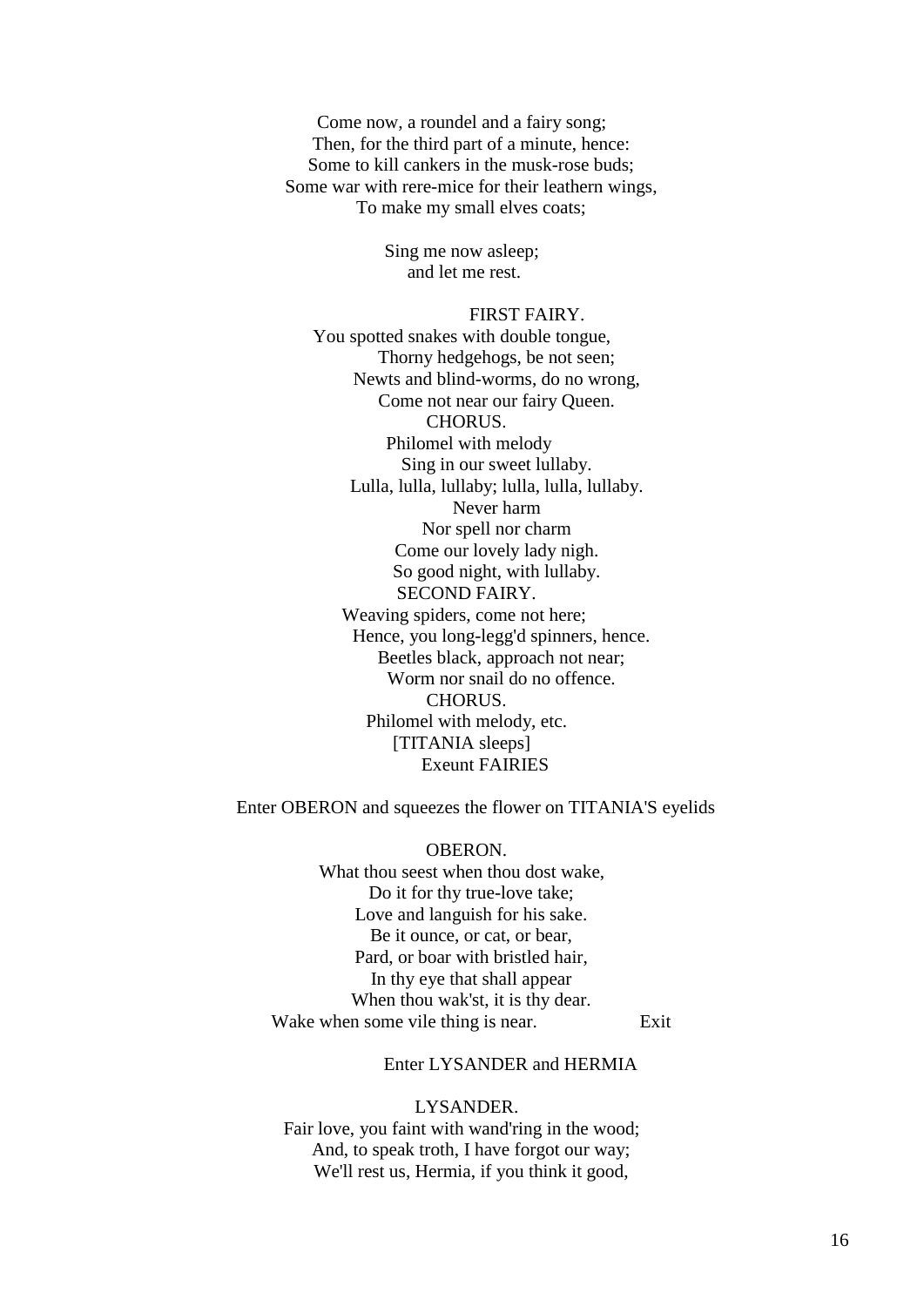Come now, a roundel and a fairy song;
Then, for the third part of a minute, hence:
Some to kill cankers in the musk-rose buds;
Some war with rere-mice for their leathern wings,
To make my small elves coats;

Sing me now asleep;
and let me rest.

FIRST FAIRY.
You spotted snakes with double tongue,
Thorny hedgehogs, be not seen;
Newts and blind-worms, do no wrong,
Come not near our fairy Queen.
CHORUS.
Philomel with melody
Sing in our sweet lullaby.
Lulla, lulla, lullaby; lulla, lulla, lullaby.
Never harm
Nor spell nor charm
Come our lovely lady nigh.
So good night, with lullaby.
SECOND FAIRY.
Weaving spiders, come not here;
Hence, you long-legg'd spinners, hence.
Beetles black, approach not near;
Worm nor snail do no offence.
CHORUS.
Philomel with melody, etc.
[TITANIA sleeps]
Exeunt FAIRIES

Enter OBERON and squeezes the flower on TITANIA'S eyelids

OBERON.
What thou seest when thou dost wake,
Do it for thy true-love take;
Love and languish for his sake.
Be it ounce, or cat, or bear,
Pard, or boar with bristled hair,
In thy eye that shall appear
When thou wak'st, it is thy dear.
Wake when some vile thing is near. Exit

Enter LYSANDER and HERMIA

LYSANDER.
Fair love, you faint with wand'ring in the wood;
And, to speak troth, I have forgot our way;
We'll rest us, Hermia, if you think it good,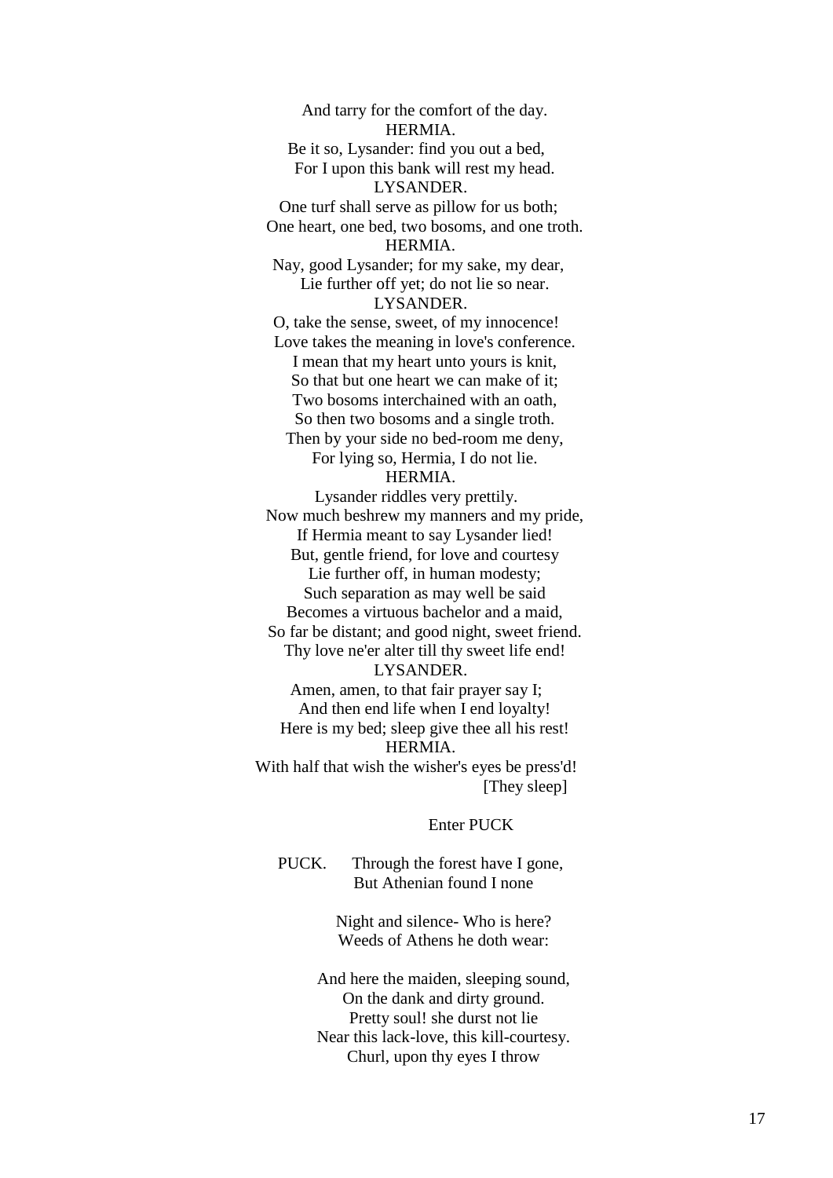And tarry for the comfort of the day.

HERMIA.

Be it so, Lysander: find you out a bed,
For I upon this bank will rest my head.

LYSANDER.

One turf shall serve as pillow for us both;
One heart, one bed, two bosoms, and one troth.

HERMIA.

Nay, good Lysander; for my sake, my dear,
Lie further off yet; do not lie so near.

LYSANDER.

O, take the sense, sweet, of my innocence!
Love takes the meaning in love's conference.
I mean that my heart unto yours is knit,
So that but one heart we can make of it;
Two bosoms interchained with an oath,
So then two bosoms and a single troth.
Then by your side no bed-room me deny,
For lying so, Hermia, I do not lie.

HERMIA.

Lysander riddles very prettily.
Now much beshrew my manners and my pride,
If Hermia meant to say Lysander lied!
But, gentle friend, for love and courtesy
Lie further off, in human modesty;
Such separation as may well be said
Becomes a virtuous bachelor and a maid,
So far be distant; and good night, sweet friend.
Thy love ne'er alter till thy sweet life end!

LYSANDER.

Amen, amen, to that fair prayer say I;
And then end life when I end loyalty!
Here is my bed; sleep give thee all his rest!

HERMIA.

With half that wish the wisher's eyes be press'd!

[They sleep]

Enter PUCK

PUCK. Through the forest have I gone,
But Athenian found I none

Night and silence- Who is here?
Weeds of Athens he doth wear:

And here the maiden, sleeping sound,
On the dank and dirty ground.
Pretty soul! she durst not lie
Near this lack-love, this kill-courtesy.
Churl, upon thy eyes I throw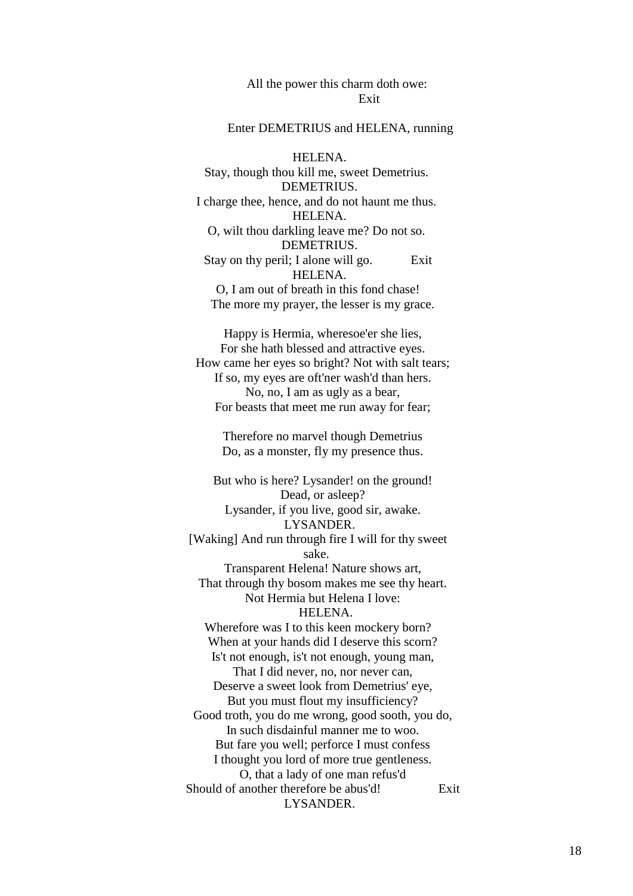All the power this charm doth owe:
Exit

Enter DEMETRIUS and HELENA, running

HELENA.
Stay, though thou kill me, sweet Demetrius.
DEMETRIUS.
I charge thee, hence, and do not haunt me thus.
HELENA.
O, wilt thou darkling leave me? Do not so.
DEMETRIUS.
Stay on thy peril; I alone will go. Exit
HELENA.
O, I am out of breath in this fond chase!
The more my prayer, the lesser is my grace.

Happy is Hermia, wheresoe'er she lies,
For she hath blessed and attractive eyes.
How came her eyes so bright? Not with salt tears;
If so, my eyes are oft'ner wash'd than hers.
No, no, I am as ugly as a bear,
For beasts that meet me run away for fear;

Therefore no marvel though Demetrius
Do, as a monster, fly my presence thus.

But who is here? Lysander! on the ground!
Dead, or asleep?
Lysander, if you live, good sir, awake.
LYSANDER.
[Waking] And run through fire I will for thy sweet sake.
Transparent Helena! Nature shows art,
That through thy bosom makes me see thy heart.
Not Hermia but Helena I love:
HELENA.
Wherefore was I to this keen mockery born?
When at your hands did I deserve this scorn?
Is't not enough, is't not enough, young man,
That I did never, no, nor never can,
Deserve a sweet look from Demetrius' eye,
But you must flout my insufficiency?
Good troth, you do me wrong, good sooth, you do,
In such disdainful manner me to woo.
But fare you well; perforce I must confess
I thought you lord of more true gentleness.
O, that a lady of one man refus'd
Should of another therefore be abus'd! Exit
LYSANDER.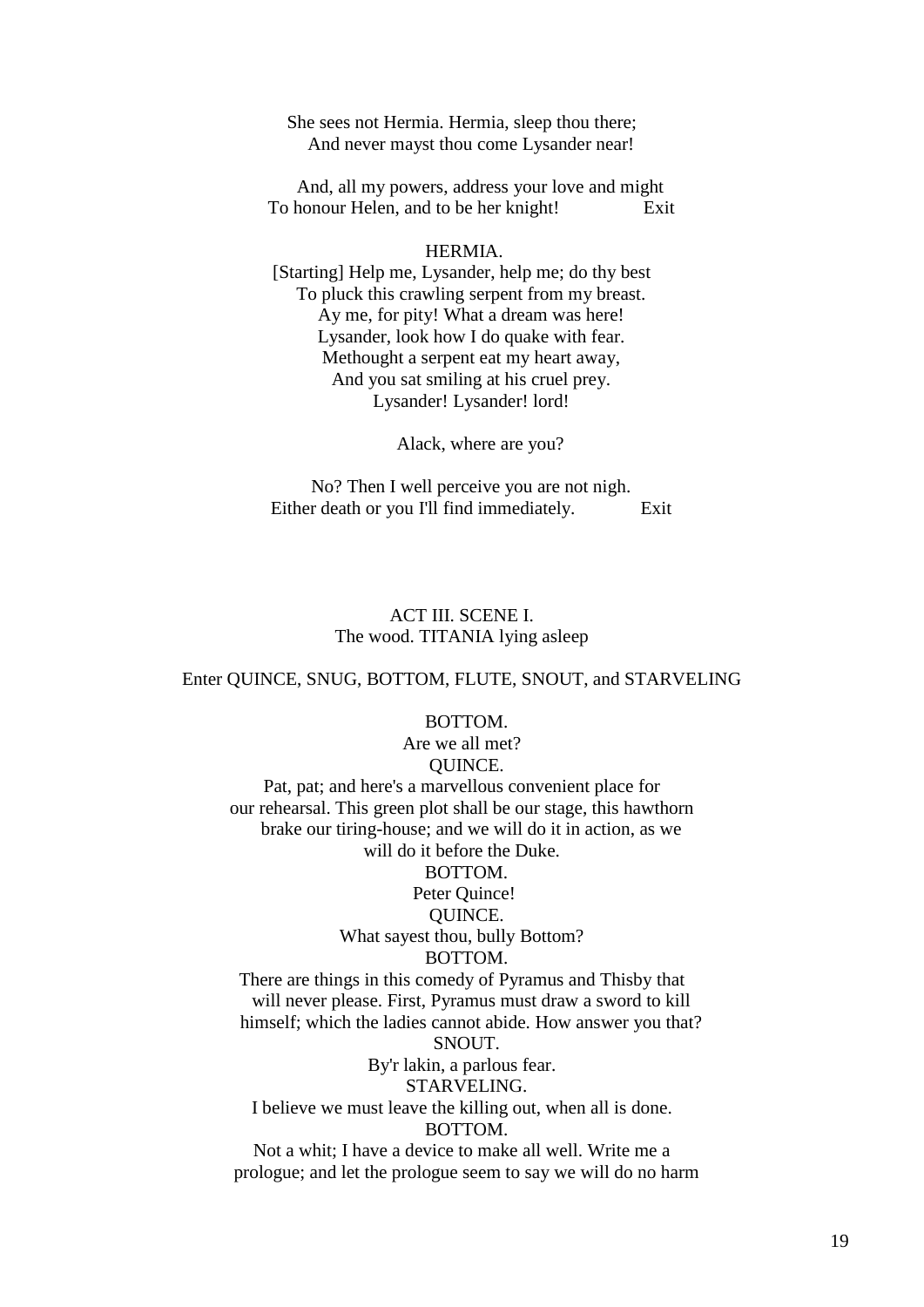She sees not Hermia. Hermia, sleep thou there;
And never mayst thou come Lysander near!

And, all my powers, address your love and might
To honour Helen, and to be her knight! Exit

HERMIA.
[Starting] Help me, Lysander, help me; do thy best
To pluck this crawling serpent from my breast.
Ay me, for pity! What a dream was here!
Lysander, look how I do quake with fear.
Methought a serpent eat my heart away,
And you sat smiling at his cruel prey.
Lysander! Lysander! lord!

Alack, where are you?

No? Then I well perceive you are not nigh.
Either death or you I'll find immediately. Exit

## ACT III. SCENE I.

The wood. TITANIA lying asleep

Enter QUINCE, SNUG, BOTTOM, FLUTE, SNOUT, and STARVELING

BOTTOM.
Are we all met?

QUINCE.
Pat, pat; and here's a marvellous convenient place for
our rehearsal. This green plot shall be our stage, this hawthorn
brake our tiring-house; and we will do it in action, as we
will do it before the Duke.

BOTTOM.
Peter Quince!

QUINCE.
What sayest thou, bully Bottom?

BOTTOM.
There are things in this comedy of Pyramus and Thisby that
will never please. First, Pyramus must draw a sword to kill
himself; which the ladies cannot abide. How answer you that?

SNOUT.
By'r lakin, a parlous fear.

STARVELING.
I believe we must leave the killing out, when all is done.

BOTTOM.
Not a whit; I have a device to make all well. Write me a
prologue; and let the prologue seem to say we will do no harm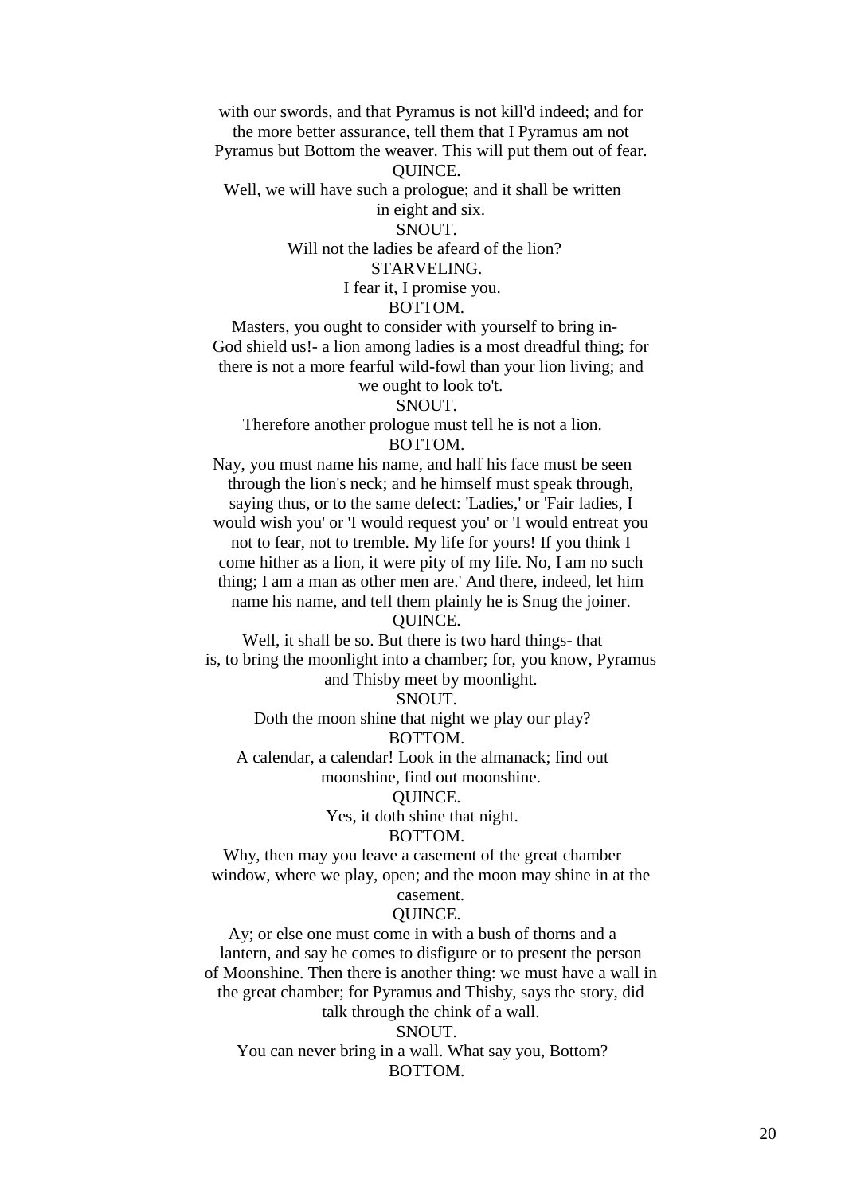with our swords, and that Pyramus is not kill'd indeed; and for the more better assurance, tell them that I Pyramus am not Pyramus but Bottom the weaver. This will put them out of fear.

QUINCE.

Well, we will have such a prologue; and it shall be written in eight and six.

SNOUT.

Will not the ladies be afeard of the lion?

STARVELING.

I fear it, I promise you.

BOTTOM.

Masters, you ought to consider with yourself to bring in- God shield us!- a lion among ladies is a most dreadful thing; for there is not a more fearful wild-fowl than your lion living; and we ought to look to't.

SNOUT.

Therefore another prologue must tell he is not a lion.

BOTTOM.

Nay, you must name his name, and half his face must be seen through the lion's neck; and he himself must speak through, saying thus, or to the same defect: 'Ladies,' or 'Fair ladies, I would wish you' or 'I would request you' or 'I would entreat you not to fear, not to tremble. My life for yours! If you think I come hither as a lion, it were pity of my life. No, I am no such thing; I am a man as other men are.' And there, indeed, let him name his name, and tell them plainly he is Snug the joiner.

QUINCE.

Well, it shall be so. But there is two hard things- that is, to bring the moonlight into a chamber; for, you know, Pyramus and Thisby meet by moonlight.

SNOUT.

Doth the moon shine that night we play our play?

BOTTOM.

A calendar, a calendar! Look in the almanack; find out moonshine, find out moonshine.

QUINCE.

Yes, it doth shine that night.

BOTTOM.

Why, then may you leave a casement of the great chamber window, where we play, open; and the moon may shine in at the casement.

QUINCE.

Ay; or else one must come in with a bush of thorns and a lantern, and say he comes to disfigure or to present the person of Moonshine. Then there is another thing: we must have a wall in the great chamber; for Pyramus and Thisby, says the story, did talk through the chink of a wall.

SNOUT.

You can never bring in a wall. What say you, Bottom?

BOTTOM.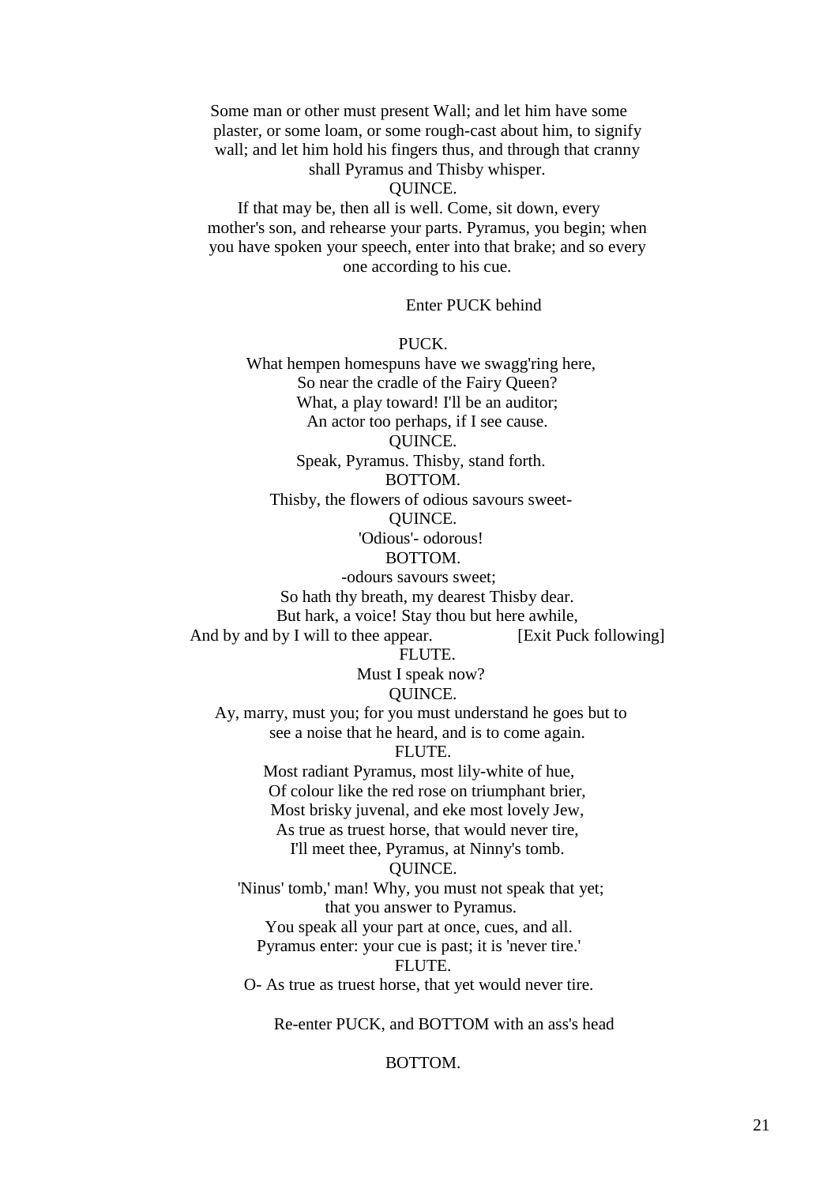Some man or other must present Wall; and let him have some plaster, or some loam, or some rough-cast about him, to signify wall; and let him hold his fingers thus, and through that cranny shall Pyramus and Thisby whisper.

QUINCE.

If that may be, then all is well. Come, sit down, every mother's son, and rehearse your parts. Pyramus, you begin; when you have spoken your speech, enter into that brake; and so every one according to his cue.

Enter PUCK behind

PUCK.

What hempen homespuns have we swagg'ring here,
So near the cradle of the Fairy Queen?
What, a play toward! I'll be an auditor;
An actor too perhaps, if I see cause.

QUINCE.

Speak, Pyramus. Thisby, stand forth.

BOTTOM.

Thisby, the flowers of odious savours sweet-

QUINCE.

'Odious'- odorous!

BOTTOM.

-odours savours sweet;
So hath thy breath, my dearest Thisby dear.
But hark, a voice! Stay thou but here awhile,
And by and by I will to thee appear. [Exit Puck following]

FLUTE.

Must I speak now?

QUINCE.

Ay, marry, must you; for you must understand he goes but to see a noise that he heard, and is to come again.

FLUTE.

Most radiant Pyramus, most lily-white of hue,
Of colour like the red rose on triumphant brier,
Most brisky juvenal, and eke most lovely Jew,
As true as truest horse, that would never tire,
I'll meet thee, Pyramus, at Ninny's tomb.

QUINCE.

'Ninus' tomb,' man! Why, you must not speak that yet;
that you answer to Pyramus.
You speak all your part at once, cues, and all.
Pyramus enter: your cue is past; it is 'never tire.'

FLUTE.

O- As true as truest horse, that yet would never tire.

Re-enter PUCK, and BOTTOM with an ass's head

BOTTOM.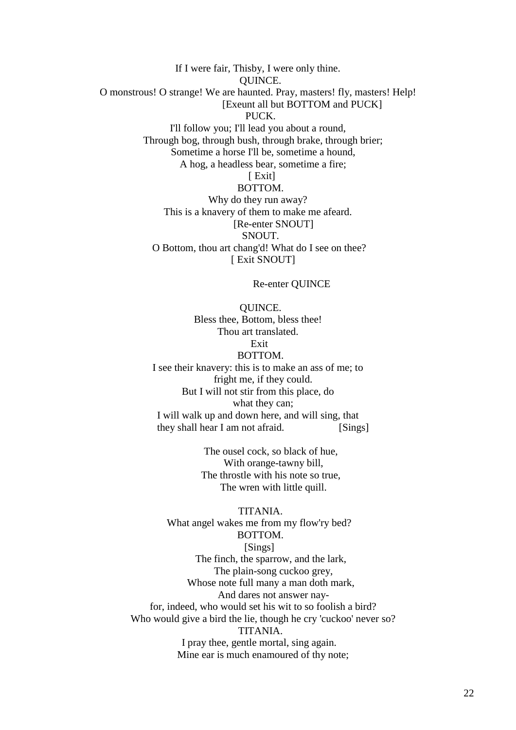If I were fair, Thisby, I were only thine.

QUINCE.

O monstrous! O strange! We are haunted. Pray, masters! fly, masters! Help!

[Exeunt all but BOTTOM and PUCK]

PUCK.

I'll follow you; I'll lead you about a round,
Through bog, through bush, through brake, through brier;
Sometime a horse I'll be, sometime a hound,
A hog, a headless bear, sometime a fire;

[ Exit]

BOTTOM.

Why do they run away?
This is a knavery of them to make me afeard.

[Re-enter SNOUT]

SNOUT.

O Bottom, thou art chang'd! What do I see on thee?

[ Exit SNOUT]

Re-enter QUINCE

QUINCE.

Bless thee, Bottom, bless thee!
Thou art translated.

Exit

BOTTOM.

I see their knavery: this is to make an ass of me; to
fright me, if they could.
But I will not stir from this place, do
what they can;
I will walk up and down here, and will sing, that
they shall hear I am not afraid. [Sings]

The ousel cock, so black of hue,
With orange-tawny bill,
The throstle with his note so true,
The wren with little quill.

TITANIA.

What angel wakes me from my flow'ry bed?

BOTTOM.

[Sings]

The finch, the sparrow, and the lark,
The plain-song cuckoo grey,
Whose note full many a man doth mark,
And dares not answer nay-
for, indeed, who would set his wit to so foolish a bird?
Who would give a bird the lie, though he cry 'cuckoo' never so?

TITANIA.

I pray thee, gentle mortal, sing again.
Mine ear is much enamoured of thy note;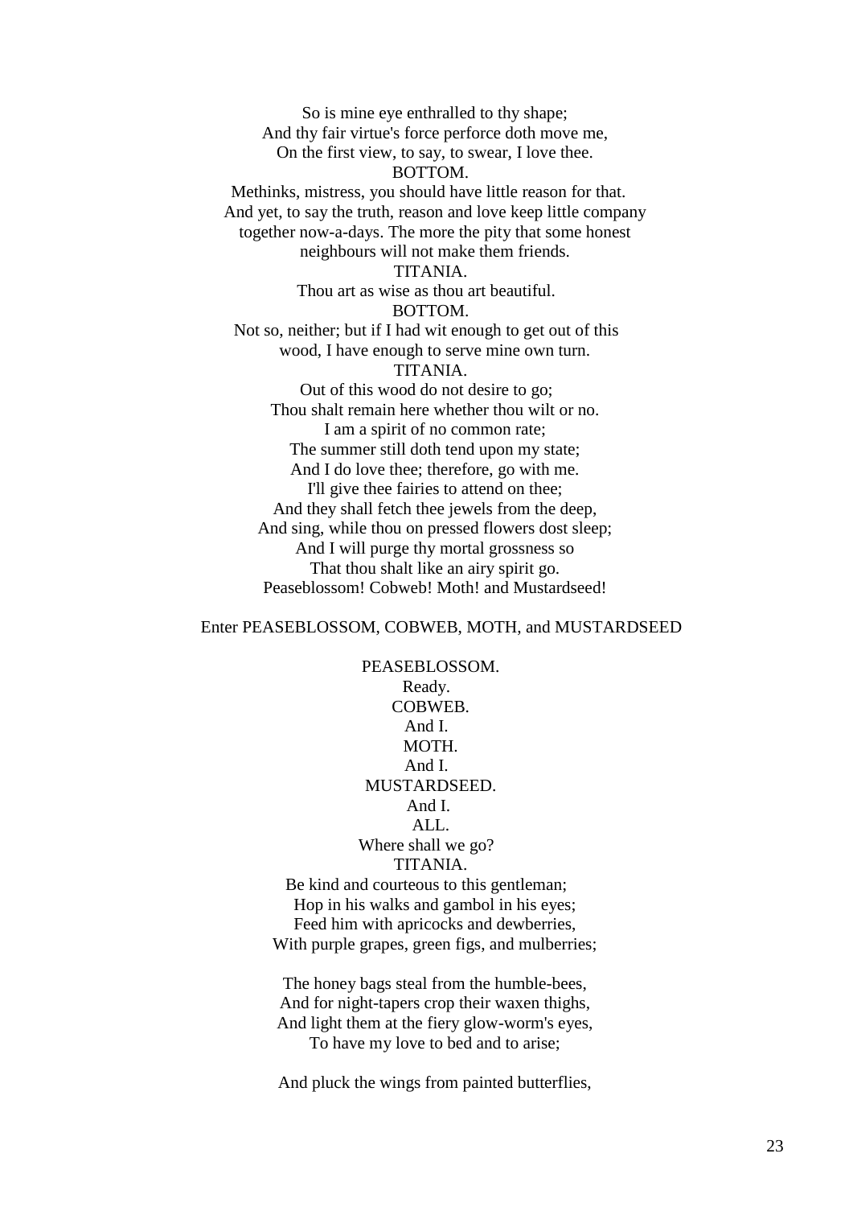So is mine eye enthralled to thy shape;
And thy fair virtue's force perforce doth move me,
On the first view, to say, to swear, I love thee.

BOTTOM.

Methinks, mistress, you should have little reason for that. And yet, to say the truth, reason and love keep little company together now-a-days. The more the pity that some honest neighbours will not make them friends.

TITANIA.

Thou art as wise as thou art beautiful.

BOTTOM.

Not so, neither; but if I had wit enough to get out of this wood, I have enough to serve mine own turn.

TITANIA.

Out of this wood do not desire to go;
Thou shalt remain here whether thou wilt or no.
I am a spirit of no common rate;
The summer still doth tend upon my state;
And I do love thee; therefore, go with me.
I'll give thee fairies to attend on thee;
And they shall fetch thee jewels from the deep,
And sing, while thou on pressed flowers dost sleep;
And I will purge thy mortal grossness so
That thou shalt like an airy spirit go.
Peaseblossom! Cobweb! Moth! and Mustardseed!

Enter PEASEBLOSSOM, COBWEB, MOTH, and MUSTARDSEED

PEASEBLOSSOM.

Ready.

COBWEB.

And I.

MOTH.

And I.

MUSTARDSEED.

And I.

ALL.

Where shall we go?

TITANIA.

Be kind and courteous to this gentleman;
Hop in his walks and gambol in his eyes;
Feed him with apricocks and dewberries,
With purple grapes, green figs, and mulberries;

The honey bags steal from the humble-bees,
And for night-tapers crop their waxen thighs,
And light them at the fiery glow-worm's eyes,
To have my love to bed and to arise;

And pluck the wings from painted butterflies,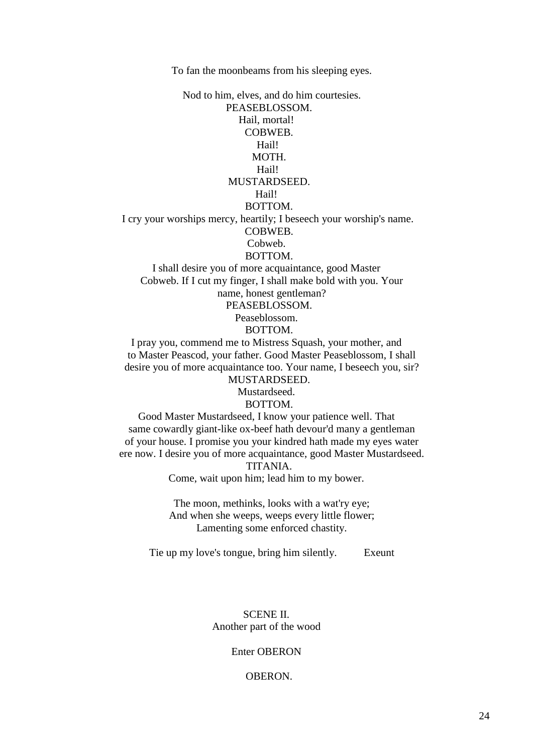To fan the moonbeams from his sleeping eyes.

Nod to him, elves, and do him courtesies.

PEASEBLOSSOM.

Hail, mortal!

COBWEB.

Hail!

MOTH.

Hail!

MUSTARDSEED.

Hail!

BOTTOM.

I cry your worships mercy, heartily; I beseech your worship's name.

COBWEB.

Cobweb.

BOTTOM.

I shall desire you of more acquaintance, good Master Cobweb. If I cut my finger, I shall make bold with you. Your name, honest gentleman?

PEASEBLOSSOM.

Peaseblossom.

BOTTOM.

I pray you, commend me to Mistress Squash, your mother, and to Master Peascod, your father. Good Master Peaseblossom, I shall desire you of more acquaintance too. Your name, I beseech you, sir?

MUSTARDSEED.

Mustardseed.

BOTTOM.

Good Master Mustardseed, I know your patience well. That same cowardly giant-like ox-beef hath devour'd many a gentleman of your house. I promise you your kindred hath made my eyes water ere now. I desire you of more acquaintance, good Master Mustardseed.

TITANIA.

Come, wait upon him; lead him to my bower.

The moon, methinks, looks with a wat'ry eye;
And when she weeps, weeps every little flower;
Lamenting some enforced chastity.

Tie up my love's tongue, bring him silently. Exeunt

## SCENE II.

Another part of the wood

Enter OBERON

OBERON.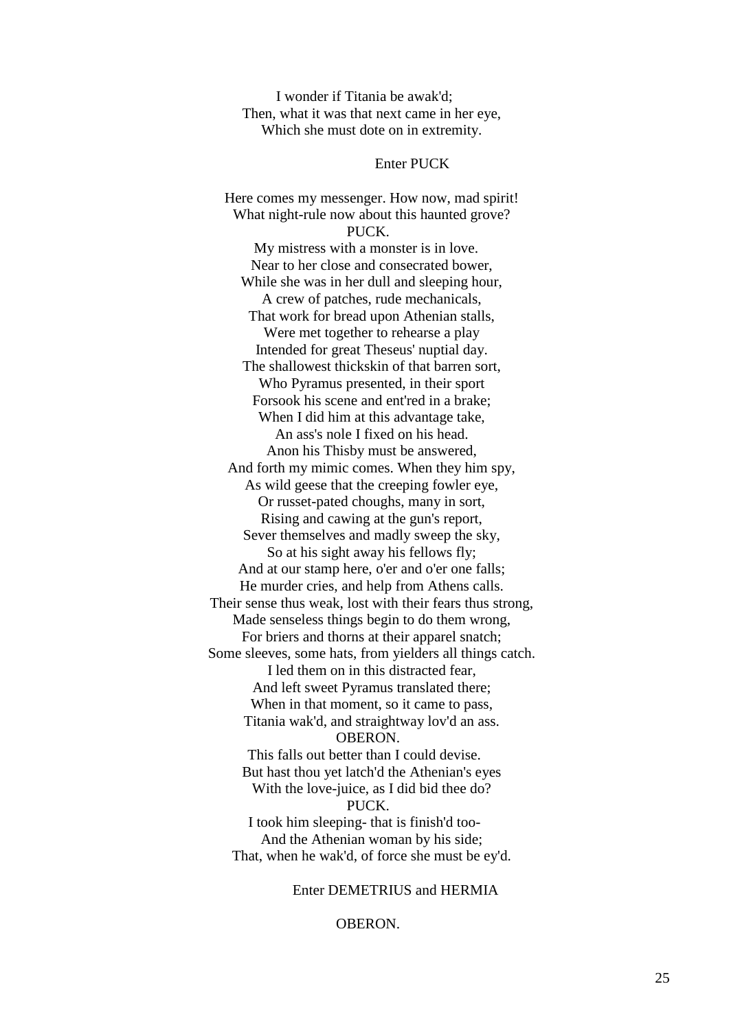I wonder if Titania be awak'd;
Then, what it was that next came in her eye,
Which she must dote on in extremity.

Enter PUCK

Here comes my messenger. How now, mad spirit!
What night-rule now about this haunted grove?
PUCK.
My mistress with a monster is in love.
Near to her close and consecrated bower,
While she was in her dull and sleeping hour,
A crew of patches, rude mechanicals,
That work for bread upon Athenian stalls,
Were met together to rehearse a play
Intended for great Theseus' nuptial day.
The shallowest thickskin of that barren sort,
Who Pyramus presented, in their sport
Forsook his scene and ent'red in a brake;
When I did him at this advantage take,
An ass's nole I fixed on his head.
Anon his Thisby must be answered,
And forth my mimic comes. When they him spy,
As wild geese that the creeping fowler eye,
Or russet-pated choughs, many in sort,
Rising and cawing at the gun's report,
Sever themselves and madly sweep the sky,
So at his sight away his fellows fly;
And at our stamp here, o'er and o'er one falls;
He murder cries, and help from Athens calls.
Their sense thus weak, lost with their fears thus strong,
Made senseless things begin to do them wrong,
For briers and thorns at their apparel snatch;
Some sleeves, some hats, from yielders all things catch.
I led them on in this distracted fear,
And left sweet Pyramus translated there;
When in that moment, so it came to pass,
Titania wak'd, and straightway lov'd an ass.
OBERON.
This falls out better than I could devise.
But hast thou yet latch'd the Athenian's eyes
With the love-juice, as I did bid thee do?
PUCK.
I took him sleeping- that is finish'd too-
And the Athenian woman by his side;
That, when he wak'd, of force she must be ey'd.

Enter DEMETRIUS and HERMIA

OBERON.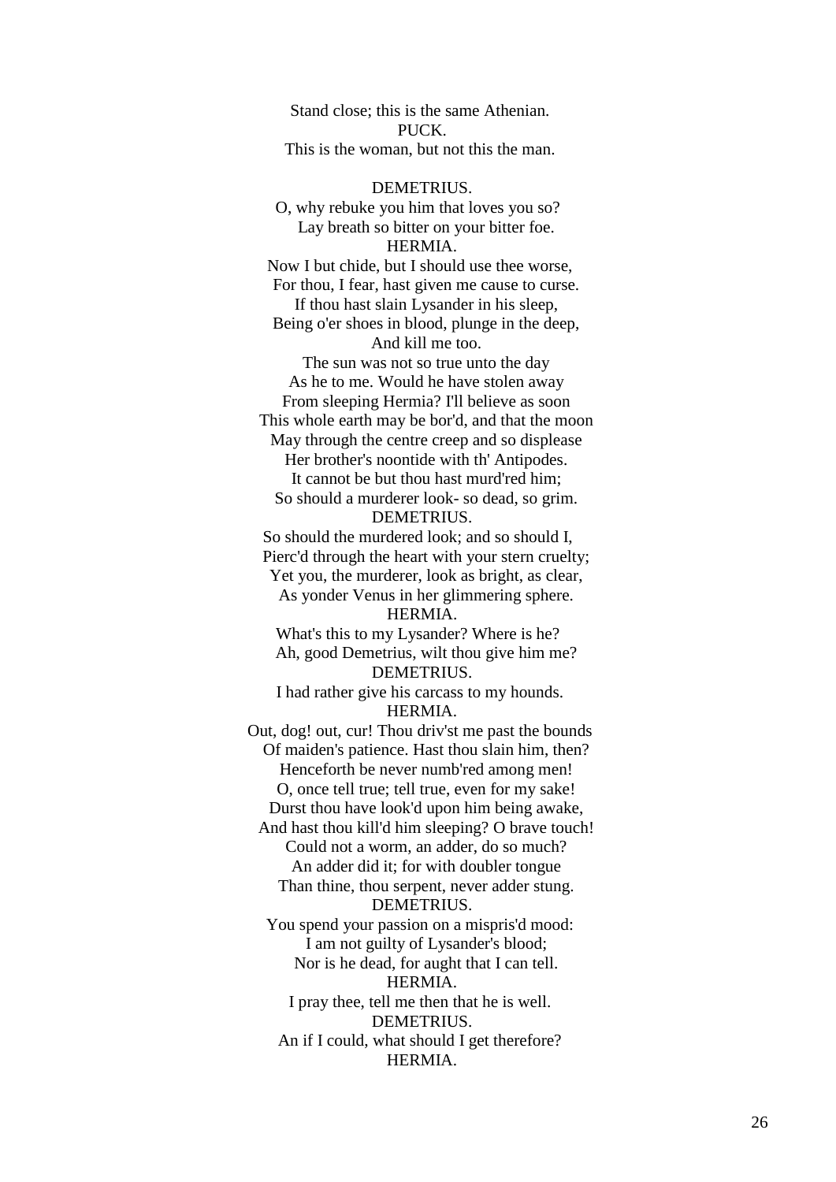Stand close; this is the same Athenian.

PUCK.

This is the woman, but not this the man.

DEMETRIUS.

O, why rebuke you him that loves you so?  
Lay breath so bitter on your bitter foe.

HERMIA.

Now I but chide, but I should use thee worse,  
For thou, I fear, hast given me cause to curse.  
If thou hast slain Lysander in his sleep,  
Being o'er shoes in blood, plunge in the deep,  
And kill me too.  
The sun was not so true unto the day  
As he to me. Would he have stolen away  
From sleeping Hermia? I'll believe as soon  
This whole earth may be bor'd, and that the moon  
May through the centre creep and so displease  
Her brother's noontide with th' Antipodes.  
It cannot be but thou hast murd'red him;  
So should a murderer look- so dead, so grim.

DEMETRIUS.

So should the murdered look; and so should I,  
Pierc'd through the heart with your stern cruelty;  
Yet you, the murderer, look as bright, as clear,  
As yonder Venus in her glimmering sphere.

HERMIA.

What's this to my Lysander? Where is he?  
Ah, good Demetrius, wilt thou give him me?

DEMETRIUS.

I had rather give his carcass to my hounds.

HERMIA.

Out, dog! out, cur! Thou driv'st me past the bounds  
Of maiden's patience. Hast thou slain him, then?  
Henceforth be never numb'red among men!  
O, once tell true; tell true, even for my sake!  
Durst thou have look'd upon him being awake,  
And hast thou kill'd him sleeping? O brave touch!  
Could not a worm, an adder, do so much?  
An adder did it; for with doubler tongue  
Than thine, thou serpent, never adder stung.

DEMETRIUS.

You spend your passion on a mispris'd mood:  
I am not guilty of Lysander's blood;  
Nor is he dead, for aught that I can tell.

HERMIA.

I pray thee, tell me then that he is well.

DEMETRIUS.

An if I could, what should I get therefore?

HERMIA.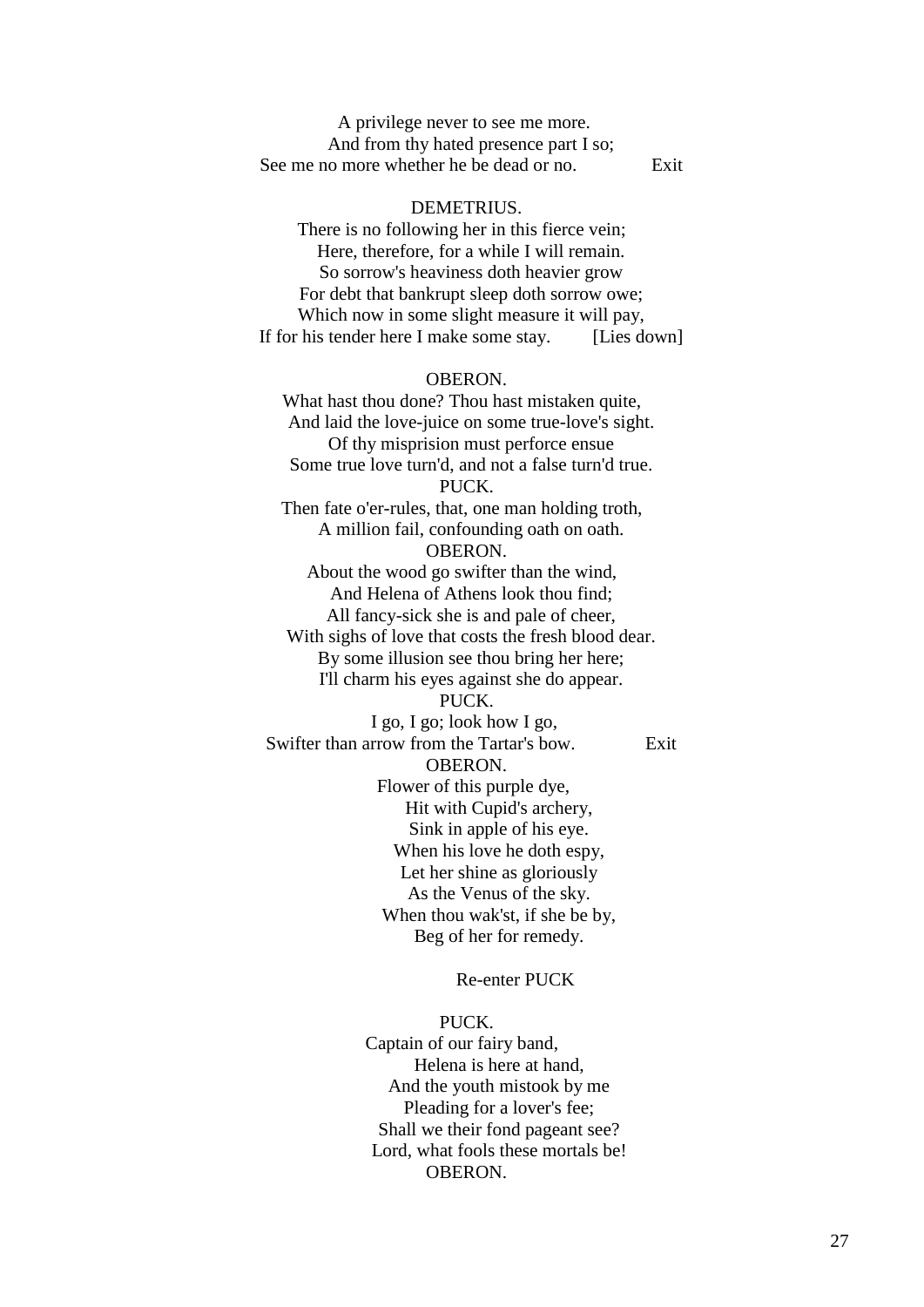A privilege never to see me more.  
And from thy hated presence part I so;  
See me no more whether he be dead or no. Exit

DEMETRIUS.  
There is no following her in this fierce vein;  
Here, therefore, for a while I will remain.  
So sorrow's heaviness doth heavier grow  
For debt that bankrupt sleep doth sorrow owe;  
Which now in some slight measure it will pay,  
If for his tender here I make some stay. [Lies down]

OBERON.  
What hast thou done? Thou hast mistaken quite,  
And laid the love-juice on some true-love's sight.  
Of thy misprision must perforce ensue  
Some true love turn'd, and not a false turn'd true.  
PUCK.  
Then fate o'er-rules, that, one man holding troth,  
A million fail, confounding oath on oath.  
OBERON.  
About the wood go swifter than the wind,  
And Helena of Athens look thou find;  
All fancy-sick she is and pale of cheer,  
With sighs of love that costs the fresh blood dear.  
By some illusion see thou bring her here;  
I'll charm his eyes against she do appear.  
PUCK.  
I go, I go; look how I go,  
Swifter than arrow from the Tartar's bow. Exit  
OBERON.  
Flower of this purple dye,  
Hit with Cupid's archery,  
Sink in apple of his eye.  
When his love he doth espy,  
Let her shine as gloriously  
As the Venus of the sky.  
When thou wak'st, if she be by,  
Beg of her for remedy.

Re-enter PUCK

PUCK.  
Captain of our fairy band,  
Helena is here at hand,  
And the youth mistook by me  
Pleading for a lover's fee;  
Shall we their fond pageant see?  
Lord, what fools these mortals be!  
OBERON.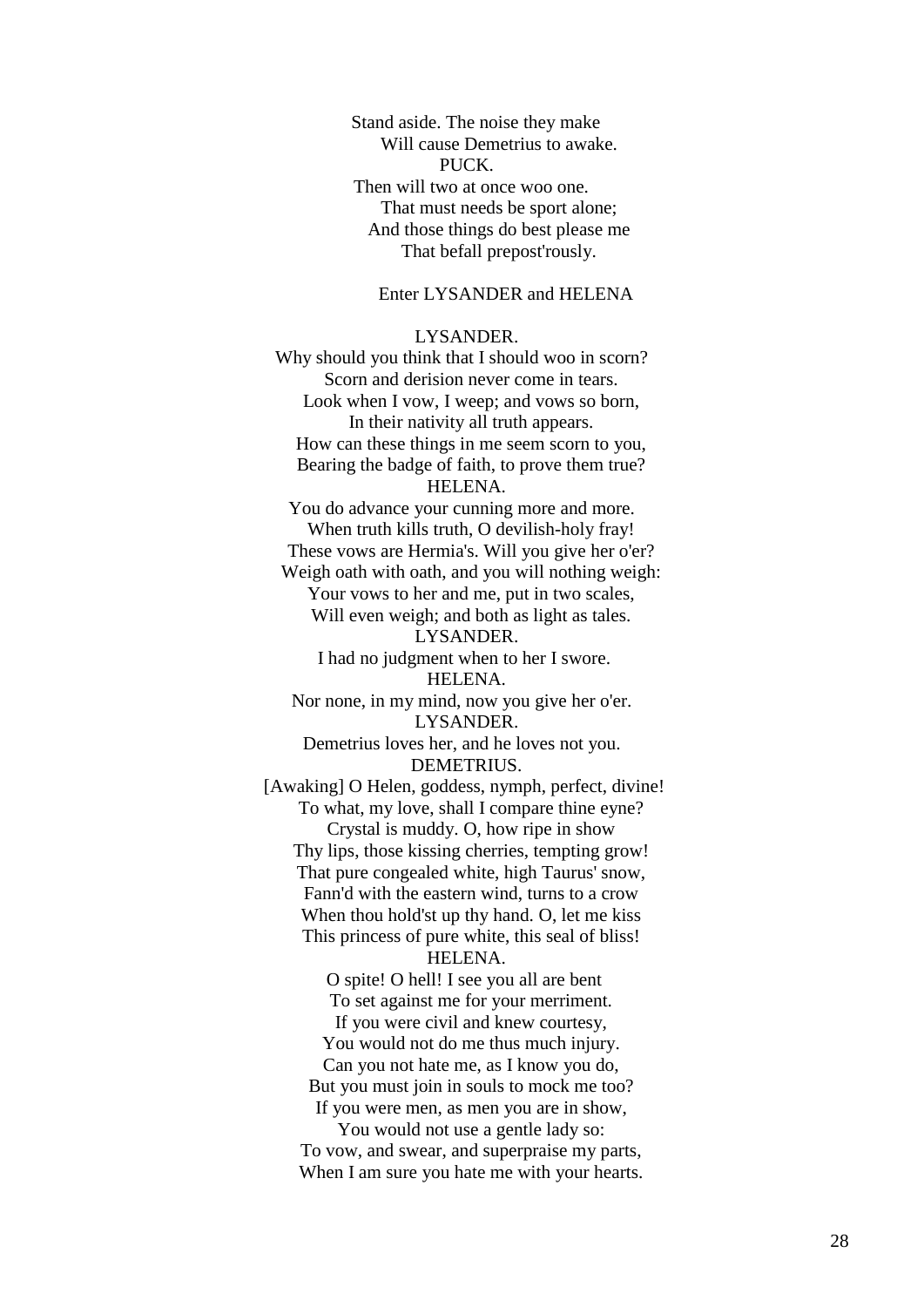Stand aside. The noise they make
Will cause Demetrius to awake.

PUCK.

Then will two at once woo one.
That must needs be sport alone;
And those things do best please me
That befall prepost'rously.

Enter LYSANDER and HELENA

LYSANDER.

Why should you think that I should woo in scorn?
Scorn and derision never come in tears.
Look when I vow, I weep; and vows so born,
In their nativity all truth appears.
How can these things in me seem scorn to you,
Bearing the badge of faith, to prove them true?

HELENA.

You do advance your cunning more and more.
When truth kills truth, O devilish-holy fray!
These vows are Hermia's. Will you give her o'er?
Weigh oath with oath, and you will nothing weigh:
Your vows to her and me, put in two scales,
Will even weigh; and both as light as tales.

LYSANDER.

I had no judgment when to her I swore.

HELENA.

Nor none, in my mind, now you give her o'er.

LYSANDER.

Demetrius loves her, and he loves not you.

DEMETRIUS.

[Awaking] O Helen, goddess, nymph, perfect, divine!
To what, my love, shall I compare thine eyne?
Crystal is muddy. O, how ripe in show
Thy lips, those kissing cherries, tempting grow!
That pure congealed white, high Taurus' snow,
Fann'd with the eastern wind, turns to a crow
When thou hold'st up thy hand. O, let me kiss
This princess of pure white, this seal of bliss!

HELENA.

O spite! O hell! I see you all are bent
To set against me for your merriment.
If you were civil and knew courtesy,
You would not do me thus much injury.
Can you not hate me, as I know you do,
But you must join in souls to mock me too?
If you were men, as men you are in show,
You would not use a gentle lady so:
To vow, and swear, and superpraise my parts,
When I am sure you hate me with your hearts.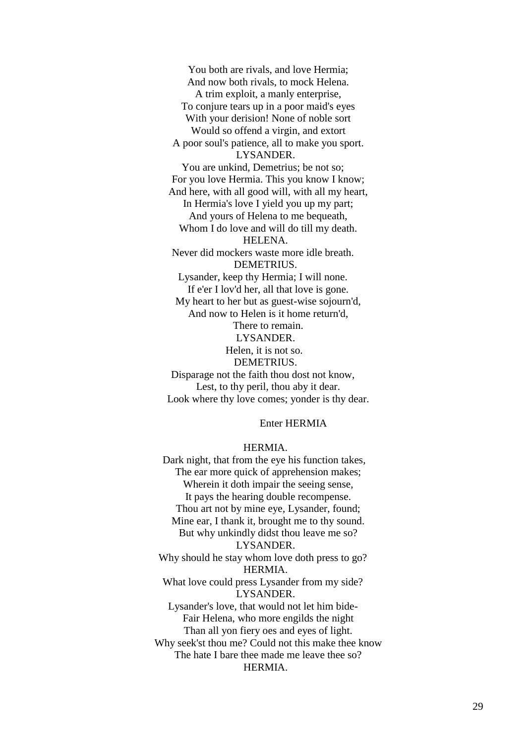You both are rivals, and love Hermia;
And now both rivals, to mock Helena.
A trim exploit, a manly enterprise,
To conjure tears up in a poor maid's eyes
With your derision! None of noble sort
Would so offend a virgin, and extort
A poor soul's patience, all to make you sport.

LYSANDER.

You are unkind, Demetrius; be not so;
For you love Hermia. This you know I know;
And here, with all good will, with all my heart,
In Hermia's love I yield you up my part;
And yours of Helena to me bequeath,
Whom I do love and will do till my death.

HELENA.

Never did mockers waste more idle breath.

DEMETRIUS.

Lysander, keep thy Hermia; I will none.
If e'er I lov'd her, all that love is gone.
My heart to her but as guest-wise sojourn'd,
And now to Helen is it home return'd,
There to remain.

LYSANDER.

Helen, it is not so.

DEMETRIUS.

Disparage not the faith thou dost not know,
Lest, to thy peril, thou aby it dear.
Look where thy love comes; yonder is thy dear.

Enter HERMIA

HERMIA.

Dark night, that from the eye his function takes,
The ear more quick of apprehension makes;
Wherein it doth impair the seeing sense,
It pays the hearing double recompense.
Thou art not by mine eye, Lysander, found;
Mine ear, I thank it, brought me to thy sound.
But why unkindly didst thou leave me so?

LYSANDER.

Why should he stay whom love doth press to go?

HERMIA.

What love could press Lysander from my side?

LYSANDER.

Lysander's love, that would not let him bide-
Fair Helena, who more engilds the night
Than all yon fiery oes and eyes of light.
Why seek'st thou me? Could not this make thee know
The hate I bare thee made me leave thee so?

HERMIA.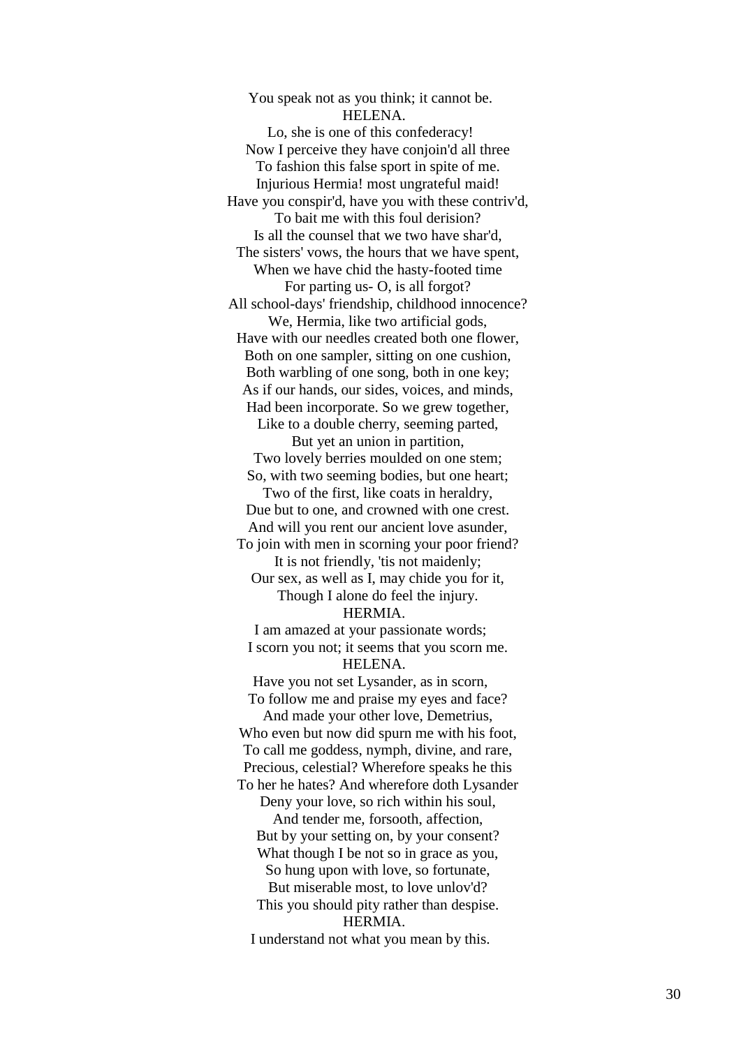You speak not as you think; it cannot be.

HELENA.

Lo, she is one of this confederacy!
Now I perceive they have conjoin'd all three
To fashion this false sport in spite of me.
Injurious Hermia! most ungrateful maid!
Have you conspir'd, have you with these contriv'd,
To bait me with this foul derision?
Is all the counsel that we two have shar'd,
The sisters' vows, the hours that we have spent,
When we have chid the hasty-footed time
For parting us- O, is all forgot?
All school-days' friendship, childhood innocence?
We, Hermia, like two artificial gods,
Have with our needles created both one flower,
Both on one sampler, sitting on one cushion,
Both warbling of one song, both in one key;
As if our hands, our sides, voices, and minds,
Had been incorporate. So we grew together,
Like to a double cherry, seeming parted,
But yet an union in partition,
Two lovely berries moulded on one stem;
So, with two seeming bodies, but one heart;
Two of the first, like coats in heraldry,
Due but to one, and crowned with one crest.
And will you rent our ancient love asunder,
To join with men in scorning your poor friend?
It is not friendly, 'tis not maidenly;
Our sex, as well as I, may chide you for it,
Though I alone do feel the injury.

HERMIA.

I am amazed at your passionate words;
I scorn you not; it seems that you scorn me.

HELENA.

Have you not set Lysander, as in scorn,
To follow me and praise my eyes and face?
And made your other love, Demetrius,
Who even but now did spurn me with his foot,
To call me goddess, nymph, divine, and rare,
Precious, celestial? Wherefore speaks he this
To her he hates? And wherefore doth Lysander
Deny your love, so rich within his soul,
And tender me, forsooth, affection,
But by your setting on, by your consent?
What though I be not so in grace as you,
So hung upon with love, so fortunate,
But miserable most, to love unlov'd?
This you should pity rather than despise.

HERMIA.

I understand not what you mean by this.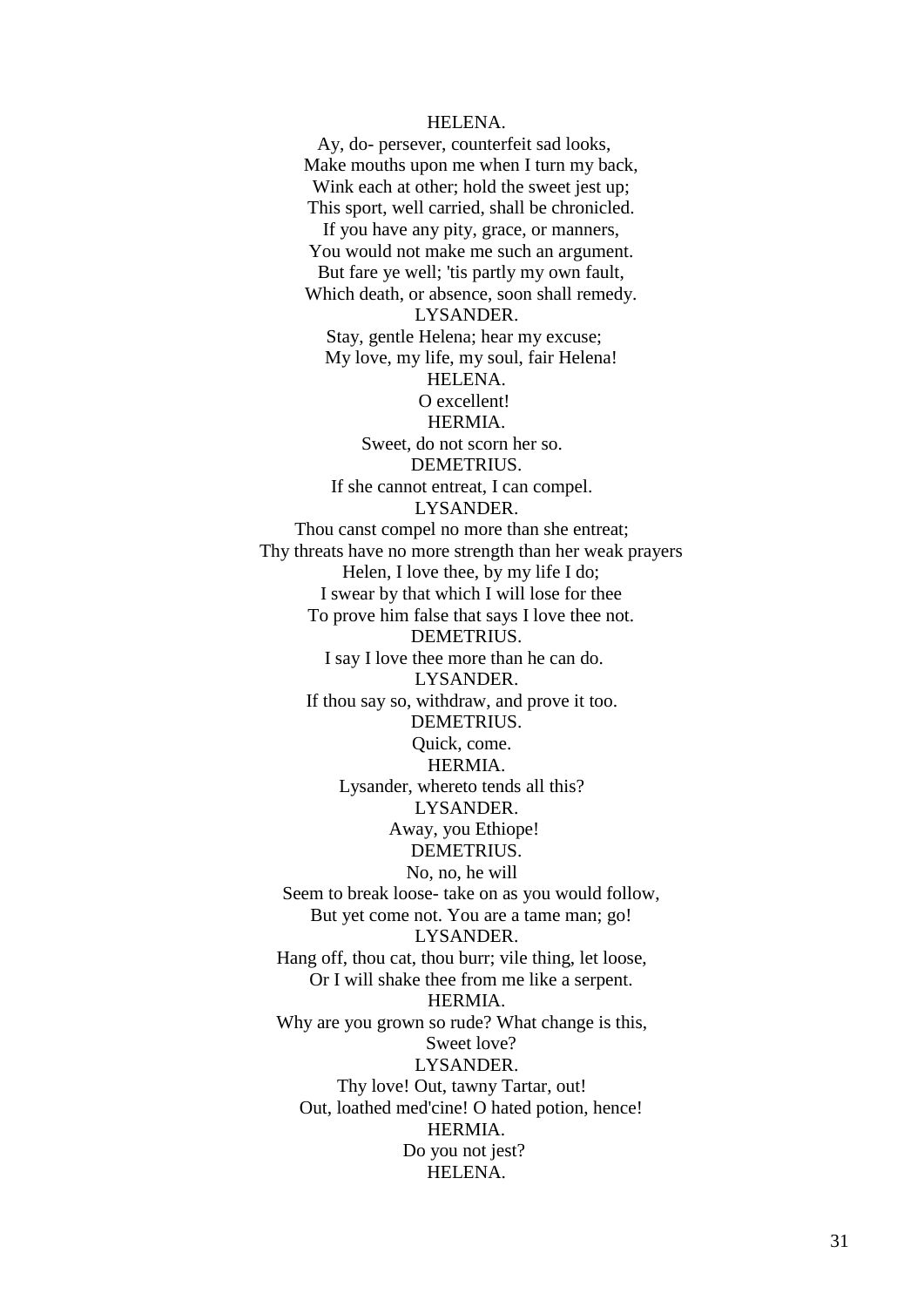HELENA.

Ay, do- persever, counterfeit sad looks,
Make mouths upon me when I turn my back,
Wink each at other; hold the sweet jest up;
This sport, well carried, shall be chronicled.
If you have any pity, grace, or manners,
You would not make me such an argument.
But fare ye well; 'tis partly my own fault,
Which death, or absence, soon shall remedy.

LYSANDER.

Stay, gentle Helena; hear my excuse;
My love, my life, my soul, fair Helena!

HELENA.

O excellent!

HERMIA.

Sweet, do not scorn her so.

DEMETRIUS.

If she cannot entreat, I can compel.

LYSANDER.

Thou canst compel no more than she entreat;
Thy threats have no more strength than her weak prayers
Helen, I love thee, by my life I do;
I swear by that which I will lose for thee
To prove him false that says I love thee not.

DEMETRIUS.

I say I love thee more than he can do.

LYSANDER.

If thou say so, withdraw, and prove it too.

DEMETRIUS.

Quick, come.

HERMIA.

Lysander, whereto tends all this?

LYSANDER.

Away, you Ethiope!

DEMETRIUS.

No, no, he will
Seem to break loose- take on as you would follow,
But yet come not. You are a tame man; go!

LYSANDER.

Hang off, thou cat, thou burr; vile thing, let loose,
Or I will shake thee from me like a serpent.

HERMIA.

Why are you grown so rude? What change is this,
Sweet love?

LYSANDER.

Thy love! Out, tawny Tartar, out!
Out, loathed med'cine! O hated potion, hence!

HERMIA.

Do you not jest?

HELENA.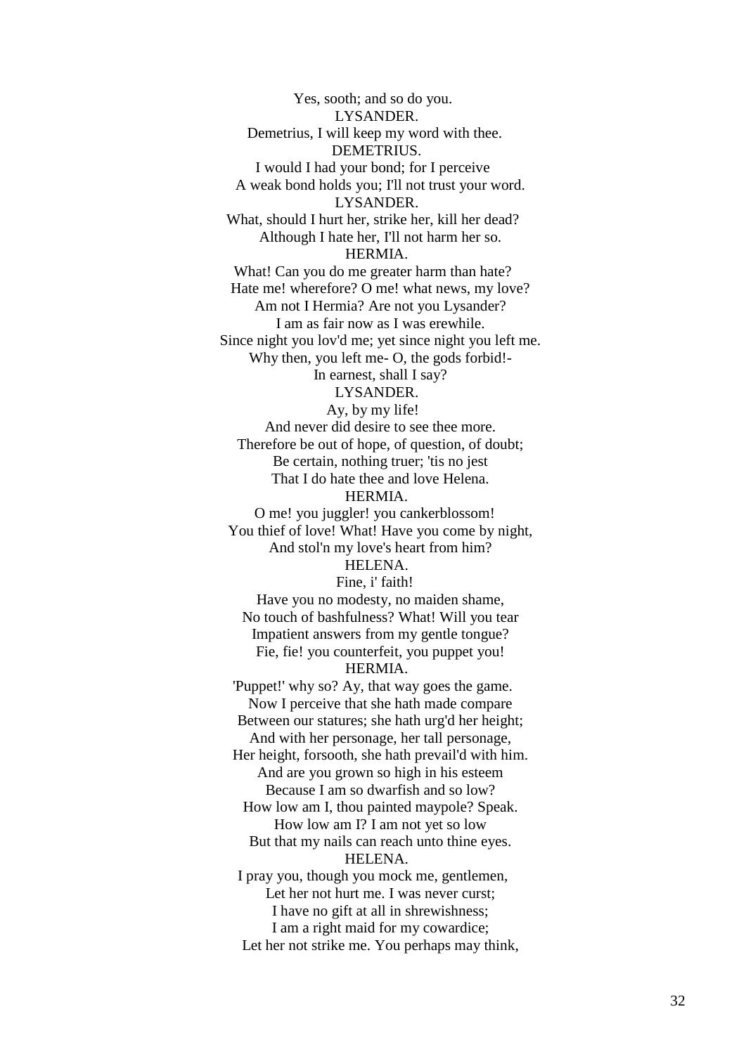Yes, sooth; and so do you.

LYSANDER.

Demetrius, I will keep my word with thee.

DEMETRIUS.

I would I had your bond; for I perceive
A weak bond holds you; I'll not trust your word.

LYSANDER.

What, should I hurt her, strike her, kill her dead?
Although I hate her, I'll not harm her so.

HERMIA.

What! Can you do me greater harm than hate?
Hate me! wherefore? O me! what news, my love?
Am not I Hermia? Are not you Lysander?
I am as fair now as I was erewhile.
Since night you lov'd me; yet since night you left me.
Why then, you left me- O, the gods forbid!-
In earnest, shall I say?

LYSANDER.

Ay, by my life!
And never did desire to see thee more.
Therefore be out of hope, of question, of doubt;
Be certain, nothing truer; 'tis no jest
That I do hate thee and love Helena.

HERMIA.

O me! you juggler! you cankerblossom!
You thief of love! What! Have you come by night,
And stol'n my love's heart from him?

HELENA.

Fine, i' faith!
Have you no modesty, no maiden shame,
No touch of bashfulness? What! Will you tear
Impatient answers from my gentle tongue?
Fie, fie! you counterfeit, you puppet you!

HERMIA.

'Puppet!' why so? Ay, that way goes the game.
Now I perceive that she hath made compare
Between our statures; she hath urg'd her height;
And with her personage, her tall personage,
Her height, forsooth, she hath prevail'd with him.
And are you grown so high in his esteem
Because I am so dwarfish and so low?
How low am I, thou painted maypole? Speak.
How low am I? I am not yet so low
But that my nails can reach unto thine eyes.

HELENA.

I pray you, though you mock me, gentlemen,
Let her not hurt me. I was never curst;
I have no gift at all in shrewishness;
I am a right maid for my cowardice;
Let her not strike me. You perhaps may think,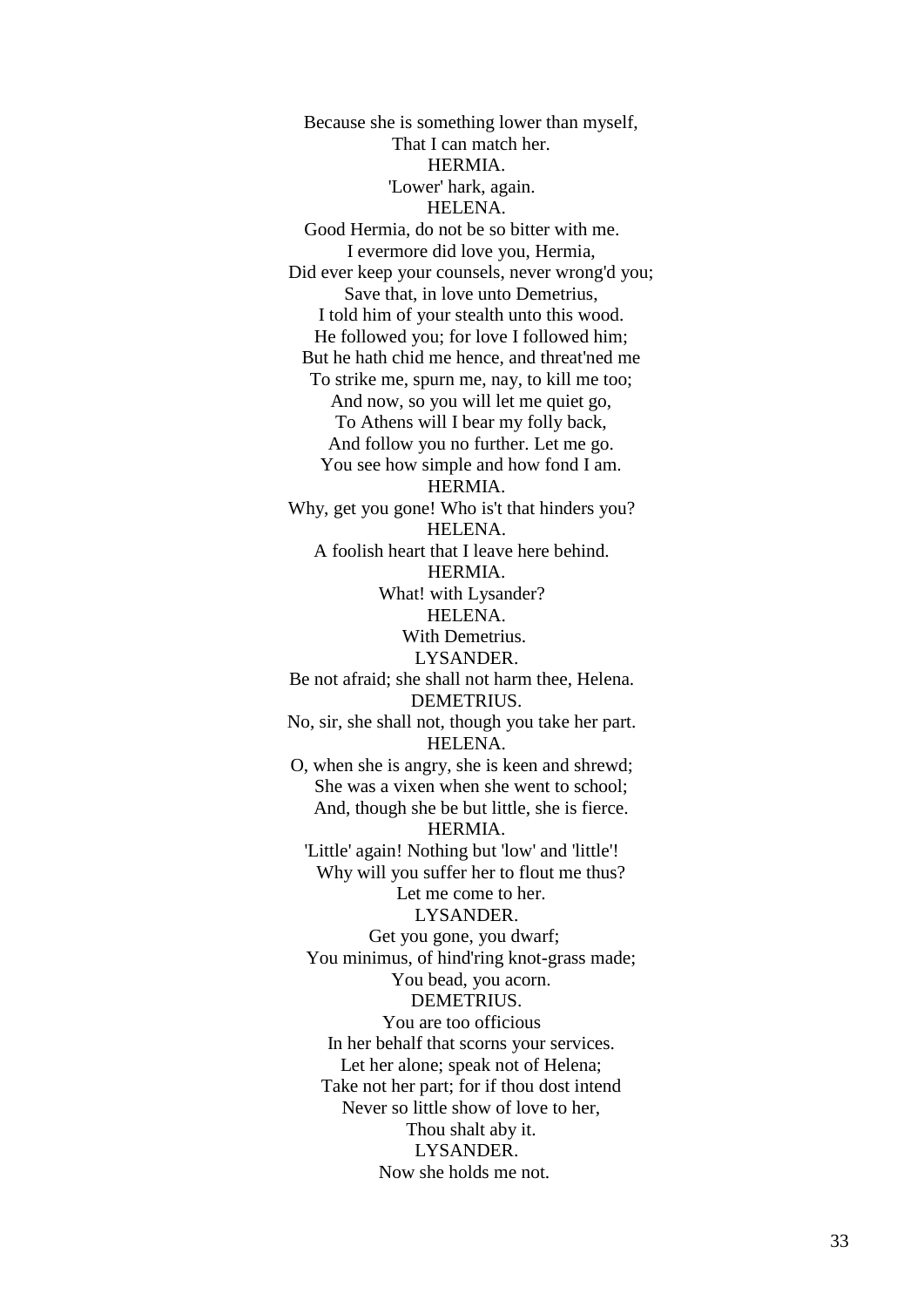Because she is something lower than myself,
That I can match her.

HERMIA.

'Lower' hark, again.

HELENA.

Good Hermia, do not be so bitter with me.
I evermore did love you, Hermia,
Did ever keep your counsels, never wrong'd you;
Save that, in love unto Demetrius,
I told him of your stealth unto this wood.
He followed you; for love I followed him;
But he hath chid me hence, and threat'ned me
To strike me, spurn me, nay, to kill me too;
And now, so you will let me quiet go,
To Athens will I bear my folly back,
And follow you no further. Let me go.
You see how simple and how fond I am.

HERMIA.

Why, get you gone! Who is't that hinders you?

HELENA.

A foolish heart that I leave here behind.

HERMIA.

What! with Lysander?

HELENA.

With Demetrius.

LYSANDER.

Be not afraid; she shall not harm thee, Helena.

DEMETRIUS.

No, sir, she shall not, though you take her part.

HELENA.

O, when she is angry, she is keen and shrewd;
She was a vixen when she went to school;
And, though she be but little, she is fierce.

HERMIA.

'Little' again! Nothing but 'low' and 'little'!
Why will you suffer her to flout me thus?
Let me come to her.

LYSANDER.

Get you gone, you dwarf;
You minimus, of hind'ring knot-grass made;
You bead, you acorn.

DEMETRIUS.

You are too officious
In her behalf that scorns your services.
Let her alone; speak not of Helena;
Take not her part; for if thou dost intend
Never so little show of love to her,
Thou shalt aby it.

LYSANDER.

Now she holds me not.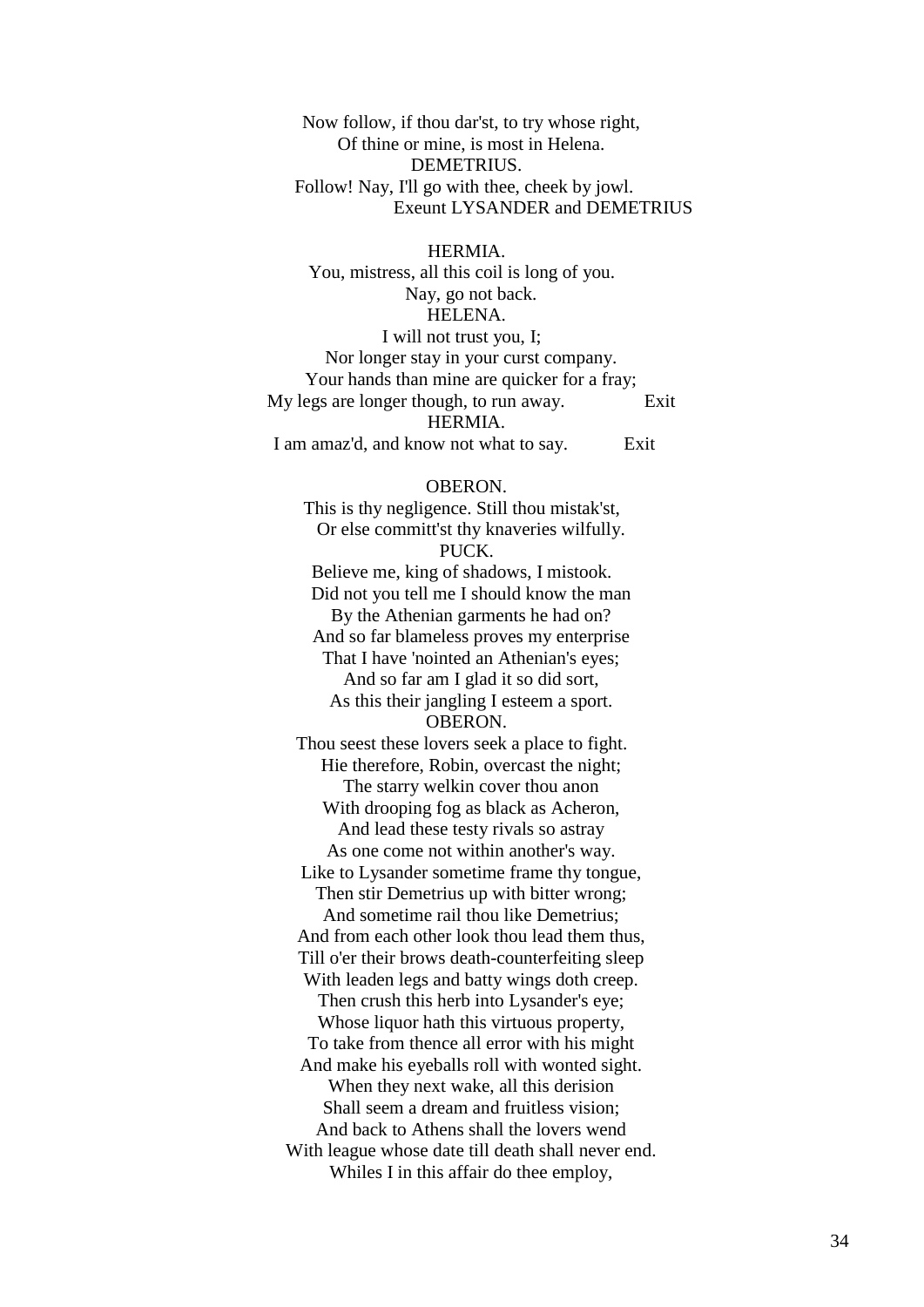Now follow, if thou dar'st, to try whose right,
Of thine or mine, is most in Helena.

DEMETRIUS.
Follow! Nay, I'll go with thee, cheek by jowl.
Exeunt LYSANDER and DEMETRIUS

HERMIA.
You, mistress, all this coil is long of you.
Nay, go not back.

HELENA.
I will not trust you, I;
Nor longer stay in your curst company.
Your hands than mine are quicker for a fray;
My legs are longer though, to run away. Exit

HERMIA.
I am amaz'd, and know not what to say. Exit

OBERON.
This is thy negligence. Still thou mistak'st,
Or else committ'st thy knaveries wilfully.

PUCK.
Believe me, king of shadows, I mistook.
Did not you tell me I should know the man
By the Athenian garments he had on?
And so far blameless proves my enterprise
That I have 'nointed an Athenian's eyes;
And so far am I glad it so did sort,
As this their jangling I esteem a sport.

OBERON.
Thou seest these lovers seek a place to fight.
Hie therefore, Robin, overcast the night;
The starry welkin cover thou anon
With drooping fog as black as Acheron,
And lead these testy rivals so astray
As one come not within another's way.
Like to Lysander sometime frame thy tongue,
Then stir Demetrius up with bitter wrong;
And sometime rail thou like Demetrius;
And from each other look thou lead them thus,
Till o'er their brows death-counterfeiting sleep
With leaden legs and batty wings doth creep.
Then crush this herb into Lysander's eye;
Whose liquor hath this virtuous property,
To take from thence all error with his might
And make his eyeballs roll with wonted sight.
When they next wake, all this derision
Shall seem a dream and fruitless vision;
And back to Athens shall the lovers wend
With league whose date till death shall never end.
Whiles I in this affair do thee employ,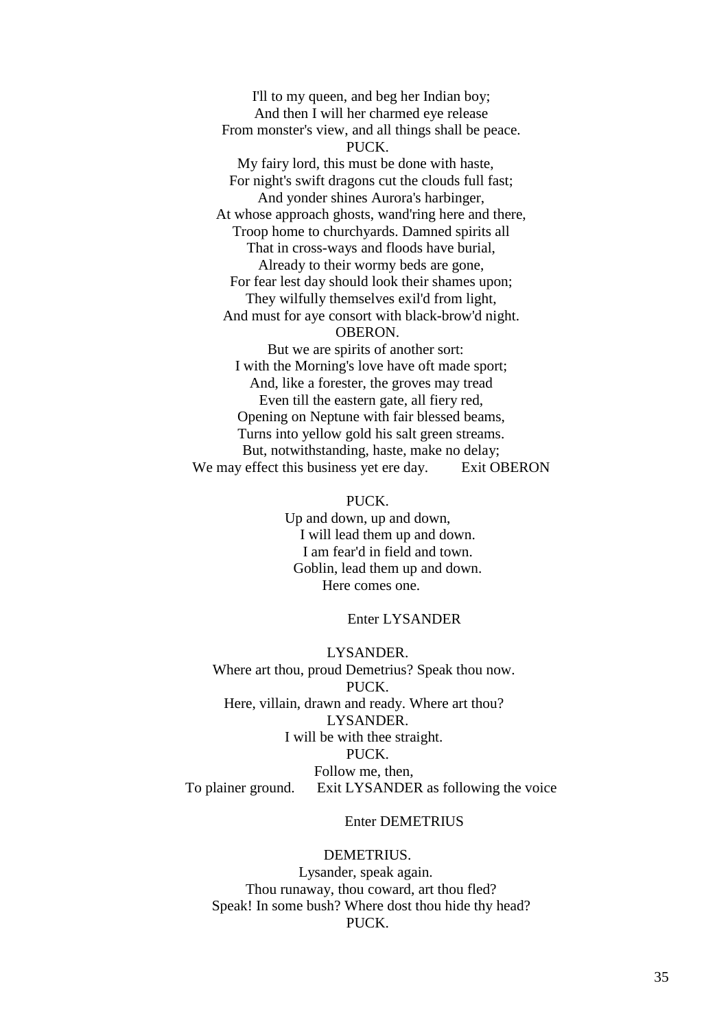I'll to my queen, and beg her Indian boy;
And then I will her charmed eye release
From monster's view, and all things shall be peace.

PUCK.

My fairy lord, this must be done with haste,
For night's swift dragons cut the clouds full fast;
And yonder shines Aurora's harbinger,
At whose approach ghosts, wand'ring here and there,
Troop home to churchyards. Damned spirits all
That in cross-ways and floods have burial,
Already to their wormy beds are gone,
For fear lest day should look their shames upon;
They wilfully themselves exil'd from light,
And must for aye consort with black-brow'd night.

OBERON.

But we are spirits of another sort:
I with the Morning's love have oft made sport;
And, like a forester, the groves may tread
Even till the eastern gate, all fiery red,
Opening on Neptune with fair blessed beams,
Turns into yellow gold his salt green streams.
But, notwithstanding, haste, make no delay;
We may effect this business yet ere day. Exit OBERON

PUCK.

Up and down, up and down,
I will lead them up and down.
I am fear'd in field and town.
Goblin, lead them up and down.
Here comes one.

Enter LYSANDER

LYSANDER.

Where art thou, proud Demetrius? Speak thou now.

PUCK.

Here, villain, drawn and ready. Where art thou?

LYSANDER.

I will be with thee straight.

PUCK.

Follow me, then,
To plainer ground. Exit LYSANDER as following the voice

Enter DEMETRIUS

DEMETRIUS.

Lysander, speak again.
Thou runaway, thou coward, art thou fled?
Speak! In some bush? Where dost thou hide thy head?

PUCK.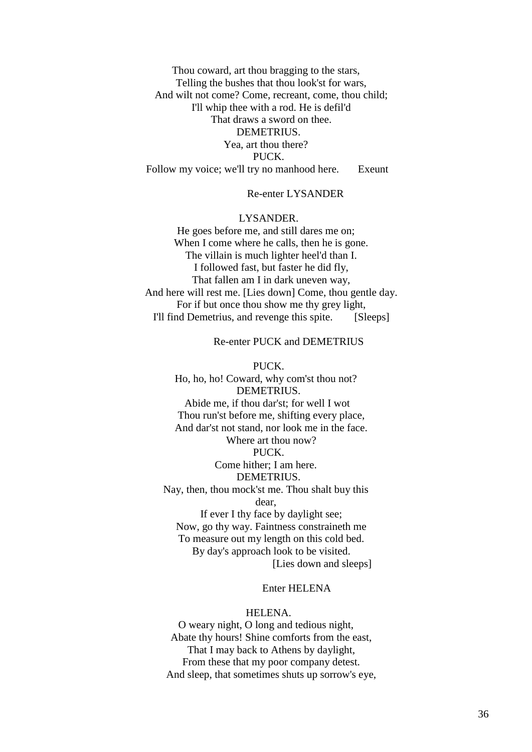Thou coward, art thou bragging to the stars,
Telling the bushes that thou look'st for wars,
And wilt not come? Come, recreant, come, thou child;
I'll whip thee with a rod. He is defil'd
That draws a sword on thee.

DEMETRIUS.
Yea, art thou there?

PUCK.
Follow my voice; we'll try no manhood here. Exeunt

Re-enter LYSANDER

LYSANDER.
He goes before me, and still dares me on;
When I come where he calls, then he is gone.
The villain is much lighter heel'd than I.
I followed fast, but faster he did fly,
That fallen am I in dark uneven way,
And here will rest me. [Lies down] Come, thou gentle day.
For if but once thou show me thy grey light,
I'll find Demetrius, and revenge this spite. [Sleeps]

Re-enter PUCK and DEMETRIUS

PUCK.
Ho, ho, ho! Coward, why com'st thou not?

DEMETRIUS.
Abide me, if thou dar'st; for well I wot
Thou run'st before me, shifting every place,
And dar'st not stand, nor look me in the face.
Where art thou now?

PUCK.
Come hither; I am here.

DEMETRIUS.
Nay, then, thou mock'st me. Thou shalt buy this dear,
If ever I thy face by daylight see;
Now, go thy way. Faintness constraineth me
To measure out my length on this cold bed.
By day's approach look to be visited.
[Lies down and sleeps]

Enter HELENA

HELENA.
O weary night, O long and tedious night,
Abate thy hours! Shine comforts from the east,
That I may back to Athens by daylight,
From these that my poor company detest.
And sleep, that sometimes shuts up sorrow's eye,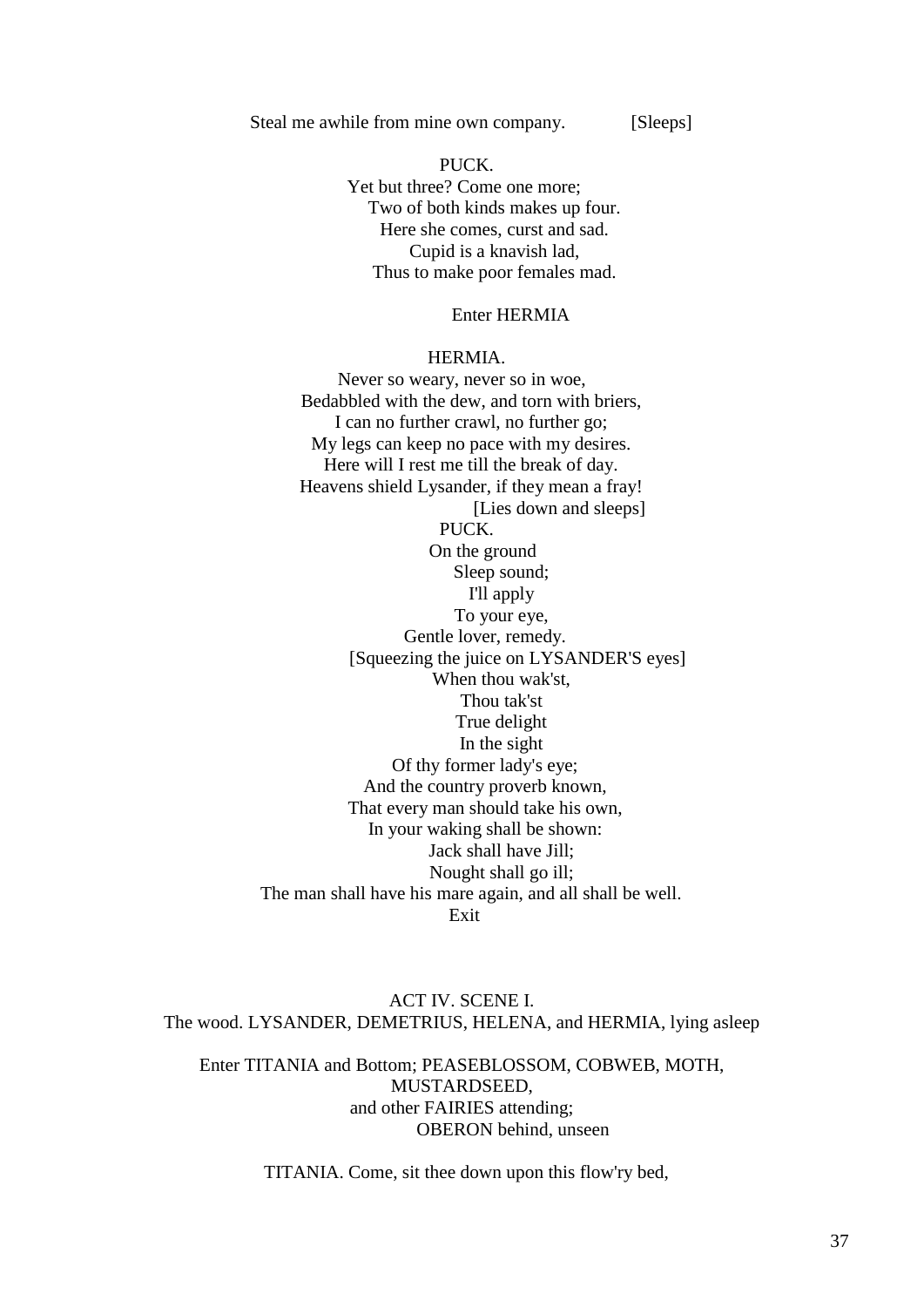Steal me awhile from mine own company. [Sleeps]

PUCK.
Yet but three? Come one more;
Two of both kinds makes up four.
Here she comes, curst and sad.
Cupid is a knavish lad,
Thus to make poor females mad.

Enter HERMIA

HERMIA.
Never so weary, never so in woe,
Bedabbled with the dew, and torn with briers,
I can no further crawl, no further go;
My legs can keep no pace with my desires.
Here will I rest me till the break of day.
Heavens shield Lysander, if they mean a fray!
[Lies down and sleeps]

PUCK.
On the ground
Sleep sound;
I'll apply
To your eye,
Gentle lover, remedy.
[Squeezing the juice on LYSANDER'S eyes]
When thou wak'st,
Thou tak'st
True delight
In the sight
Of thy former lady's eye;
And the country proverb known,
That every man should take his own,
In your waking shall be shown:
Jack shall have Jill;
Nought shall go ill;
The man shall have his mare again, and all shall be well.
Exit

## ACT IV. SCENE I.

The wood. LYSANDER, DEMETRIUS, HELENA, and HERMIA, lying asleep

Enter TITANIA and Bottom; PEASEBLOSSOM, COBWEB, MOTH, MUSTARDSEED, and other FAIRIES attending; OBERON behind, unseen

TITANIA. Come, sit thee down upon this flow'ry bed,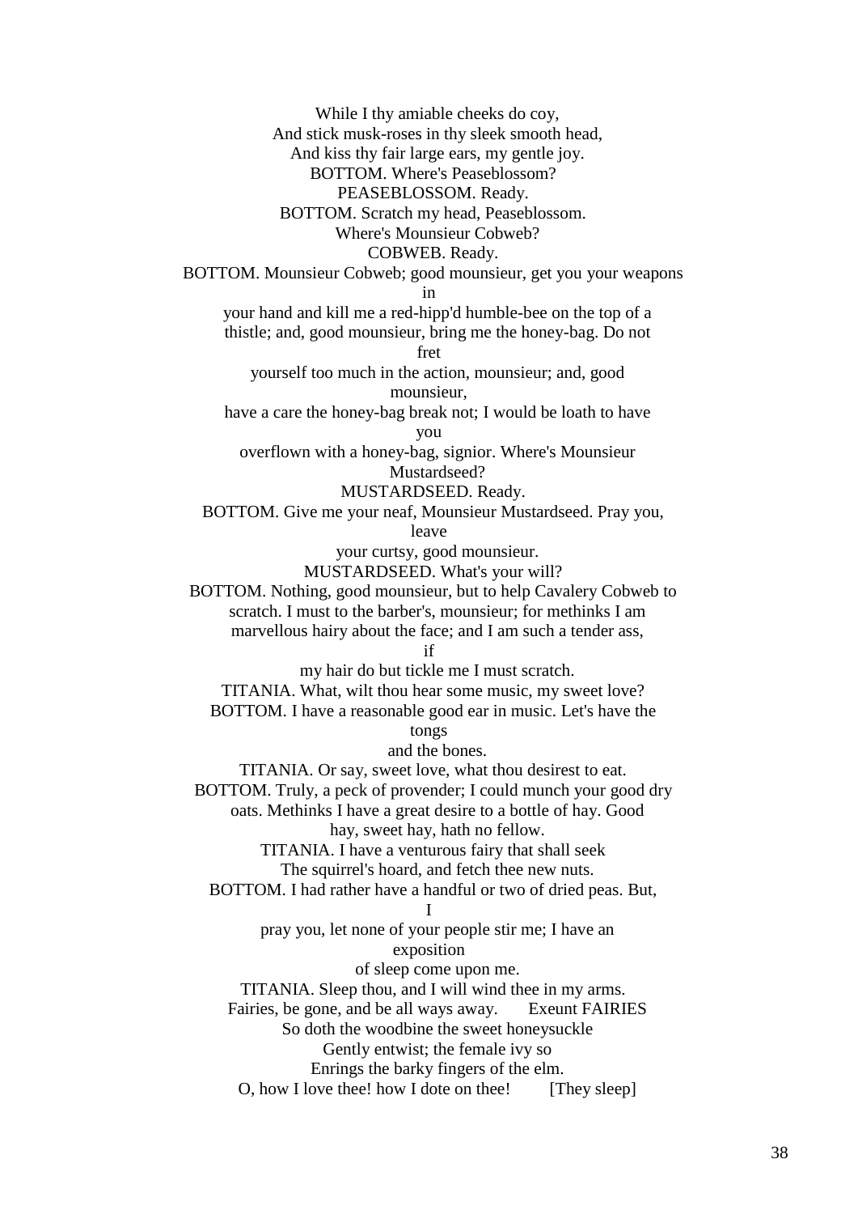While I thy amiable cheeks do coy,
And stick musk-roses in thy sleek smooth head,
And kiss thy fair large ears, my gentle joy.

BOTTOM. Where's Peaseblossom?

PEASEBLOSSOM. Ready.

BOTTOM. Scratch my head, Peaseblossom.
Where's Mounsieur Cobweb?

COBWEB. Ready.

BOTTOM. Mounsieur Cobweb; good mounsieur, get you your weapons in
your hand and kill me a red-hipp'd humble-bee on the top of a
thistle; and, good mounsieur, bring me the honey-bag. Do not fret
yourself too much in the action, mounsieur; and, good mounsieur,
have a care the honey-bag break not; I would be loath to have you
overflown with a honey-bag, signior. Where's Mounsieur Mustardseed?

MUSTARDSEED. Ready.

BOTTOM. Give me your neaf, Mounsieur Mustardseed. Pray you, leave
your curtsy, good mounsieur.

MUSTARDSEED. What's your will?

BOTTOM. Nothing, good mounsieur, but to help Cavalery Cobweb to
scratch. I must to the barber's, mounsieur; for methinks I am
marvellous hairy about the face; and I am such a tender ass, if
my hair do but tickle me I must scratch.

TITANIA. What, wilt thou hear some music, my sweet love?

BOTTOM. I have a reasonable good ear in music. Let's have the tongs
and the bones.

TITANIA. Or say, sweet love, what thou desirest to eat.

BOTTOM. Truly, a peck of provender; I could munch your good dry
oats. Methinks I have a great desire to a bottle of hay. Good
hay, sweet hay, hath no fellow.

TITANIA. I have a venturous fairy that shall seek
The squirrel's hoard, and fetch thee new nuts.

BOTTOM. I had rather have a handful or two of dried peas. But, I
pray you, let none of your people stir me; I have an exposition
of sleep come upon me.

TITANIA. Sleep thou, and I will wind thee in my arms.
Fairies, be gone, and be all ways away. Exeunt FAIRIES
So doth the woodbine the sweet honeysuckle
Gently entwist; the female ivy so
Enrings the barky fingers of the elm.
O, how I love thee! how I dote on thee! [They sleep]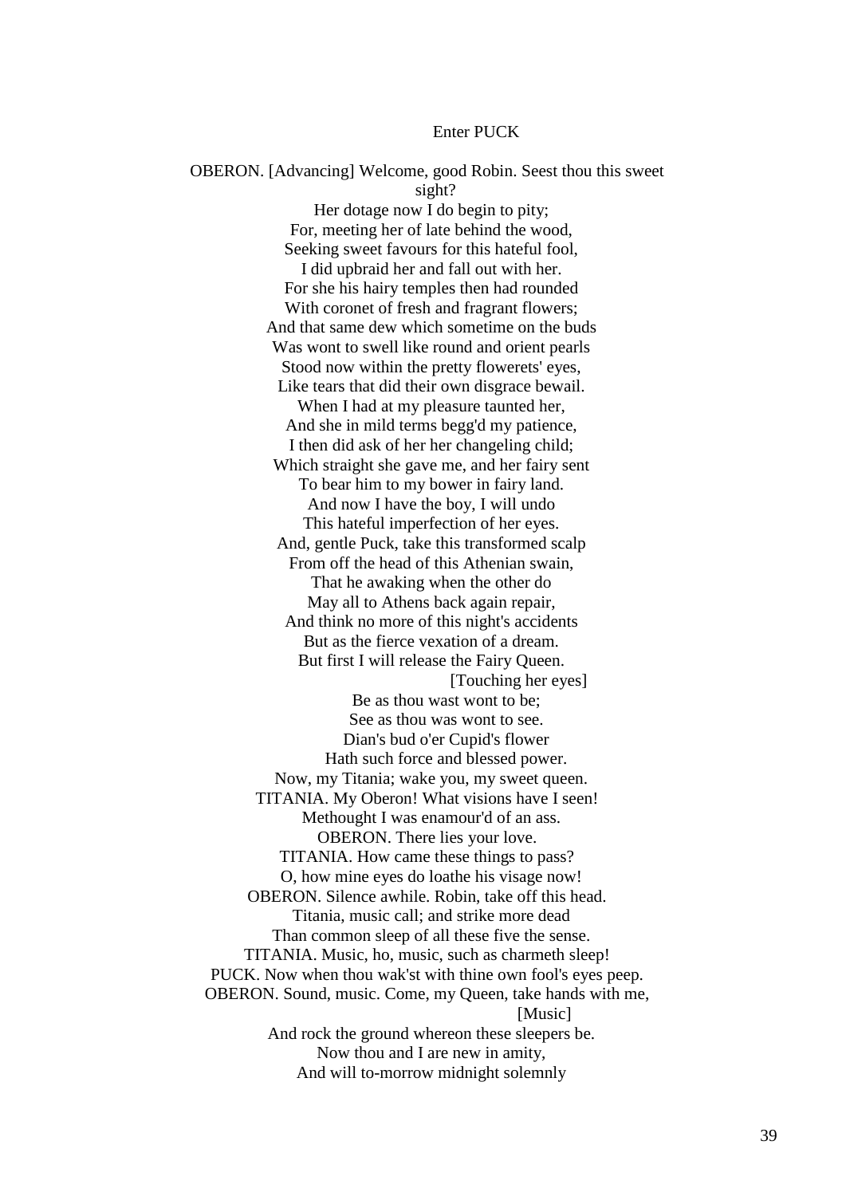Enter PUCK

OBERON. [Advancing] Welcome, good Robin. Seest thou this sweet sight?
Her dotage now I do begin to pity;
For, meeting her of late behind the wood,
Seeking sweet favours for this hateful fool,
I did upbraid her and fall out with her.
For she his hairy temples then had rounded
With coronet of fresh and fragrant flowers;
And that same dew which sometime on the buds
Was wont to swell like round and orient pearls
Stood now within the pretty flowerets' eyes,
Like tears that did their own disgrace bewail.
When I had at my pleasure taunted her,
And she in mild terms begg'd my patience,
I then did ask of her her changeling child;
Which straight she gave me, and her fairy sent
To bear him to my bower in fairy land.
And now I have the boy, I will undo
This hateful imperfection of her eyes.
And, gentle Puck, take this transformed scalp
From off the head of this Athenian swain,
That he awaking when the other do
May all to Athens back again repair,
And think no more of this night's accidents
But as the fierce vexation of a dream.
But first I will release the Fairy Queen.
[Touching her eyes]
Be as thou wast wont to be;
See as thou was wont to see.
Dian's bud o'er Cupid's flower
Hath such force and blessed power.
Now, my Titania; wake you, my sweet queen.
TITANIA. My Oberon! What visions have I seen!
Methought I was enamour'd of an ass.
OBERON. There lies your love.
TITANIA. How came these things to pass?
O, how mine eyes do loathe his visage now!
OBERON. Silence awhile. Robin, take off this head.
Titania, music call; and strike more dead
Than common sleep of all these five the sense.
TITANIA. Music, ho, music, such as charmeth sleep!
PUCK. Now when thou wak'st with thine own fool's eyes peep.
OBERON. Sound, music. Come, my Queen, take hands with me,
[Music]
And rock the ground whereon these sleepers be.
Now thou and I are new in amity,
And will to-morrow midnight solemnly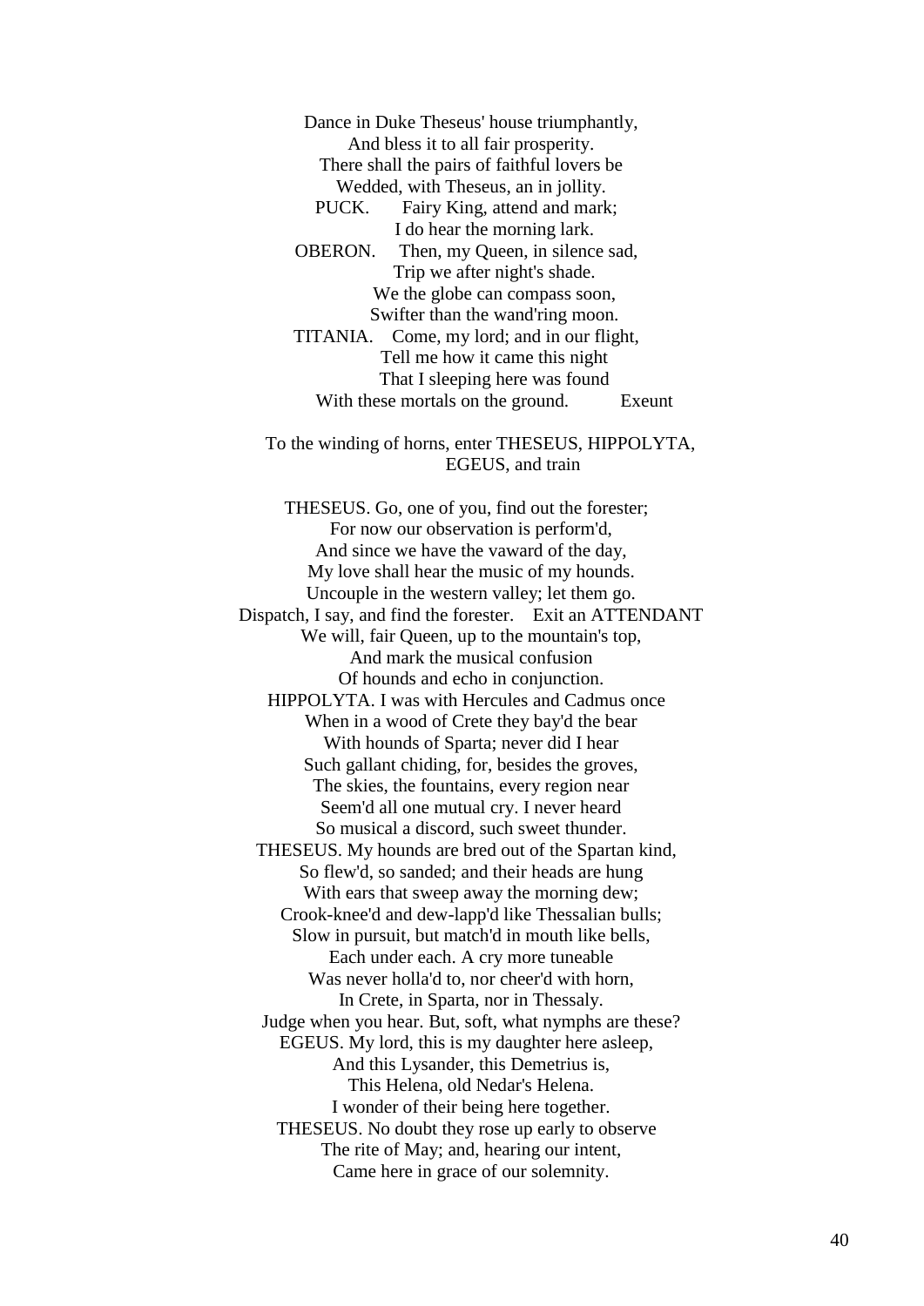Dance in Duke Theseus' house triumphantly,
And bless it to all fair prosperity.
There shall the pairs of faithful lovers be
Wedded, with Theseus, an in jollity.

PUCK. Fairy King, attend and mark;
I do hear the morning lark.

OBERON. Then, my Queen, in silence sad,
Trip we after night's shade.
We the globe can compass soon,
Swifter than the wand'ring moon.

TITANIA. Come, my lord; and in our flight,
Tell me how it came this night
That I sleeping here was found
With these mortals on the ground. Exeunt

To the winding of horns, enter THESEUS, HIPPOLYTA, EGEUS, and train

THESEUS. Go, one of you, find out the forester;
For now our observation is perform'd,
And since we have the vaward of the day,
My love shall hear the music of my hounds.
Uncouple in the western valley; let them go.
Dispatch, I say, and find the forester. Exit an ATTENDANT
We will, fair Queen, up to the mountain's top,
And mark the musical confusion
Of hounds and echo in conjunction.

HIPPOLYTA. I was with Hercules and Cadmus once
When in a wood of Crete they bay'd the bear
With hounds of Sparta; never did I hear
Such gallant chiding, for, besides the groves,
The skies, the fountains, every region near
Seem'd all one mutual cry. I never heard
So musical a discord, such sweet thunder.

THESEUS. My hounds are bred out of the Spartan kind,
So flew'd, so sanded; and their heads are hung
With ears that sweep away the morning dew;
Crook-knee'd and dew-lapp'd like Thessalian bulls;
Slow in pursuit, but match'd in mouth like bells,
Each under each. A cry more tuneable
Was never holla'd to, nor cheer'd with horn,
In Crete, in Sparta, nor in Thessaly.
Judge when you hear. But, soft, what nymphs are these?

EGEUS. My lord, this is my daughter here asleep,
And this Lysander, this Demetrius is,
This Helena, old Nedar's Helena.
I wonder of their being here together.

THESEUS. No doubt they rose up early to observe
The rite of May; and, hearing our intent,
Came here in grace of our solemnity.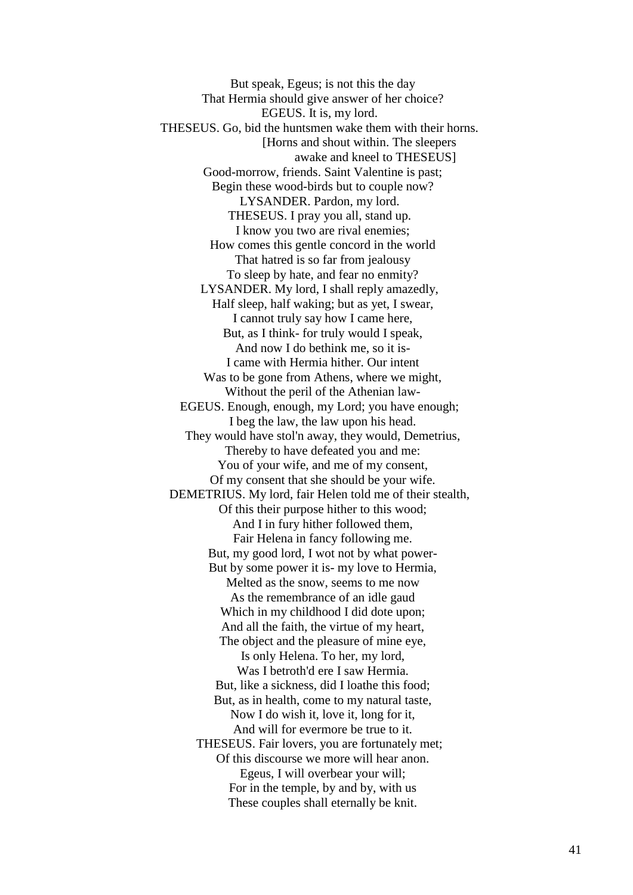But speak, Egeus; is not this the day
That Hermia should give answer of her choice?
EGEUS. It is, my lord.
THESEUS. Go, bid the huntsmen wake them with their horns.
[Horns and shout within. The sleepers
awake and kneel to THESEUS]
Good-morrow, friends. Saint Valentine is past;
Begin these wood-birds but to couple now?
LYSANDER. Pardon, my lord.
THESEUS. I pray you all, stand up.
I know you two are rival enemies;
How comes this gentle concord in the world
That hatred is so far from jealousy
To sleep by hate, and fear no enmity?
LYSANDER. My lord, I shall reply amazedly,
Half sleep, half waking; but as yet, I swear,
I cannot truly say how I came here,
But, as I think- for truly would I speak,
And now I do bethink me, so it is-
I came with Hermia hither. Our intent
Was to be gone from Athens, where we might,
Without the peril of the Athenian law-
EGEUS. Enough, enough, my Lord; you have enough;
I beg the law, the law upon his head.
They would have stol'n away, they would, Demetrius,
Thereby to have defeated you and me:
You of your wife, and me of my consent,
Of my consent that she should be your wife.
DEMETRIUS. My lord, fair Helen told me of their stealth,
Of this their purpose hither to this wood;
And I in fury hither followed them,
Fair Helena in fancy following me.
But, my good lord, I wot not by what power-
But by some power it is- my love to Hermia,
Melted as the snow, seems to me now
As the remembrance of an idle gaud
Which in my childhood I did dote upon;
And all the faith, the virtue of my heart,
The object and the pleasure of mine eye,
Is only Helena. To her, my lord,
Was I betroth'd ere I saw Hermia.
But, like a sickness, did I loathe this food;
But, as in health, come to my natural taste,
Now I do wish it, love it, long for it,
And will for evermore be true to it.
THESEUS. Fair lovers, you are fortunately met;
Of this discourse we more will hear anon.
Egeus, I will overbear your will;
For in the temple, by and by, with us
These couples shall eternally be knit.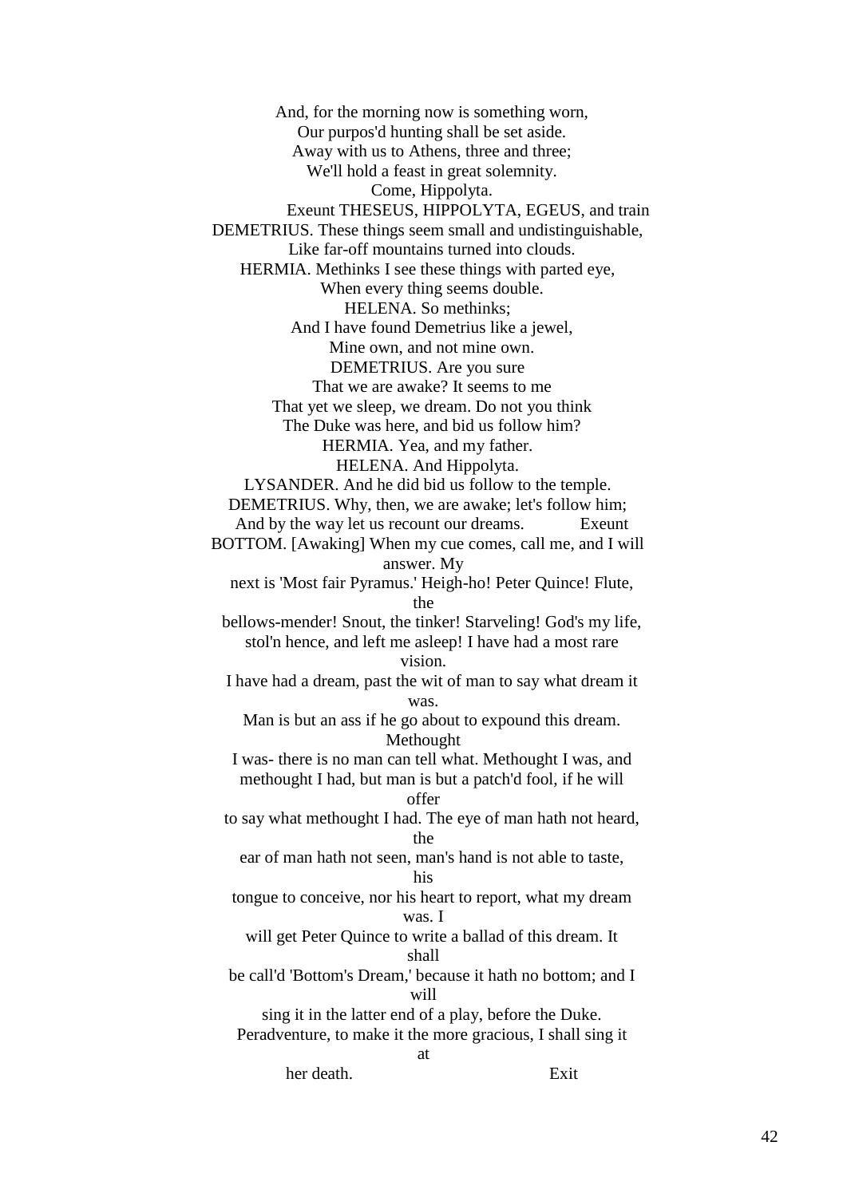And, for the morning now is something worn,
Our purpos'd hunting shall be set aside.
Away with us to Athens, three and three;
We'll hold a feast in great solemnity.
Come, Hippolyta.

Exeunt THESEUS, HIPPOLYTA, EGEUS, and train

DEMETRIUS. These things seem small and undistinguishable,
Like far-off mountains turned into clouds.

HERMIA. Methinks I see these things with parted eye,
When every thing seems double.

HELENA. So methinks;
And I have found Demetrius like a jewel,
Mine own, and not mine own.

DEMETRIUS. Are you sure
That we are awake? It seems to me
That yet we sleep, we dream. Do not you think
The Duke was here, and bid us follow him?

HERMIA. Yea, and my father.

HELENA. And Hippolyta.

LYSANDER. And he did bid us follow to the temple.

DEMETRIUS. Why, then, we are awake; let's follow him;
And by the way let us recount our dreams. Exeunt

BOTTOM. [Awaking] When my cue comes, call me, and I will answer. My
next is 'Most fair Pyramus.' Heigh-ho! Peter Quince! Flute, the
bellows-mender! Snout, the tinker! Starveling! God's my life,
stol'n hence, and left me asleep! I have had a most rare vision.
I have had a dream, past the wit of man to say what dream it was.
Man is but an ass if he go about to expound this dream. Methought
I was- there is no man can tell what. Methought I was, and
methought I had, but man is but a patch'd fool, if he will offer
to say what methought I had. The eye of man hath not heard, the
ear of man hath not seen, man's hand is not able to taste, his
tongue to conceive, nor his heart to report, what my dream was. I
will get Peter Quince to write a ballad of this dream. It shall
be call'd 'Bottom's Dream,' because it hath no bottom; and I will
sing it in the latter end of a play, before the Duke.
Peradventure, to make it the more gracious, I shall sing it at
her death. Exit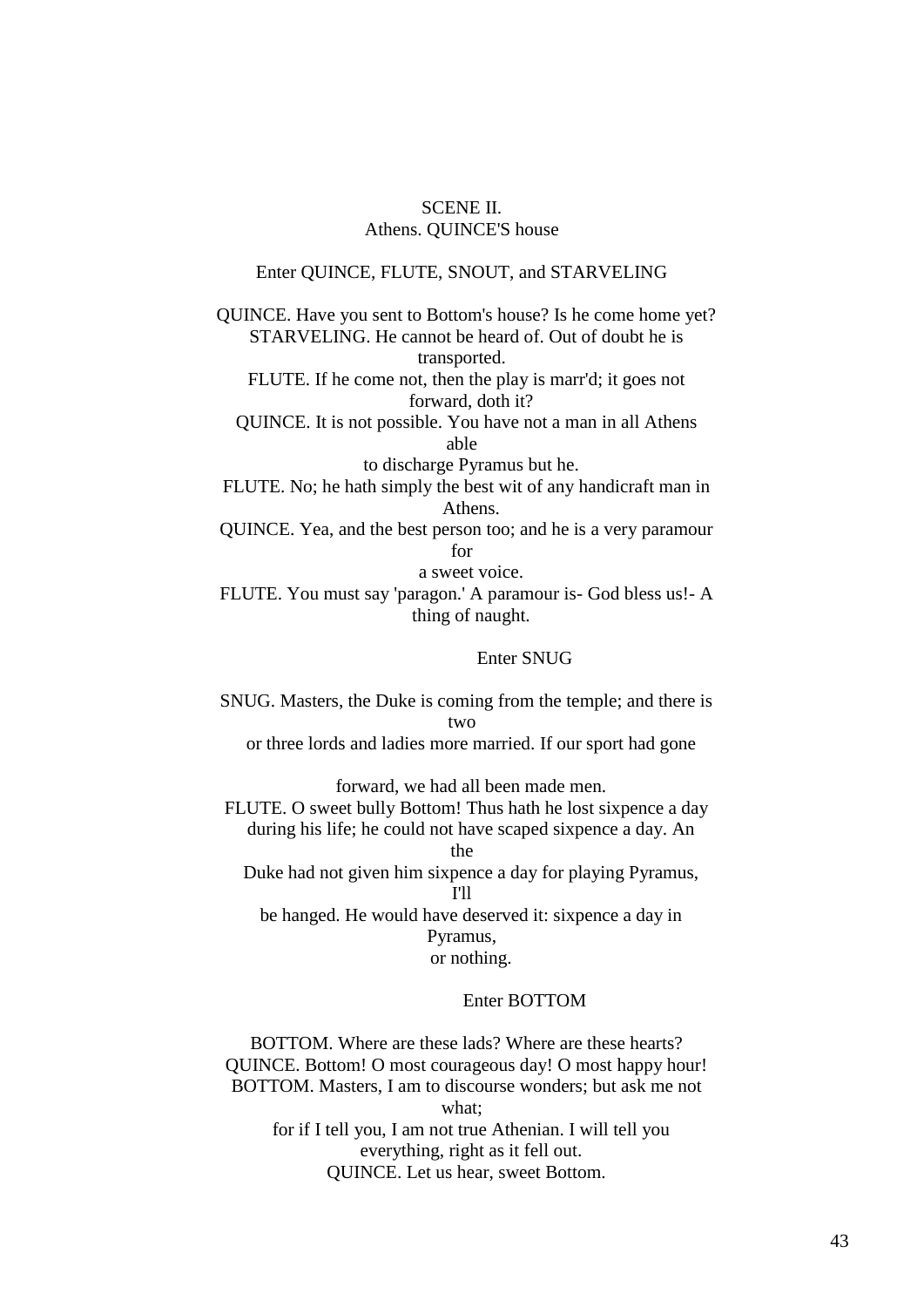SCENE II.
Athens. QUINCE'S house

Enter QUINCE, FLUTE, SNOUT, and STARVELING

QUINCE. Have you sent to Bottom's house? Is he come home yet?
STARVELING. He cannot be heard of. Out of doubt he is transported.
FLUTE. If he come not, then the play is marr'd; it goes not forward, doth it?
QUINCE. It is not possible. You have not a man in all Athens able
to discharge Pyramus but he.
FLUTE. No; he hath simply the best wit of any handicraft man in Athens.
QUINCE. Yea, and the best person too; and he is a very paramour for
a sweet voice.
FLUTE. You must say 'paragon.' A paramour is- God bless us!- A thing of naught.

Enter SNUG

SNUG. Masters, the Duke is coming from the temple; and there is two
or three lords and ladies more married. If our sport had gone
forward, we had all been made men.
FLUTE. O sweet bully Bottom! Thus hath he lost sixpence a day
during his life; he could not have scaped sixpence a day. An the
Duke had not given him sixpence a day for playing Pyramus, I'll
be hanged. He would have deserved it: sixpence a day in Pyramus,
or nothing.

Enter BOTTOM

BOTTOM. Where are these lads? Where are these hearts?
QUINCE. Bottom! O most courageous day! O most happy hour!
BOTTOM. Masters, I am to discourse wonders; but ask me not what;
for if I tell you, I am not true Athenian. I will tell you
everything, right as it fell out.
QUINCE. Let us hear, sweet Bottom.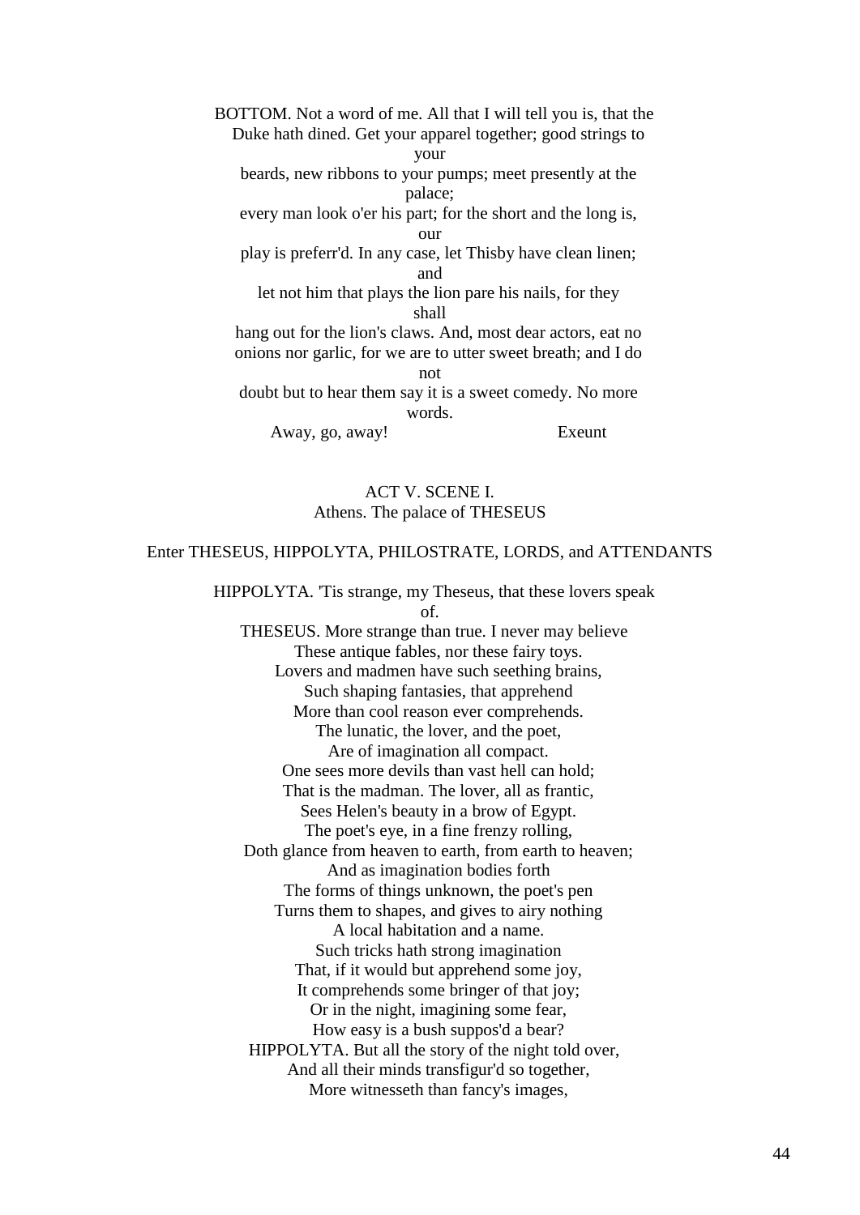BOTTOM. Not a word of me. All that I will tell you is, that the Duke hath dined. Get your apparel together; good strings to your
beards, new ribbons to your pumps; meet presently at the palace;
every man look o'er his part; for the short and the long is, our
play is preferr'd. In any case, let Thisby have clean linen; and
let not him that plays the lion pare his nails, for they shall
hang out for the lion's claws. And, most dear actors, eat no
onions nor garlic, for we are to utter sweet breath; and I do not
doubt but to hear them say it is a sweet comedy. No more words.
Away, go, away! Exeunt

## ACT V. SCENE I.

Athens. The palace of THESEUS

Enter THESEUS, HIPPOLYTA, PHILOSTRATE, LORDS, and ATTENDANTS

HIPPOLYTA. 'Tis strange, my Theseus, that these lovers speak of.
THESEUS. More strange than true. I never may believe
These antique fables, nor these fairy toys.
Lovers and madmen have such seething brains,
Such shaping fantasies, that apprehend
More than cool reason ever comprehends.
The lunatic, the lover, and the poet,
Are of imagination all compact.
One sees more devils than vast hell can hold;
That is the madman. The lover, all as frantic,
Sees Helen's beauty in a brow of Egypt.
The poet's eye, in a fine frenzy rolling,
Doth glance from heaven to earth, from earth to heaven;
And as imagination bodies forth
The forms of things unknown, the poet's pen
Turns them to shapes, and gives to airy nothing
A local habitation and a name.
Such tricks hath strong imagination
That, if it would but apprehend some joy,
It comprehends some bringer of that joy;
Or in the night, imagining some fear,
How easy is a bush suppos'd a bear?
HIPPOLYTA. But all the story of the night told over,
And all their minds transfigur'd so together,
More witnesseth than fancy's images,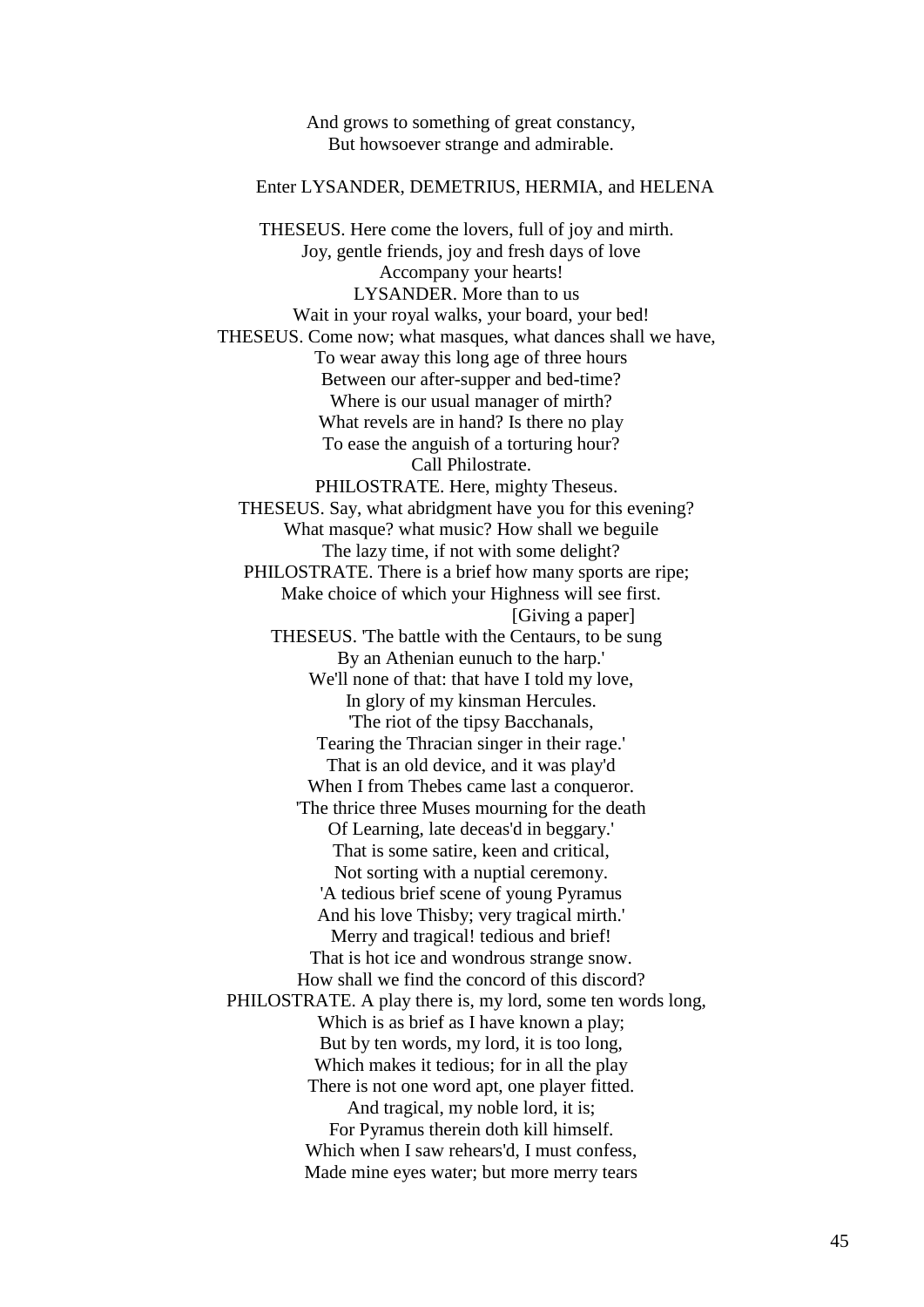And grows to something of great constancy,
But howsoever strange and admirable.

Enter LYSANDER, DEMETRIUS, HERMIA, and HELENA

THESEUS. Here come the lovers, full of joy and mirth.
Joy, gentle friends, joy and fresh days of love
Accompany your hearts!
LYSANDER. More than to us
Wait in your royal walks, your board, your bed!
THESEUS. Come now; what masques, what dances shall we have,
To wear away this long age of three hours
Between our after-supper and bed-time?
Where is our usual manager of mirth?
What revels are in hand? Is there no play
To ease the anguish of a torturing hour?
Call Philostrate.
PHILOSTRATE. Here, mighty Theseus.
THESEUS. Say, what abridgment have you for this evening?
What masque? what music? How shall we beguile
The lazy time, if not with some delight?
PHILOSTRATE. There is a brief how many sports are ripe;
Make choice of which your Highness will see first.
[Giving a paper]
THESEUS. 'The battle with the Centaurs, to be sung
By an Athenian eunuch to the harp.'
We'll none of that: that have I told my love,
In glory of my kinsman Hercules.
'The riot of the tipsy Bacchanals,
Tearing the Thracian singer in their rage.'
That is an old device, and it was play'd
When I from Thebes came last a conqueror.
'The thrice three Muses mourning for the death
Of Learning, late deceas'd in beggary.'
That is some satire, keen and critical,
Not sorting with a nuptial ceremony.
'A tedious brief scene of young Pyramus
And his love Thisby; very tragical mirth.'
Merry and tragical! tedious and brief!
That is hot ice and wondrous strange snow.
How shall we find the concord of this discord?
PHILOSTRATE. A play there is, my lord, some ten words long,
Which is as brief as I have known a play;
But by ten words, my lord, it is too long,
Which makes it tedious; for in all the play
There is not one word apt, one player fitted.
And tragical, my noble lord, it is;
For Pyramus therein doth kill himself.
Which when I saw rehears'd, I must confess,
Made mine eyes water; but more merry tears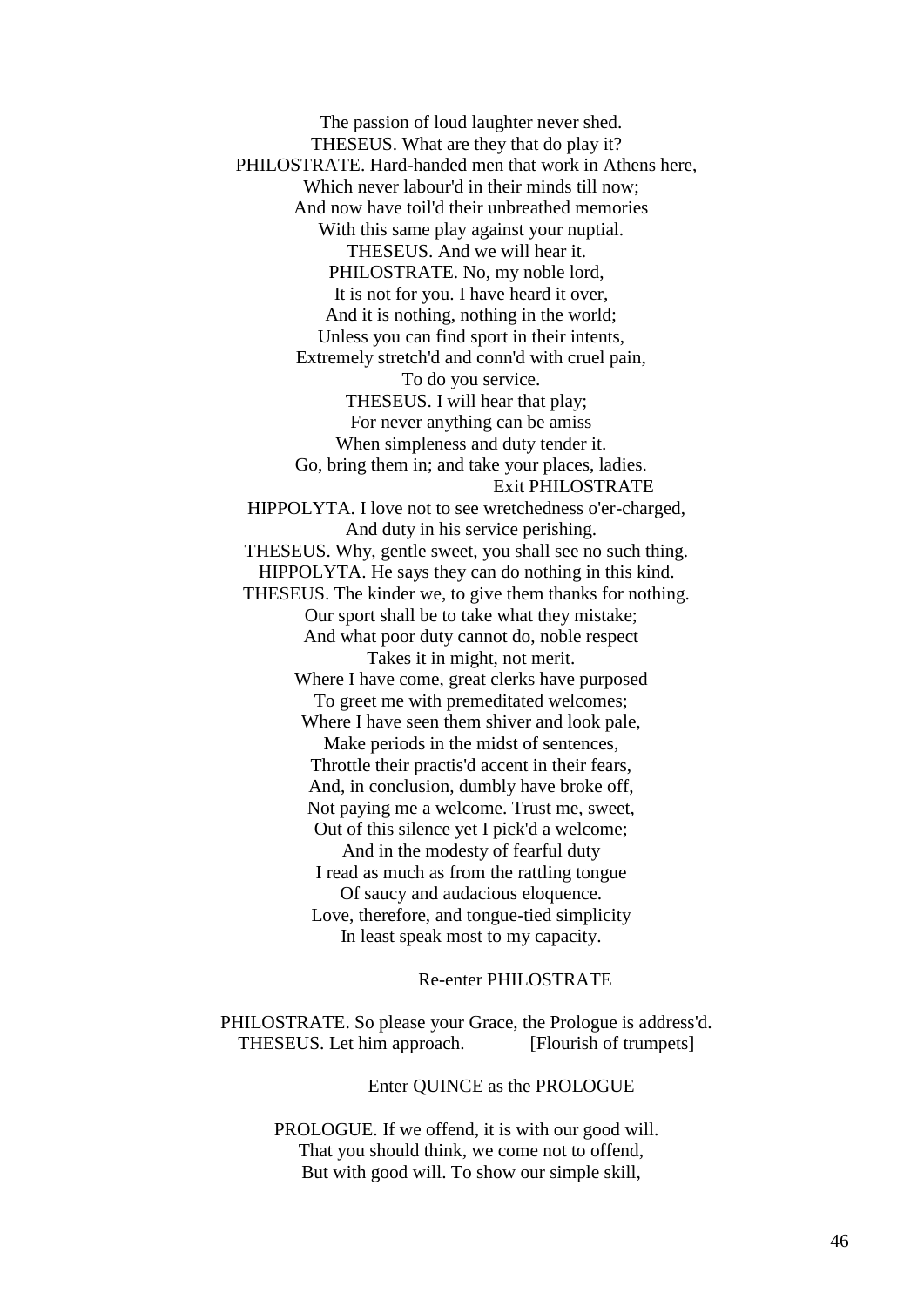The passion of loud laughter never shed.
THESEUS. What are they that do play it?
PHILOSTRATE. Hard-handed men that work in Athens here,
Which never labour'd in their minds till now;
And now have toil'd their unbreathed memories
With this same play against your nuptial.
THESEUS. And we will hear it.
PHILOSTRATE. No, my noble lord,
It is not for you. I have heard it over,
And it is nothing, nothing in the world;
Unless you can find sport in their intents,
Extremely stretch'd and conn'd with cruel pain,
To do you service.
THESEUS. I will hear that play;
For never anything can be amiss
When simpleness and duty tender it.
Go, bring them in; and take your places, ladies.
Exit PHILOSTRATE
HIPPOLYTA. I love not to see wretchedness o'er-charged,
And duty in his service perishing.
THESEUS. Why, gentle sweet, you shall see no such thing.
HIPPOLYTA. He says they can do nothing in this kind.
THESEUS. The kinder we, to give them thanks for nothing.
Our sport shall be to take what they mistake;
And what poor duty cannot do, noble respect
Takes it in might, not merit.
Where I have come, great clerks have purposed
To greet me with premeditated welcomes;
Where I have seen them shiver and look pale,
Make periods in the midst of sentences,
Throttle their practis'd accent in their fears,
And, in conclusion, dumbly have broke off,
Not paying me a welcome. Trust me, sweet,
Out of this silence yet I pick'd a welcome;
And in the modesty of fearful duty
I read as much as from the rattling tongue
Of saucy and audacious eloquence.
Love, therefore, and tongue-tied simplicity
In least speak most to my capacity.

Re-enter PHILOSTRATE

PHILOSTRATE. So please your Grace, the Prologue is address'd.
THESEUS. Let him approach. [Flourish of trumpets]

Enter QUINCE as the PROLOGUE

PROLOGUE. If we offend, it is with our good will.
That you should think, we come not to offend,
But with good will. To show our simple skill,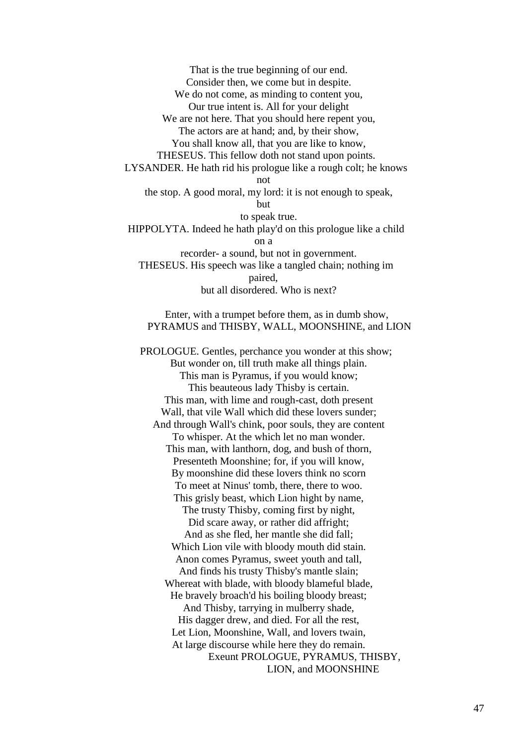That is the true beginning of our end.
Consider then, we come but in despite.
We do not come, as minding to content you,
Our true intent is. All for your delight
We are not here. That you should here repent you,
The actors are at hand; and, by their show,
You shall know all, that you are like to know,
THESEUS. This fellow doth not stand upon points.
LYSANDER. He hath rid his prologue like a rough colt; he knows
not
the stop. A good moral, my lord: it is not enough to speak,
but
to speak true.
HIPPOLYTA. Indeed he hath play'd on this prologue like a child
on a
recorder- a sound, but not in government.
THESEUS. His speech was like a tangled chain; nothing im
paired,
but all disordered. Who is next?

Enter, with a trumpet before them, as in dumb show,
PYRAMUS and THISBY, WALL, MOONSHINE, and LION

PROLOGUE. Gentles, perchance you wonder at this show;
But wonder on, till truth make all things plain.
This man is Pyramus, if you would know;
This beauteous lady Thisby is certain.
This man, with lime and rough-cast, doth present
Wall, that vile Wall which did these lovers sunder;
And through Wall's chink, poor souls, they are content
To whisper. At the which let no man wonder.
This man, with lanthorn, dog, and bush of thorn,
Presenteth Moonshine; for, if you will know,
By moonshine did these lovers think no scorn
To meet at Ninus' tomb, there, there to woo.
This grisly beast, which Lion hight by name,
The trusty Thisby, coming first by night,
Did scare away, or rather did affright;
And as she fled, her mantle she did fall;
Which Lion vile with bloody mouth did stain.
Anon comes Pyramus, sweet youth and tall,
And finds his trusty Thisby's mantle slain;
Whereat with blade, with bloody blameful blade,
He bravely broach'd his boiling bloody breast;
And Thisby, tarrying in mulberry shade,
His dagger drew, and died. For all the rest,
Let Lion, Moonshine, Wall, and lovers twain,
At large discourse while here they do remain.
Exeunt PROLOGUE, PYRAMUS, THISBY,
LION, and MOONSHINE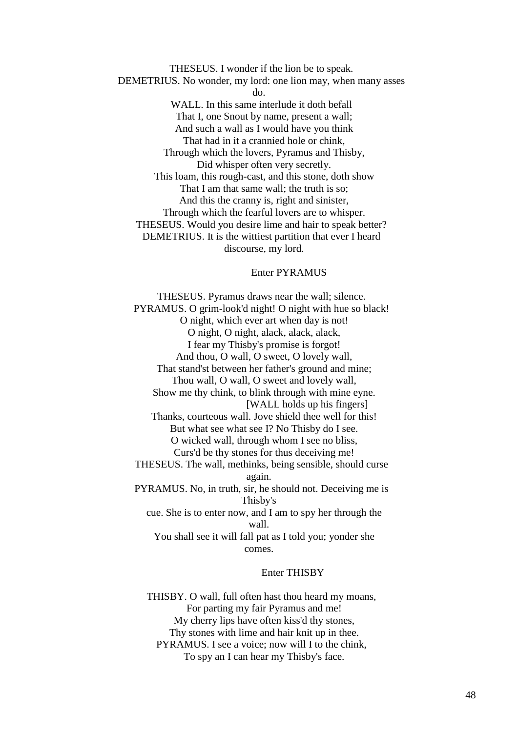THESEUS. I wonder if the lion be to speak.
DEMETRIUS. No wonder, my lord: one lion may, when many asses do.
WALL. In this same interlude it doth befall
That I, one Snout by name, present a wall;
And such a wall as I would have you think
That had in it a crannied hole or chink,
Through which the lovers, Pyramus and Thisby,
Did whisper often very secretly.
This loam, this rough-cast, and this stone, doth show
That I am that same wall; the truth is so;
And this the cranny is, right and sinister,
Through which the fearful lovers are to whisper.
THESEUS. Would you desire lime and hair to speak better?
DEMETRIUS. It is the wittiest partition that ever I heard discourse, my lord.

Enter PYRAMUS

THESEUS. Pyramus draws near the wall; silence.
PYRAMUS. O grim-look'd night! O night with hue so black!
O night, which ever art when day is not!
O night, O night, alack, alack, alack,
I fear my Thisby's promise is forgot!
And thou, O wall, O sweet, O lovely wall,
That stand'st between her father's ground and mine;
Thou wall, O wall, O sweet and lovely wall,
Show me thy chink, to blink through with mine eyne.
[WALL holds up his fingers]
Thanks, courteous wall. Jove shield thee well for this!
But what see what see I? No Thisby do I see.
O wicked wall, through whom I see no bliss,
Curs'd be thy stones for thus deceiving me!
THESEUS. The wall, methinks, being sensible, should curse again.
PYRAMUS. No, in truth, sir, he should not. Deceiving me is Thisby's
cue. She is to enter now, and I am to spy her through the wall.
You shall see it will fall pat as I told you; yonder she comes.

Enter THISBY

THISBY. O wall, full often hast thou heard my moans,
For parting my fair Pyramus and me!
My cherry lips have often kiss'd thy stones,
Thy stones with lime and hair knit up in thee.
PYRAMUS. I see a voice; now will I to the chink,
To spy an I can hear my Thisby's face.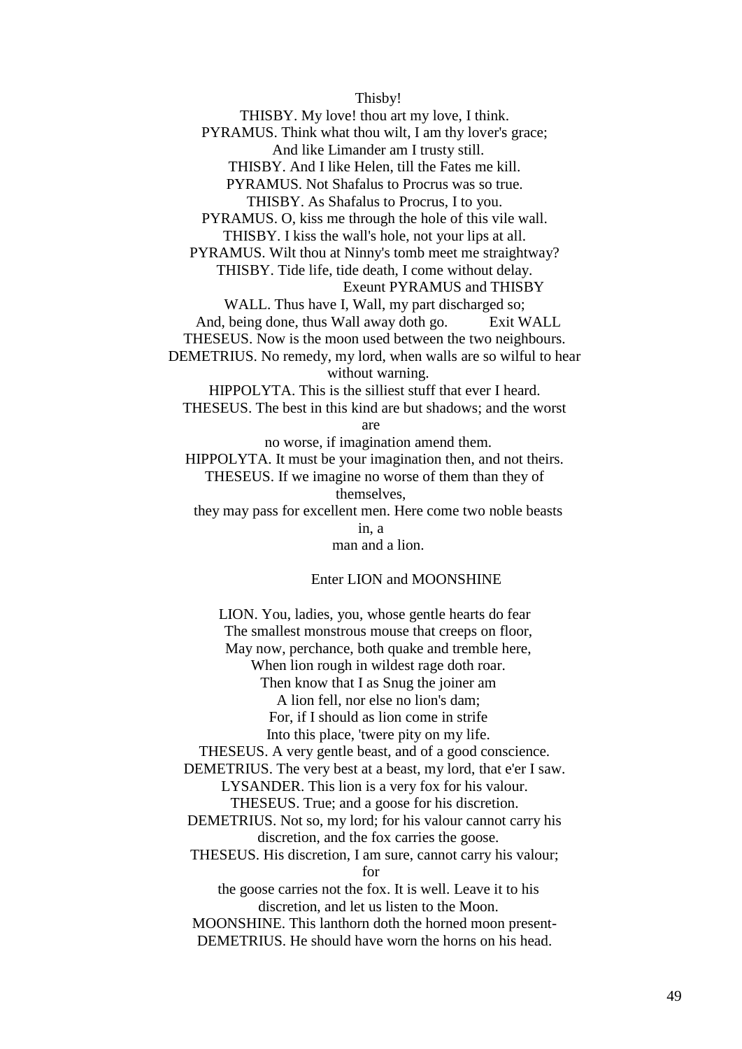Thisby!

THISBY. My love! thou art my love, I think.

PYRAMUS. Think what thou wilt, I am thy lover's grace;
And like Limander am I trusty still.

THISBY. And I like Helen, till the Fates me kill.

PYRAMUS. Not Shafalus to Procrus was so true.

THISBY. As Shafalus to Procrus, I to you.

PYRAMUS. O, kiss me through the hole of this vile wall.

THISBY. I kiss the wall's hole, not your lips at all.

PYRAMUS. Wilt thou at Ninny's tomb meet me straightway?

THISBY. Tide life, tide death, I come without delay.

Exeunt PYRAMUS and THISBY

WALL. Thus have I, Wall, my part discharged so;
And, being done, thus Wall away doth go. Exit WALL

THESEUS. Now is the moon used between the two neighbours.

DEMETRIUS. No remedy, my lord, when walls are so wilful to hear without warning.

HIPPOLYTA. This is the silliest stuff that ever I heard.

THESEUS. The best in this kind are but shadows; and the worst are
no worse, if imagination amend them.

HIPPOLYTA. It must be your imagination then, and not theirs.

THESEUS. If we imagine no worse of them than they of themselves,
they may pass for excellent men. Here come two noble beasts in, a
man and a lion.

Enter LION and MOONSHINE

LION. You, ladies, you, whose gentle hearts do fear
The smallest monstrous mouse that creeps on floor,
May now, perchance, both quake and tremble here,
When lion rough in wildest rage doth roar.
Then know that I as Snug the joiner am
A lion fell, nor else no lion's dam;
For, if I should as lion come in strife
Into this place, 'twere pity on my life.

THESEUS. A very gentle beast, and of a good conscience.

DEMETRIUS. The very best at a beast, my lord, that e'er I saw.

LYSANDER. This lion is a very fox for his valour.

THESEUS. True; and a goose for his discretion.

DEMETRIUS. Not so, my lord; for his valour cannot carry his discretion, and the fox carries the goose.

THESEUS. His discretion, I am sure, cannot carry his valour; for
the goose carries not the fox. It is well. Leave it to his discretion, and let us listen to the Moon.

MOONSHINE. This lanthorn doth the horned moon present-

DEMETRIUS. He should have worn the horns on his head.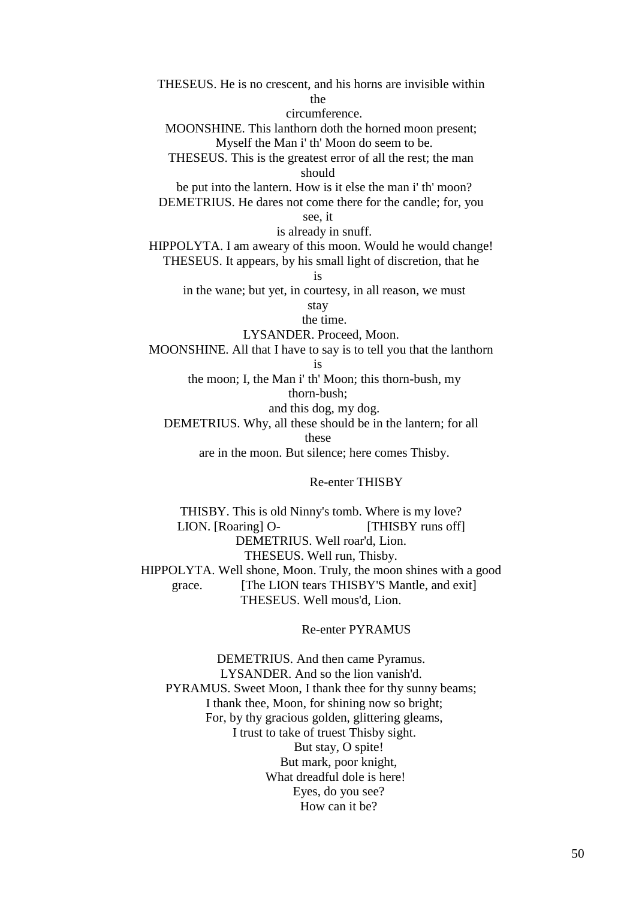THESEUS. He is no crescent, and his horns are invisible within the circumference.

MOONSHINE. This lanthorn doth the horned moon present;
Myself the Man i' th' Moon do seem to be.

THESEUS. This is the greatest error of all the rest; the man should be put into the lantern. How is it else the man i' th' moon?

DEMETRIUS. He dares not come there for the candle; for, you see, it is already in snuff.

HIPPOLYTA. I am aweary of this moon. Would he would change!

THESEUS. It appears, by his small light of discretion, that he is in the wane; but yet, in courtesy, in all reason, we must stay the time.

LYSANDER. Proceed, Moon.

MOONSHINE. All that I have to say is to tell you that the lanthorn is the moon; I, the Man i' th' Moon; this thorn-bush, my thorn-bush; and this dog, my dog.

DEMETRIUS. Why, all these should be in the lantern; for all these are in the moon. But silence; here comes Thisby.

Re-enter THISBY

THISBY. This is old Ninny's tomb. Where is my love?

LION. [Roaring] O- [THISBY runs off]

DEMETRIUS. Well roar'd, Lion.

THESEUS. Well run, Thisby.

HIPPOLYTA. Well shone, Moon. Truly, the moon shines with a good grace. [The LION tears THISBY'S Mantle, and exit]

THESEUS. Well mous'd, Lion.

Re-enter PYRAMUS

DEMETRIUS. And then came Pyramus.

LYSANDER. And so the lion vanish'd.

PYRAMUS. Sweet Moon, I thank thee for thy sunny beams;
I thank thee, Moon, for shining now so bright;
For, by thy gracious golden, glittering gleams,
I trust to take of truest Thisby sight.
But stay, O spite!
But mark, poor knight,
What dreadful dole is here!
Eyes, do you see?
How can it be?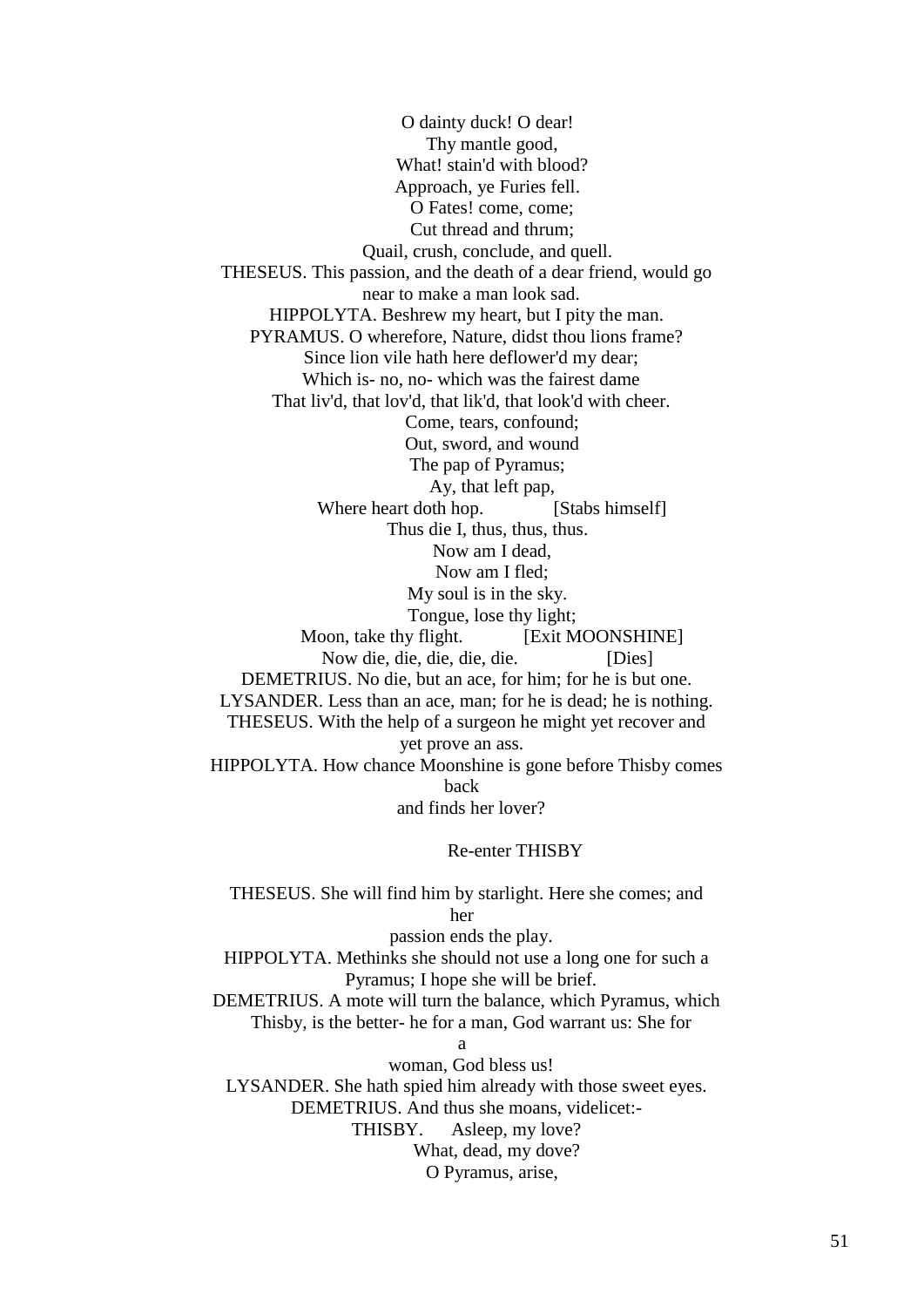O dainty duck! O dear!  
Thy mantle good,  
What! stain'd with blood?  
Approach, ye Furies fell.  
O Fates! come, come;  
Cut thread and thrum;  
Quail, crush, conclude, and quell.  
THESEUS. This passion, and the death of a dear friend, would go near to make a man look sad.  
HIPPOLYTA. Beshrew my heart, but I pity the man.  
PYRAMUS. O wherefore, Nature, didst thou lions frame?  
Since lion vile hath here deflower'd my dear;  
Which is- no, no- which was the fairest dame  
That liv'd, that lov'd, that lik'd, that look'd with cheer.  
Come, tears, confound;  
Out, sword, and wound  
The pap of Pyramus;  
Ay, that left pap,  
Where heart doth hop. [Stabs himself]  
Thus die I, thus, thus, thus.  
Now am I dead,  
Now am I fled;  
My soul is in the sky.  
Tongue, lose thy light;  
Moon, take thy flight. [Exit MOONSHINE]  
Now die, die, die, die, die. [Dies]  
DEMETRIUS. No die, but an ace, for him; for he is but one.  
LYSANDER. Less than an ace, man; for he is dead; he is nothing.  
THESEUS. With the help of a surgeon he might yet recover and yet prove an ass.  
HIPPOLYTA. How chance Moonshine is gone before Thisby comes back  
and finds her lover?

Re-enter THISBY

THESEUS. She will find him by starlight. Here she comes; and her  
passion ends the play.  
HIPPOLYTA. Methinks she should not use a long one for such a Pyramus; I hope she will be brief.  
DEMETRIUS. A mote will turn the balance, which Pyramus, which Thisby, is the better- he for a man, God warrant us: She for a  
woman, God bless us!  
LYSANDER. She hath spied him already with those sweet eyes.  
DEMETRIUS. And thus she moans, videlicet:-  
THISBY. Asleep, my love?  
What, dead, my dove?  
O Pyramus, arise,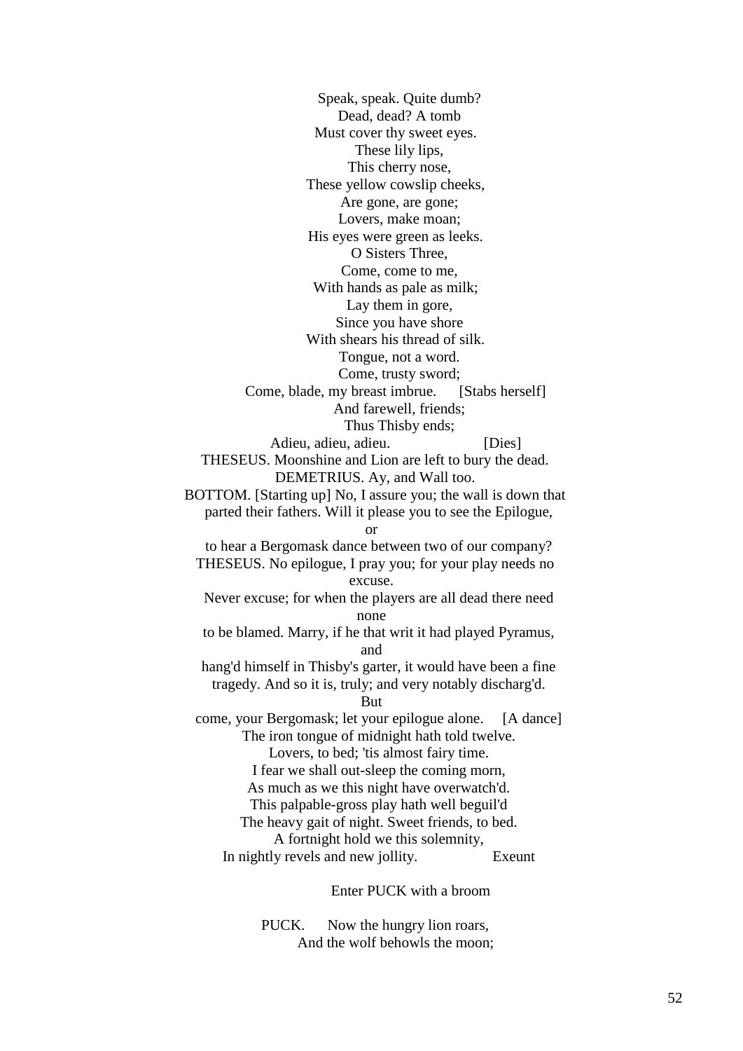Speak, speak. Quite dumb?
Dead, dead? A tomb
Must cover thy sweet eyes.
These lily lips,
This cherry nose,
These yellow cowslip cheeks,
Are gone, are gone;
Lovers, make moan;
His eyes were green as leeks.
O Sisters Three,
Come, come to me,
With hands as pale as milk;
Lay them in gore,
Since you have shore
With shears his thread of silk.
Tongue, not a word.
Come, trusty sword;
Come, blade, my breast imbrue. [Stabs herself]
And farewell, friends;
Thus Thisby ends;
Adieu, adieu, adieu. [Dies]

THESEUS. Moonshine and Lion are left to bury the dead.

DEMETRIUS. Ay, and Wall too.

BOTTOM. [Starting up] No, I assure you; the wall is down that parted their fathers. Will it please you to see the Epilogue, or to hear a Bergomask dance between two of our company?

THESEUS. No epilogue, I pray you; for your play needs no excuse. Never excuse; for when the players are all dead there need none to be blamed. Marry, if he that writ it had played Pyramus, and hang'd himself in Thisby's garter, it would have been a fine tragedy. And so it is, truly; and very notably discharg'd. But come, your Bergomask; let your epilogue alone. [A dance]
The iron tongue of midnight hath told twelve.
Lovers, to bed; 'tis almost fairy time.
I fear we shall out-sleep the coming morn,
As much as we this night have overwatch'd.
This palpable-gross play hath well beguil'd
The heavy gait of night. Sweet friends, to bed.
A fortnight hold we this solemnity,
In nightly revels and new jollity. Exeunt

Enter PUCK with a broom

PUCK. Now the hungry lion roars,
And the wolf behowls the moon;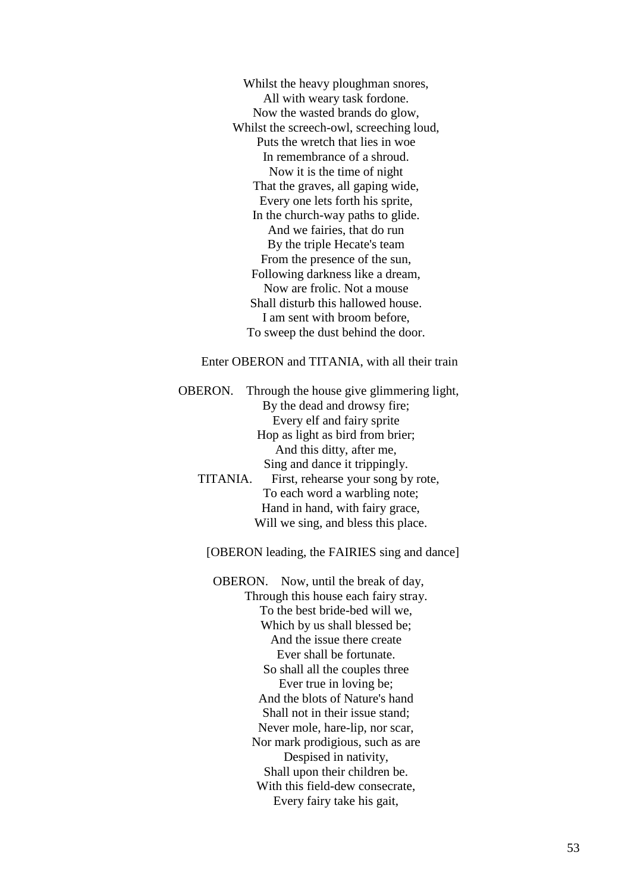Whilst the heavy ploughman snores,
All with weary task fordone.
Now the wasted brands do glow,
Whilst the screech-owl, screeching loud,
Puts the wretch that lies in woe
In remembrance of a shroud.
Now it is the time of night
That the graves, all gaping wide,
Every one lets forth his sprite,
In the church-way paths to glide.
And we fairies, that do run
By the triple Hecate's team
From the presence of the sun,
Following darkness like a dream,
Now are frolic. Not a mouse
Shall disturb this hallowed house.
I am sent with broom before,
To sweep the dust behind the door.

Enter OBERON and TITANIA, with all their train

OBERON. Through the house give glimmering light,
By the dead and drowsy fire;
Every elf and fairy sprite
Hop as light as bird from brier;
And this ditty, after me,
Sing and dance it trippingly.

TITANIA. First, rehearse your song by rote,
To each word a warbling note;
Hand in hand, with fairy grace,
Will we sing, and bless this place.

[OBERON leading, the FAIRIES sing and dance]

OBERON. Now, until the break of day,
Through this house each fairy stray.
To the best bride-bed will we,
Which by us shall blessed be;
And the issue there create
Ever shall be fortunate.
So shall all the couples three
Ever true in loving be;
And the blots of Nature's hand
Shall not in their issue stand;
Never mole, hare-lip, nor scar,
Nor mark prodigious, such as are
Despised in nativity,
Shall upon their children be.
With this field-dew consecrate,
Every fairy take his gait,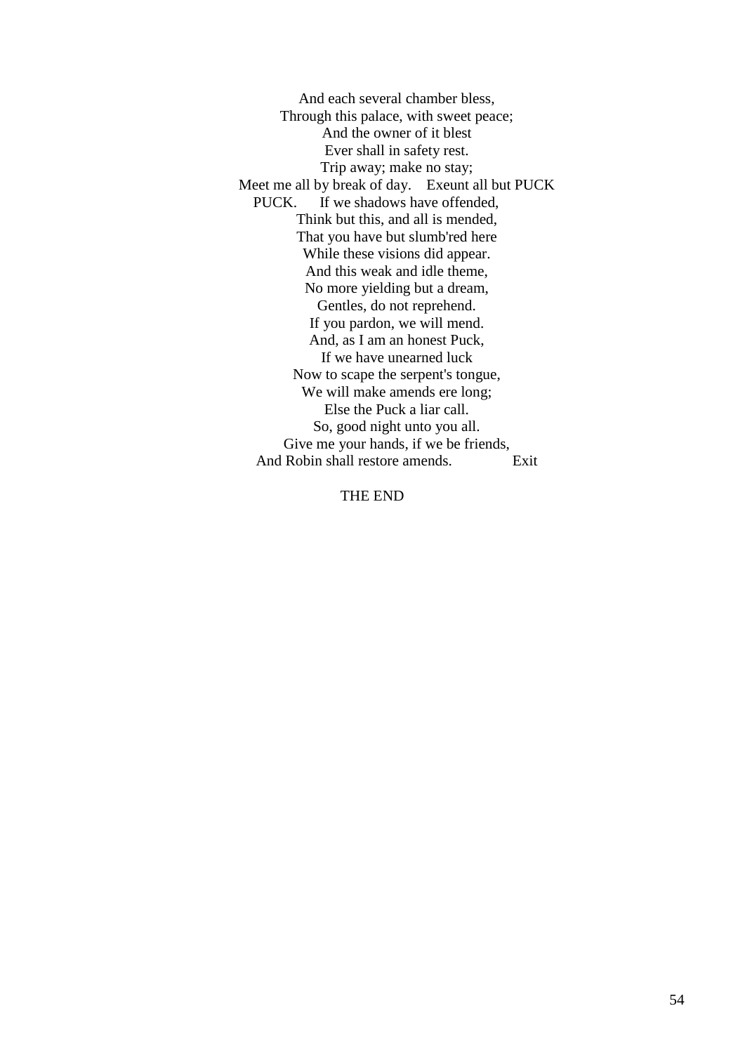And each several chamber bless,  
Through this palace, with sweet peace;  
And the owner of it blest  
Ever shall in safety rest.  
Trip away; make no stay;  
Meet me all by break of day.    Exeunt all but PUCK  
PUCK.    If we shadows have offended,  
Think but this, and all is mended,  
That you have but slumb'red here  
While these visions did appear.  
And this weak and idle theme,  
No more yielding but a dream,  
Gentles, do not reprehend.  
If you pardon, we will mend.  
And, as I am an honest Puck,  
If we have unearned luck  
Now to scape the serpent's tongue,  
We will make amends ere long;  
Else the Puck a liar call.  
So, good night unto you all.  
Give me your hands, if we be friends,  
And Robin shall restore amends.    Exit

THE END